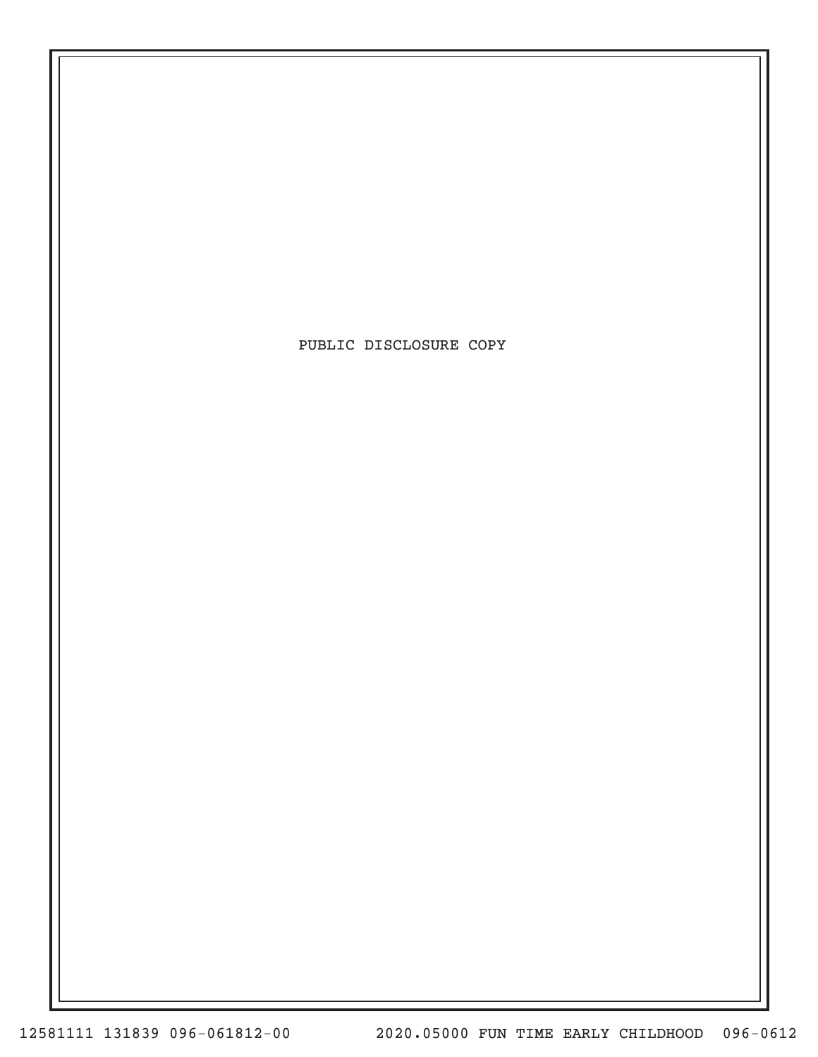PUBLIC DISCLOSURE COPY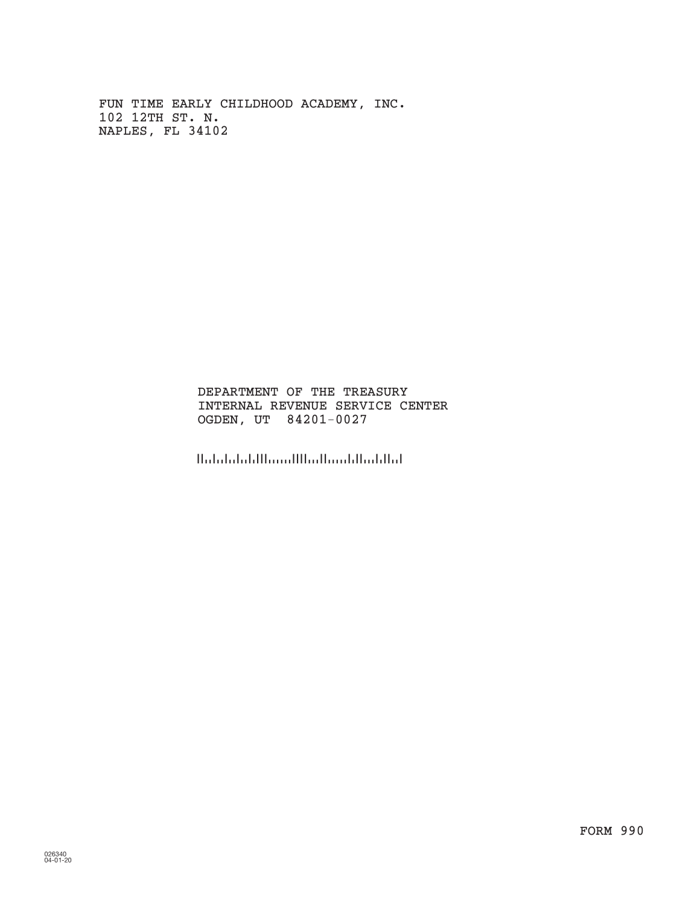FUN TIME EARLY CHILDHOOD ACADEMY, INC.
102 12TH ST. N.
NAPLES, FL 34102

DEPARTMENT OF THE TREASURY
INTERNAL REVENUE SERVICE CENTER
OGDEN, UT 84201-0027

FORM 990

026340
04-01-20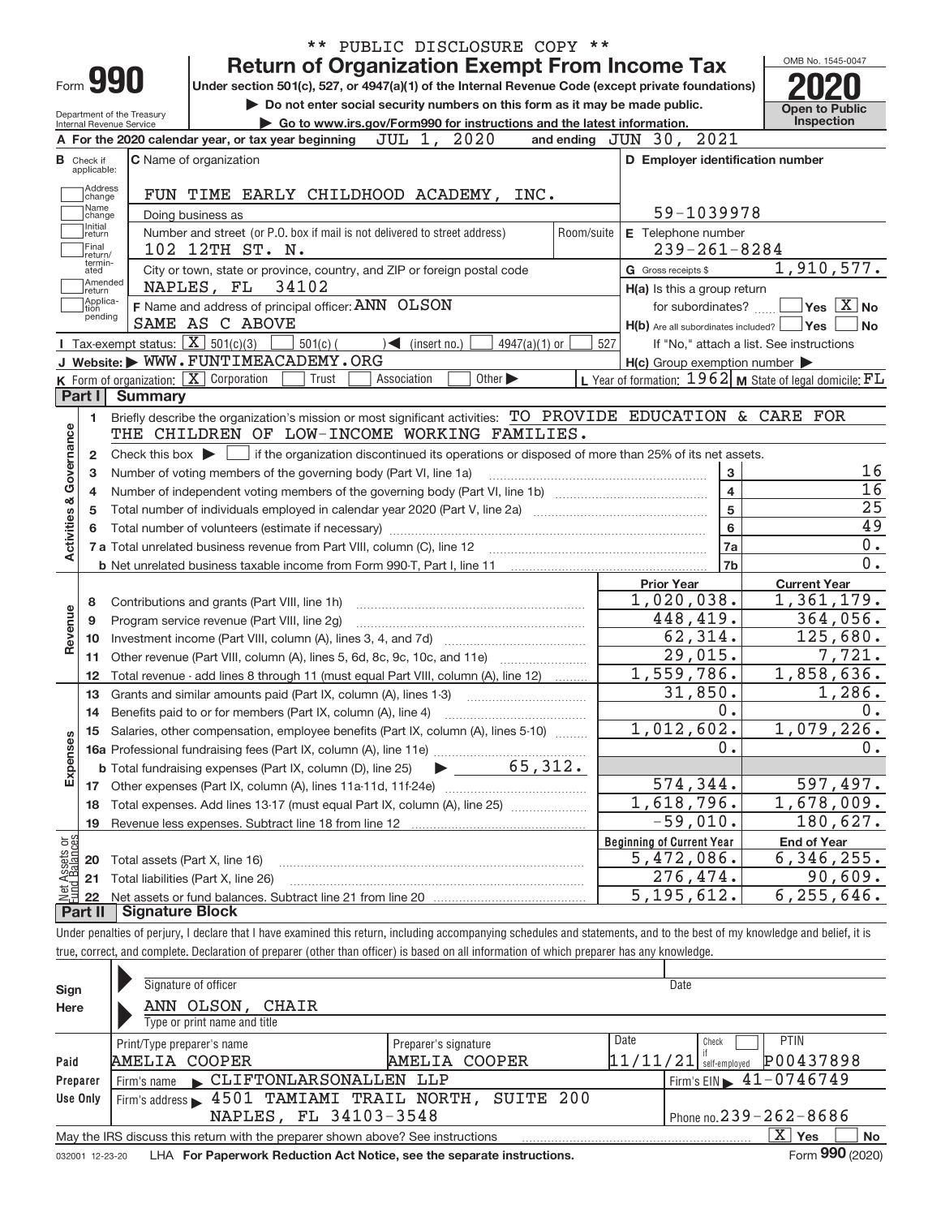\*\* PUBLIC DISCLOSURE COPY \*\*

# Form 990 Return of Organization Exempt From Income Tax

OMB No. 1545-0047

**2020**

**Open to Public Inspection**

Under section 501(c), 527, or 4947(a)(1) of the Internal Revenue Code (except private foundations)

▶ Do not enter social security numbers on this form as it may be made public.

▶ Go to www.irs.gov/Form990 for instructions and the latest information.

Department of the Treasury
Internal Revenue Service

**A** For the 2020 calendar year, or tax year beginning JUL 1, 2020 and ending JUN 30, 2021

**B** Check if applicable: Address change; Name change; Initial return; Final return/terminated; Amended return; Application pending

**C** Name of organization: FUN TIME EARLY CHILDHOOD ACADEMY, INC.

Doing business as

Number and street (or P.O. box if mail is not delivered to street address): 102 12TH ST. N. Room/suite

City or town, state or province, country, and ZIP or foreign postal code: NAPLES, FL 34102

**D** Employer identification number: 59-1039978

**E** Telephone number: 239-261-8284

**G** Gross receipts $ 1,910,577.

**F** Name and address of principal officer: ANN OLSON SAME AS C ABOVE

**H(a)** Is this a group return for subordinates? ☐ Yes ☒ No

**H(b)** Are all subordinates included? ☐ Yes ☐ No — If "No," attach a list. See instructions

**H(c)** Group exemption number ▶

**I** Tax-exempt status: ☒ 501(c)(3) ☐ 501(c) ( ) ◀ (insert no.) ☐ 4947(a)(1) or ☐ 527

**J** Website: ▶ WWW.FUNTIMEACADEMY.ORG

**K** Form of organization: ☒ Corporation ☐ Trust ☐ Association ☐ Other ▶

**L** Year of formation: 1962 **M** State of legal domicile: FL

## Part I Summary

**Activities & Governance**

1. Briefly describe the organization's mission or most significant activities: TO PROVIDE EDUCATION & CARE FOR THE CHILDREN OF LOW-INCOME WORKING FAMILIES.
2. Check this box ▶ ☐ if the organization discontinued its operations or disposed of more than 25% of its net assets.

| Line | Description | No. | Value |
|---|---|---|---|
| 3 | Number of voting members of the governing body (Part VI, line 1a) | 3 | 16 |
| 4 | Number of independent voting members of the governing body (Part VI, line 1b) | 4 | 16 |
| 5 | Total number of individuals employed in calendar year 2020 (Part V, line 2a) | 5 | 25 |
| 6 | Total number of volunteers (estimate if necessary) | 6 | 49 |
| 7a | Total unrelated business revenue from Part VIII, column (C), line 12 | 7a | 0. |
| 7b | Net unrelated business taxable income from Form 990-T, Part I, line 11 | 7b | 0. |

| Line | Description | Prior Year | Current Year |
|---|---|---|---|
| | **Revenue** | | |
| 8 | Contributions and grants (Part VIII, line 1h) | 1,020,038. | 1,361,179. |
| 9 | Program service revenue (Part VIII, line 2g) | 448,419. | 364,056. |
| 10 | Investment income (Part VIII, column (A), lines 3, 4, and 7d) | 62,314. | 125,680. |
| 11 | Other revenue (Part VIII, column (A), lines 5, 6d, 8c, 9c, 10c, and 11e) | 29,015. | 7,721. |
| 12 | Total revenue - add lines 8 through 11 (must equal Part VIII, column (A), line 12) | 1,559,786. | 1,858,636. |
| | **Expenses** | | |
| 13 | Grants and similar amounts paid (Part IX, column (A), lines 1-3) | 31,850. | 1,286. |
| 14 | Benefits paid to or for members (Part IX, column (A), line 4) | 0. | 0. |
| 15 | Salaries, other compensation, employee benefits (Part IX, column (A), lines 5-10) | 1,012,602. | 1,079,226. |
| 16a | Professional fundraising fees (Part IX, column (A), line 11e) | 0. | 0. |
| b | Total fundraising expenses (Part IX, column (D), line 25) ▶ 65,312. | | |
| 17 | Other expenses (Part IX, column (A), lines 11a-11d, 11f-24e) | 574,344. | 597,497. |
| 18 | Total expenses. Add lines 13-17 (must equal Part IX, column (A), line 25) | 1,618,796. | 1,678,009. |
| 19 | Revenue less expenses. Subtract line 18 from line 12 | -59,010. | 180,627. |
| | **Net Assets or Fund Balances** | **Beginning of Current Year** | **End of Year** |
| 20 | Total assets (Part X, line 16) | 5,472,086. | 6,346,255. |
| 21 | Total liabilities (Part X, line 26) | 276,474. | 90,609. |
| 22 | Net assets or fund balances. Subtract line 21 from line 20 | 5,195,612. | 6,255,646. |

## Part II Signature Block

Under penalties of perjury, I declare that I have examined this return, including accompanying schedules and statements, and to the best of my knowledge and belief, it is true, correct, and complete. Declaration of preparer (other than officer) is based on all information of which preparer has any knowledge.

**Sign Here**

Signature of officer — Date

ANN OLSON, CHAIR
Type or print name and title

**Paid Preparer Use Only**

| Print/Type preparer's name | Preparer's signature | Date | Check ☐ if self-employed | PTIN |
|---|---|---|---|---|
| AMELIA COOPER | AMELIA COOPER | 11/11/21 | | P00437898 |

Firm's name ▶ CLIFTONLARSONALLEN LLP — Firm's EIN ▶ 41-0746749

Firm's address ▶ 4501 TAMIAMI TRAIL NORTH, SUITE 200 NAPLES, FL 34103-3548 — Phone no. 239-262-8686

May the IRS discuss this return with the preparer shown above? See instructions ☒ Yes ☐ No

032001 12-23-20 LHA For Paperwork Reduction Act Notice, see the separate instructions. Form 990 (2020)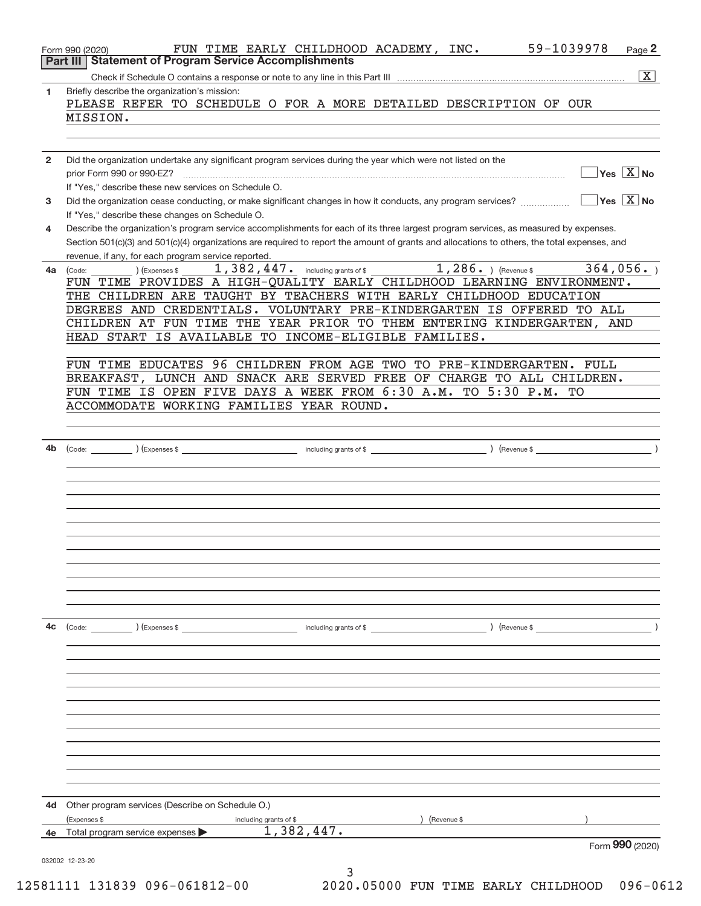Form 990 (2020) FUN TIME EARLY CHILDHOOD ACADEMY, INC. 59-1039978 Page **2**

## Part III Statement of Program Service Accomplishments

Check if Schedule O contains a response or note to any line in this Part III ..... [X]

**1** Briefly describe the organization's mission:

PLEASE REFER TO SCHEDULE O FOR A MORE DETAILED DESCRIPTION OF OUR MISSION.

**2** Did the organization undertake any significant program services during the year which were not listed on the prior Form 990 or 990-EZ? ..... [ ] Yes [X] No

If "Yes," describe these new services on Schedule O.

**3** Did the organization cease conducting, or make significant changes in how it conducts, any program services? ..... [ ] Yes [X] No

If "Yes," describe these changes on Schedule O.

**4** Describe the organization's program service accomplishments for each of its three largest program services, as measured by expenses. Section 501(c)(3) and 501(c)(4) organizations are required to report the amount of grants and allocations to others, the total expenses, and revenue, if any, for each program service reported.

**4a** (Code: ) (Expenses $ 1,382,447. including grants of $ 1,286. ) (Revenue $ 364,056. )

FUN TIME PROVIDES A HIGH-QUALITY EARLY CHILDHOOD LEARNING ENVIRONMENT. THE CHILDREN ARE TAUGHT BY TEACHERS WITH EARLY CHILDHOOD EDUCATION DEGREES AND CREDENTIALS. VOLUNTARY PRE-KINDERGARTEN IS OFFERED TO ALL CHILDREN AT FUN TIME THE YEAR PRIOR TO THEM ENTERING KINDERGARTEN, AND HEAD START IS AVAILABLE TO INCOME-ELIGIBLE FAMILIES.

FUN TIME EDUCATES 96 CHILDREN FROM AGE TWO TO PRE-KINDERGARTEN. FULL BREAKFAST, LUNCH AND SNACK ARE SERVED FREE OF CHARGE TO ALL CHILDREN. FUN TIME IS OPEN FIVE DAYS A WEEK FROM 6:30 A.M. TO 5:30 P.M. TO ACCOMMODATE WORKING FAMILIES YEAR ROUND.

**4b** (Code: ) (Expenses $ including grants of $ ) (Revenue $ )

**4c** (Code: ) (Expenses $ including grants of $ ) (Revenue $ )

**4d** Other program services (Describe on Schedule O.)

(Expenses $ including grants of $ ) (Revenue $ )

**4e** Total program service expenses ▶ 1,382,447.

Form **990** (2020)

032002 12-23-20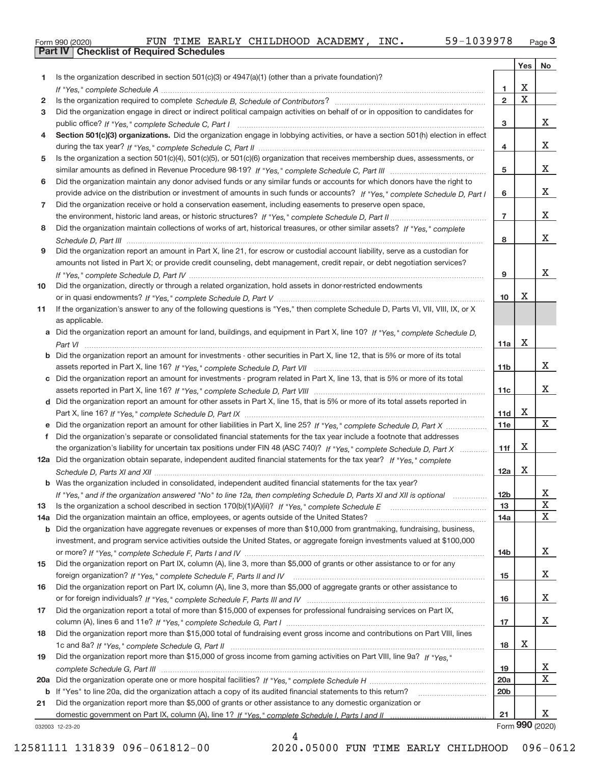Form 990 (2020) FUN TIME EARLY CHILDHOOD ACADEMY, INC. 59-1039978 Page **3**

**Part IV Checklist of Required Schedules**

| | | | Yes | No |
|---|---|---|---|---|
| 1 | Is the organization described in section 501(c)(3) or 4947(a)(1) (other than a private foundation)? *If "Yes," complete Schedule A* | 1 | X | |
| 2 | Is the organization required to complete *Schedule B, Schedule of Contributors*? | 2 | X | |
| 3 | Did the organization engage in direct or indirect political campaign activities on behalf of or in opposition to candidates for public office? *If "Yes," complete Schedule C, Part I* | 3 | | X |
| 4 | **Section 501(c)(3) organizations.** Did the organization engage in lobbying activities, or have a section 501(h) election in effect during the tax year? *If "Yes," complete Schedule C, Part II* | 4 | | X |
| 5 | Is the organization a section 501(c)(4), 501(c)(5), or 501(c)(6) organization that receives membership dues, assessments, or similar amounts as defined in Revenue Procedure 98-19? *If "Yes," complete Schedule C, Part III* | 5 | | X |
| 6 | Did the organization maintain any donor advised funds or any similar funds or accounts for which donors have the right to provide advice on the distribution or investment of amounts in such funds or accounts? *If "Yes," complete Schedule D, Part I* | 6 | | X |
| 7 | Did the organization receive or hold a conservation easement, including easements to preserve open space, the environment, historic land areas, or historic structures? *If "Yes," complete Schedule D, Part II* | 7 | | X |
| 8 | Did the organization maintain collections of works of art, historical treasures, or other similar assets? *If "Yes," complete Schedule D, Part III* | 8 | | X |
| 9 | Did the organization report an amount in Part X, line 21, for escrow or custodial account liability, serve as a custodian for amounts not listed in Part X; or provide credit counseling, debt management, credit repair, or debt negotiation services? *If "Yes," complete Schedule D, Part IV* | 9 | | X |
| 10 | Did the organization, directly or through a related organization, hold assets in donor-restricted endowments or in quasi endowments? *If "Yes," complete Schedule D, Part V* | 10 | X | |
| 11 | If the organization's answer to any of the following questions is "Yes," then complete Schedule D, Parts VI, VII, VIII, IX, or X as applicable. | | | |
| a | Did the organization report an amount for land, buildings, and equipment in Part X, line 10? *If "Yes," complete Schedule D, Part VI* | 11a | X | |
| b | Did the organization report an amount for investments - other securities in Part X, line 12, that is 5% or more of its total assets reported in Part X, line 16? *If "Yes," complete Schedule D, Part VII* | 11b | | X |
| c | Did the organization report an amount for investments - program related in Part X, line 13, that is 5% or more of its total assets reported in Part X, line 16? *If "Yes," complete Schedule D, Part VIII* | 11c | | X |
| d | Did the organization report an amount for other assets in Part X, line 15, that is 5% or more of its total assets reported in Part X, line 16? *If "Yes," complete Schedule D, Part IX* | 11d | X | |
| e | Did the organization report an amount for other liabilities in Part X, line 25? *If "Yes," complete Schedule D, Part X* | 11e | | X |
| f | Did the organization's separate or consolidated financial statements for the tax year include a footnote that addresses the organization's liability for uncertain tax positions under FIN 48 (ASC 740)? *If "Yes," complete Schedule D, Part X* | 11f | X | |
| 12a | Did the organization obtain separate, independent audited financial statements for the tax year? *If "Yes," complete Schedule D, Parts XI and XII* | 12a | X | |
| b | Was the organization included in consolidated, independent audited financial statements for the tax year? *If "Yes," and if the organization answered "No" to line 12a, then completing Schedule D, Parts XI and XII is optional* | 12b | | X |
| 13 | Is the organization a school described in section 170(b)(1)(A)(ii)? *If "Yes," complete Schedule E* | 13 | | X |
| 14a | Did the organization maintain an office, employees, or agents outside of the United States? | 14a | | X |
| b | Did the organization have aggregate revenues or expenses of more than $10,000 from grantmaking, fundraising, business, investment, and program service activities outside the United States, or aggregate foreign investments valued at $100,000 or more? *If "Yes," complete Schedule F, Parts I and IV* | 14b | | X |
| 15 | Did the organization report on Part IX, column (A), line 3, more than $5,000 of grants or other assistance to or for any foreign organization? *If "Yes," complete Schedule F, Parts II and IV* | 15 | | X |
| 16 | Did the organization report on Part IX, column (A), line 3, more than $5,000 of aggregate grants or other assistance to or for foreign individuals? *If "Yes," complete Schedule F, Parts III and IV* | 16 | | X |
| 17 | Did the organization report a total of more than $15,000 of expenses for professional fundraising services on Part IX, column (A), lines 6 and 11e? *If "Yes," complete Schedule G, Part I* | 17 | | X |
| 18 | Did the organization report more than $15,000 total of fundraising event gross income and contributions on Part VIII, lines 1c and 8a? *If "Yes," complete Schedule G, Part II* | 18 | X | |
| 19 | Did the organization report more than $15,000 of gross income from gaming activities on Part VIII, line 9a? *If "Yes," complete Schedule G, Part III* | 19 | | X |
| 20a | Did the organization operate one or more hospital facilities? *If "Yes," complete Schedule H* | 20a | | X |
| b | If "Yes" to line 20a, did the organization attach a copy of its audited financial statements to this return? | 20b | | |
| 21 | Did the organization report more than $5,000 of grants or other assistance to any domestic organization or domestic government on Part IX, column (A), line 1? *If "Yes," complete Schedule I, Parts I and II* | 21 | | X |

032003 12-23-20 Form **990** (2020)

12581111 131839 096-061812-00 2020.05000 FUN TIME EARLY CHILDHOOD 096-0612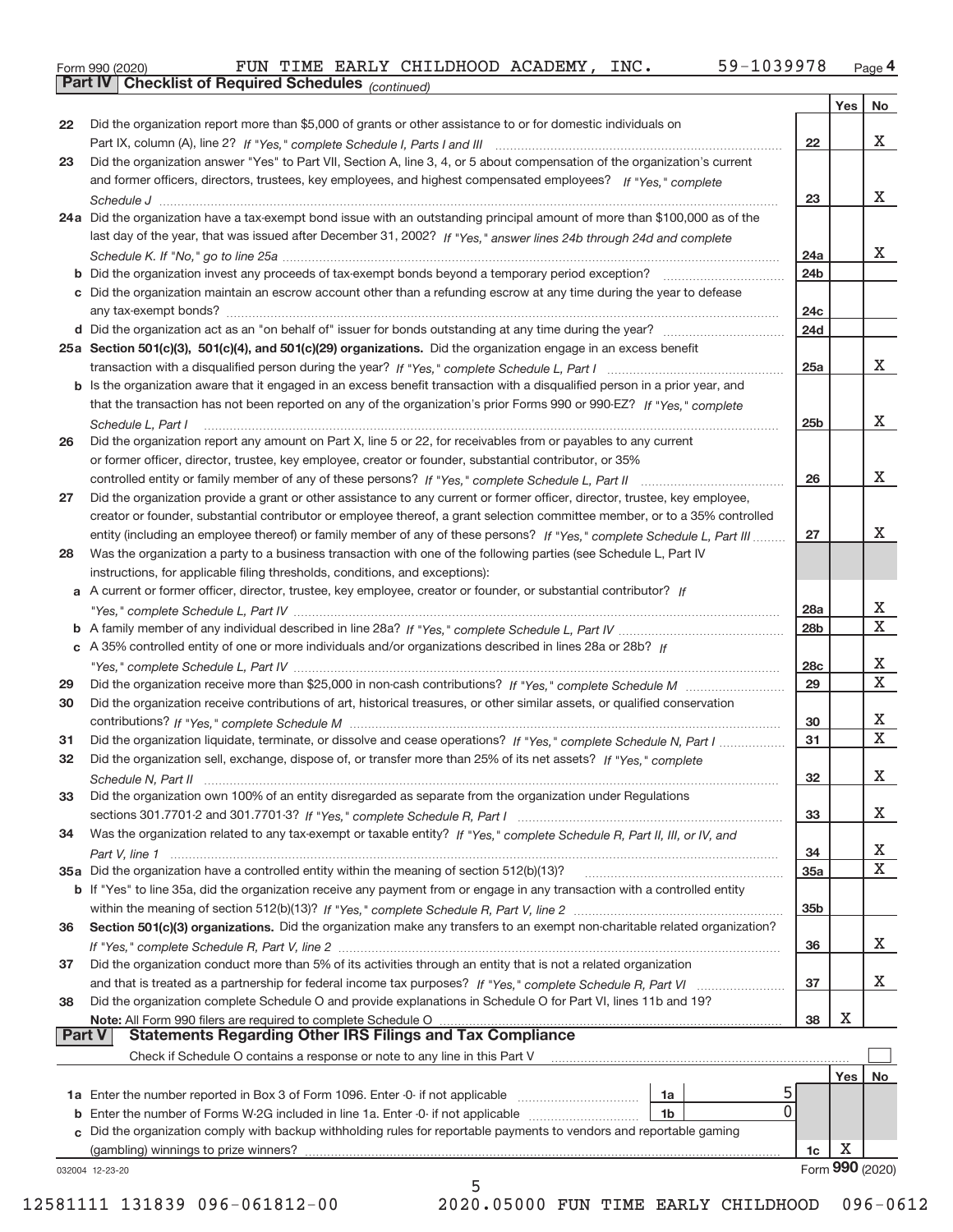Form 990 (2020) FUN TIME EARLY CHILDHOOD ACADEMY, INC. 59-1039978 Page **4**

**Part IV Checklist of Required Schedules** *(continued)*

| | | | Yes | No |
|---|---|---|---|---|
| **22** | Did the organization report more than $5,000 of grants or other assistance to or for domestic individuals on Part IX, column (A), line 2? *If "Yes," complete Schedule I, Parts I and III* | **22** | | X |
| **23** | Did the organization answer "Yes" to Part VII, Section A, line 3, 4, or 5 about compensation of the organization's current and former officers, directors, trustees, key employees, and highest compensated employees? *If "Yes," complete Schedule J* | **23** | | X |
| **24a** | Did the organization have a tax-exempt bond issue with an outstanding principal amount of more than $100,000 as of the last day of the year, that was issued after December 31, 2002? *If "Yes," answer lines 24b through 24d and complete Schedule K. If "No," go to line 25a* | **24a** | | X |
| **b** | Did the organization invest any proceeds of tax-exempt bonds beyond a temporary period exception? | **24b** | | |
| **c** | Did the organization maintain an escrow account other than a refunding escrow at any time during the year to defease any tax-exempt bonds? | **24c** | | |
| **d** | Did the organization act as an "on behalf of" issuer for bonds outstanding at any time during the year? | **24d** | | |
| **25a** | **Section 501(c)(3), 501(c)(4), and 501(c)(29) organizations.** Did the organization engage in an excess benefit transaction with a disqualified person during the year? *If "Yes," complete Schedule L, Part I* | **25a** | | X |
| **b** | Is the organization aware that it engaged in an excess benefit transaction with a disqualified person in a prior year, and that the transaction has not been reported on any of the organization's prior Forms 990 or 990-EZ? *If "Yes," complete Schedule L, Part I* | **25b** | | X |
| **26** | Did the organization report any amount on Part X, line 5 or 22, for receivables from or payables to any current or former officer, director, trustee, key employee, creator or founder, substantial contributor, or 35% controlled entity or family member of any of these persons? *If "Yes," complete Schedule L, Part II* | **26** | | X |
| **27** | Did the organization provide a grant or other assistance to any current or former officer, director, trustee, key employee, creator or founder, substantial contributor or employee thereof, a grant selection committee member, or to a 35% controlled entity (including an employee thereof) or family member of any of these persons? *If "Yes," complete Schedule L, Part III* | **27** | | X |
| **28** | Was the organization a party to a business transaction with one of the following parties (see Schedule L, Part IV instructions, for applicable filing thresholds, conditions, and exceptions): | | | |
| **a** | A current or former officer, director, trustee, key employee, creator or founder, or substantial contributor? *If "Yes," complete Schedule L, Part IV* | **28a** | | X |
| **b** | A family member of any individual described in line 28a? *If "Yes," complete Schedule L, Part IV* | **28b** | | X |
| **c** | A 35% controlled entity of one or more individuals and/or organizations described in lines 28a or 28b? *If "Yes," complete Schedule L, Part IV* | **28c** | | X |
| **29** | Did the organization receive more than $25,000 in non-cash contributions? *If "Yes," complete Schedule M* | **29** | | X |
| **30** | Did the organization receive contributions of art, historical treasures, or other similar assets, or qualified conservation contributions? *If "Yes," complete Schedule M* | **30** | | X |
| **31** | Did the organization liquidate, terminate, or dissolve and cease operations? *If "Yes," complete Schedule N, Part I* | **31** | | X |
| **32** | Did the organization sell, exchange, dispose of, or transfer more than 25% of its net assets? *If "Yes," complete Schedule N, Part II* | **32** | | X |
| **33** | Did the organization own 100% of an entity disregarded as separate from the organization under Regulations sections 301.7701-2 and 301.7701-3? *If "Yes," complete Schedule R, Part I* | **33** | | X |
| **34** | Was the organization related to any tax-exempt or taxable entity? *If "Yes," complete Schedule R, Part II, III, or IV, and Part V, line 1* | **34** | | X |
| **35a** | Did the organization have a controlled entity within the meaning of section 512(b)(13)? | **35a** | | X |
| **b** | If "Yes" to line 35a, did the organization receive any payment from or engage in any transaction with a controlled entity within the meaning of section 512(b)(13)? *If "Yes," complete Schedule R, Part V, line 2* | **35b** | | |
| **36** | **Section 501(c)(3) organizations.** Did the organization make any transfers to an exempt non-charitable related organization? *If "Yes," complete Schedule R, Part V, line 2* | **36** | | X |
| **37** | Did the organization conduct more than 5% of its activities through an entity that is not a related organization and that is treated as a partnership for federal income tax purposes? *If "Yes," complete Schedule R, Part VI* | **37** | | X |
| **38** | Did the organization complete Schedule O and provide explanations in Schedule O for Part VI, lines 11b and 19? **Note:** All Form 990 filers are required to complete Schedule O | **38** | X | |

**Part V Statements Regarding Other IRS Filings and Tax Compliance**

Check if Schedule O contains a response or note to any line in this Part V ☐

| | | | | | Yes | No |
|---|---|---|---|---|---|---|
| **1a** | Enter the number reported in Box 3 of Form 1096. Enter -0- if not applicable | **1a** | 5 | | | |
| **b** | Enter the number of Forms W-2G included in line 1a. Enter -0- if not applicable | **1b** | 0 | | | |
| **c** | Did the organization comply with backup withholding rules for reportable payments to vendors and reportable gaming (gambling) winnings to prize winners? | | | **1c** | X | |

032004 12-23-20 Form **990** (2020)

12581111 131839 096-061812-00 2020.05000 FUN TIME EARLY CHILDHOOD 096-0612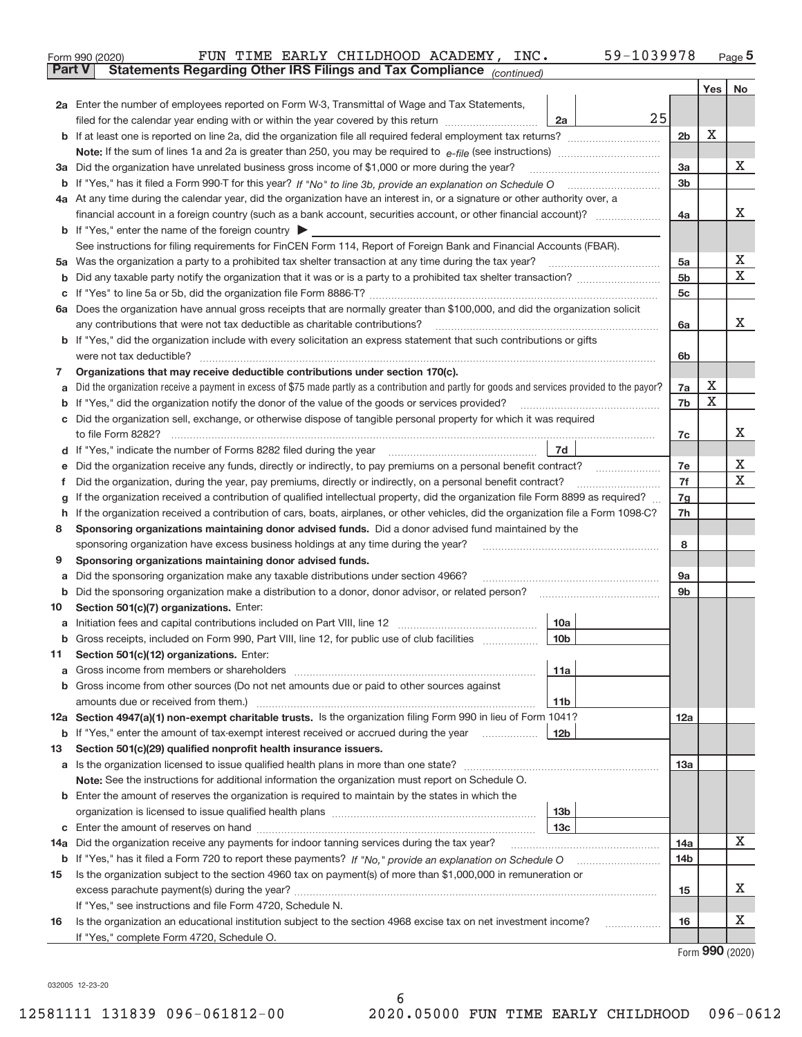Form 990 (2020) FUN TIME EARLY CHILDHOOD ACADEMY, INC. 59-1039978 Page 5

**Part V Statements Regarding Other IRS Filings and Tax Compliance** *(continued)*

| | | | | | Yes | No |
|---|---|---|---|---|---|---|
| 2a | Enter the number of employees reported on Form W-3, Transmittal of Wage and Tax Statements, filed for the calendar year ending with or within the year covered by this return | 2a | 25 | | | |
| b | If at least one is reported on line 2a, did the organization file all required federal employment tax returns? | | | 2b | X | |
| | Note: If the sum of lines 1a and 2a is greater than 250, you may be required to e-file (see instructions) | | | | | |
| 3a | Did the organization have unrelated business gross income of $1,000 or more during the year? | | | 3a | | X |
| b | If "Yes," has it filed a Form 990-T for this year? *If "No" to line 3b, provide an explanation on Schedule O* | | | 3b | | |
| 4a | At any time during the calendar year, did the organization have an interest in, or a signature or other authority over, a financial account in a foreign country (such as a bank account, securities account, or other financial account)? | | | 4a | | X |
| b | If "Yes," enter the name of the foreign country ▶ | | | | | |
| | See instructions for filing requirements for FinCEN Form 114, Report of Foreign Bank and Financial Accounts (FBAR). | | | | | |
| 5a | Was the organization a party to a prohibited tax shelter transaction at any time during the tax year? | | | 5a | | X |
| b | Did any taxable party notify the organization that it was or is a party to a prohibited tax shelter transaction? | | | 5b | | X |
| c | If "Yes" to line 5a or 5b, did the organization file Form 8886-T? | | | 5c | | |
| 6a | Does the organization have annual gross receipts that are normally greater than $100,000, and did the organization solicit any contributions that were not tax deductible as charitable contributions? | | | 6a | | X |
| b | If "Yes," did the organization include with every solicitation an express statement that such contributions or gifts were not tax deductible? | | | 6b | | |
| 7 | **Organizations that may receive deductible contributions under section 170(c).** | | | | | |
| a | Did the organization receive a payment in excess of $75 made partly as a contribution and partly for goods and services provided to the payor? | | | 7a | X | |
| b | If "Yes," did the organization notify the donor of the value of the goods or services provided? | | | 7b | X | |
| c | Did the organization sell, exchange, or otherwise dispose of tangible personal property for which it was required to file Form 8282? | | | 7c | | X |
| d | If "Yes," indicate the number of Forms 8282 filed during the year | 7d | | | | |
| e | Did the organization receive any funds, directly or indirectly, to pay premiums on a personal benefit contract? | | | 7e | | X |
| f | Did the organization, during the year, pay premiums, directly or indirectly, on a personal benefit contract? | | | 7f | | X |
| g | If the organization received a contribution of qualified intellectual property, did the organization file Form 8899 as required? | | | 7g | | |
| h | If the organization received a contribution of cars, boats, airplanes, or other vehicles, did the organization file a Form 1098-C? | | | 7h | | |
| 8 | **Sponsoring organizations maintaining donor advised funds.** Did a donor advised fund maintained by the sponsoring organization have excess business holdings at any time during the year? | | | 8 | | |
| 9 | **Sponsoring organizations maintaining donor advised funds.** | | | | | |
| a | Did the sponsoring organization make any taxable distributions under section 4966? | | | 9a | | |
| b | Did the sponsoring organization make a distribution to a donor, donor advisor, or related person? | | | 9b | | |
| 10 | **Section 501(c)(7) organizations.** Enter: | | | | | |
| a | Initiation fees and capital contributions included on Part VIII, line 12 | 10a | | | | |
| b | Gross receipts, included on Form 990, Part VIII, line 12, for public use of club facilities | 10b | | | | |
| 11 | **Section 501(c)(12) organizations.** Enter: | | | | | |
| a | Gross income from members or shareholders | 11a | | | | |
| b | Gross income from other sources (Do not net amounts due or paid to other sources against amounts due or received from them.) | 11b | | | | |
| 12a | **Section 4947(a)(1) non-exempt charitable trusts.** Is the organization filing Form 990 in lieu of Form 1041? | | | 12a | | |
| b | If "Yes," enter the amount of tax-exempt interest received or accrued during the year | 12b | | | | |
| 13 | **Section 501(c)(29) qualified nonprofit health insurance issuers.** | | | | | |
| a | Is the organization licensed to issue qualified health plans in more than one state? | | | 13a | | |
| | **Note:** See the instructions for additional information the organization must report on Schedule O. | | | | | |
| b | Enter the amount of reserves the organization is required to maintain by the states in which the organization is licensed to issue qualified health plans | 13b | | | | |
| c | Enter the amount of reserves on hand | 13c | | | | |
| 14a | Did the organization receive any payments for indoor tanning services during the tax year? | | | 14a | | X |
| b | If "Yes," has it filed a Form 720 to report these payments? *If "No," provide an explanation on Schedule O* | | | 14b | | |
| 15 | Is the organization subject to the section 4960 tax on payment(s) of more than $1,000,000 in remuneration or excess parachute payment(s) during the year? | | | 15 | | X |
| | If "Yes," see instructions and file Form 4720, Schedule N. | | | | | |
| 16 | Is the organization an educational institution subject to the section 4968 excise tax on net investment income? | | | 16 | | X |
| | If "Yes," complete Form 4720, Schedule O. | | | | | |

Form **990** (2020)

032005 12-23-20

12581111 131839 096-061812-00 2020.05000 FUN TIME EARLY CHILDHOOD 096-0612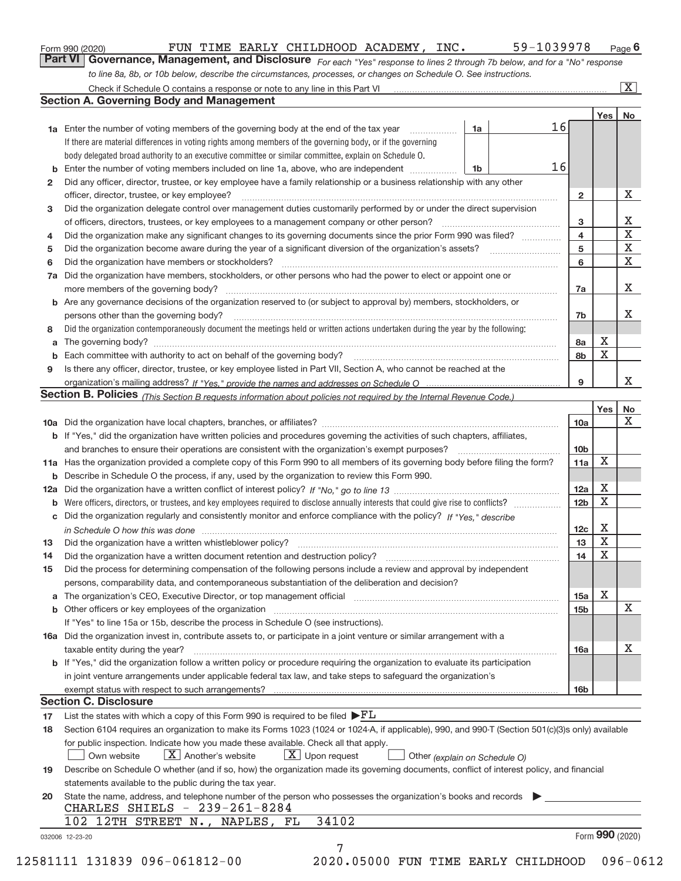Form 990 (2020) FUN TIME EARLY CHILDHOOD ACADEMY, INC. 59-1039978 Page 6

**Part VI Governance, Management, and Disclosure** *For each "Yes" response to lines 2 through 7b below, and for a "No" response to line 8a, 8b, or 10b below, describe the circumstances, processes, or changes on Schedule O. See instructions.*

Check if Schedule O contains a response or note to any line in this Part VI ... [X]

## Section A. Governing Body and Management

| | | | | | Yes | No |
|---|---|---|---|---|---|---|
| 1a | Enter the number of voting members of the governing body at the end of the tax year | 1a | 16 | | | |
| | If there are material differences in voting rights among members of the governing body, or if the governing body delegated broad authority to an executive committee or similar committee, explain on Schedule O. | | | | | |
| b | Enter the number of voting members included on line 1a, above, who are independent | 1b | 16 | | | |
| 2 | Did any officer, director, trustee, or key employee have a family relationship or a business relationship with any other officer, director, trustee, or key employee? | | | 2 | | X |
| 3 | Did the organization delegate control over management duties customarily performed by or under the direct supervision of officers, directors, trustees, or key employees to a management company or other person? | | | 3 | | X |
| 4 | Did the organization make any significant changes to its governing documents since the prior Form 990 was filed? | | | 4 | | X |
| 5 | Did the organization become aware during the year of a significant diversion of the organization's assets? | | | 5 | | X |
| 6 | Did the organization have members or stockholders? | | | 6 | | X |
| 7a | Did the organization have members, stockholders, or other persons who had the power to elect or appoint one or more members of the governing body? | | | 7a | | X |
| b | Are any governance decisions of the organization reserved to (or subject to approval by) members, stockholders, or persons other than the governing body? | | | 7b | | X |
| 8 | Did the organization contemporaneously document the meetings held or written actions undertaken during the year by the following: | | | | | |
| a | The governing body? | | | 8a | X | |
| b | Each committee with authority to act on behalf of the governing body? | | | 8b | X | |
| 9 | Is there any officer, director, trustee, or key employee listed in Part VII, Section A, who cannot be reached at the organization's mailing address? *If "Yes," provide the names and addresses on Schedule O* | | | 9 | | X |

## Section B. Policies *(This Section B requests information about policies not required by the Internal Revenue Code.)*

| | | | Yes | No |
|---|---|---|---|---|
| 10a | Did the organization have local chapters, branches, or affiliates? | 10a | | X |
| b | If "Yes," did the organization have written policies and procedures governing the activities of such chapters, affiliates, and branches to ensure their operations are consistent with the organization's exempt purposes? | 10b | | |
| 11a | Has the organization provided a complete copy of this Form 990 to all members of its governing body before filing the form? | 11a | X | |
| b | Describe in Schedule O the process, if any, used by the organization to review this Form 990. | | | |
| 12a | Did the organization have a written conflict of interest policy? *If "No," go to line 13* | 12a | X | |
| b | Were officers, directors, or trustees, and key employees required to disclose annually interests that could give rise to conflicts? | 12b | X | |
| c | Did the organization regularly and consistently monitor and enforce compliance with the policy? *If "Yes," describe in Schedule O how this was done* | 12c | X | |
| 13 | Did the organization have a written whistleblower policy? | 13 | X | |
| 14 | Did the organization have a written document retention and destruction policy? | 14 | X | |
| 15 | Did the process for determining compensation of the following persons include a review and approval by independent persons, comparability data, and contemporaneous substantiation of the deliberation and decision? | | | |
| a | The organization's CEO, Executive Director, or top management official | 15a | X | |
| b | Other officers or key employees of the organization | 15b | | X |
| | If "Yes" to line 15a or 15b, describe the process in Schedule O (see instructions). | | | |
| 16a | Did the organization invest in, contribute assets to, or participate in a joint venture or similar arrangement with a taxable entity during the year? | 16a | | X |
| b | If "Yes," did the organization follow a written policy or procedure requiring the organization to evaluate its participation in joint venture arrangements under applicable federal tax law, and take steps to safeguard the organization's exempt status with respect to such arrangements? | 16b | | |

## Section C. Disclosure

17 List the states with which a copy of this Form 990 is required to be filed ▶ FL

18 Section 6104 requires an organization to make its Forms 1023 (1024 or 1024-A, if applicable), 990, and 990-T (Section 501(c)(3)s only) available for public inspection. Indicate how you made these available. Check all that apply.

[ ] Own website [X] Another's website [X] Upon request [ ] Other *(explain on Schedule O)*

19 Describe on Schedule O whether (and if so, how) the organization made its governing documents, conflict of interest policy, and financial statements available to the public during the tax year.

20 State the name, address, and telephone number of the person who possesses the organization's books and records ▶

CHARLES SHIELS - 239-261-8284
102 12TH STREET N., NAPLES, FL 34102

032006 12-23-20 Form **990** (2020)

12581111 131839 096-061812-00 2020.05000 FUN TIME EARLY CHILDHOOD 096-0612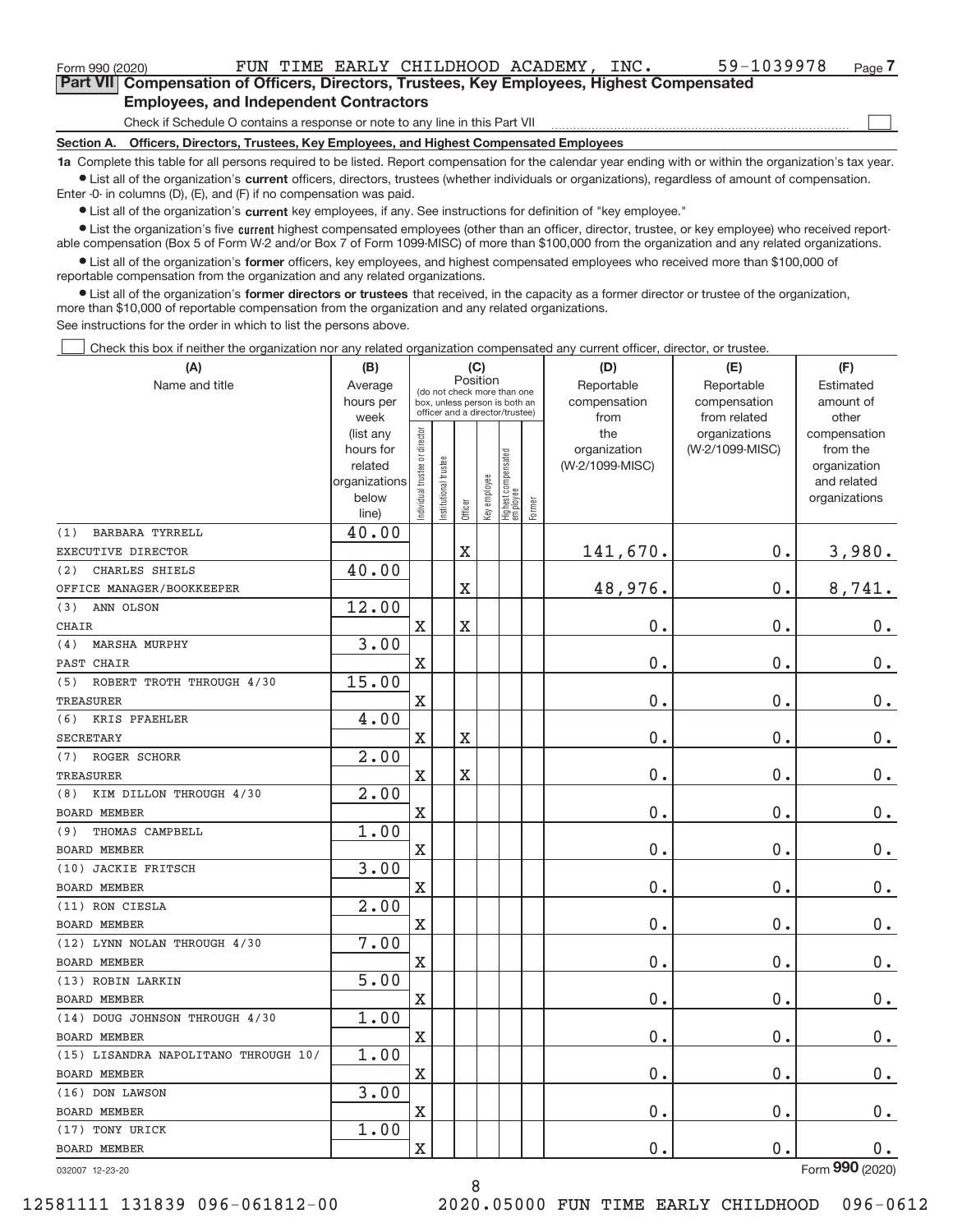Form 990 (2020) FUN TIME EARLY CHILDHOOD ACADEMY, INC. 59-1039978 Page 7

**Part VII Compensation of Officers, Directors, Trustees, Key Employees, Highest Compensated Employees, and Independent Contractors**

Check if Schedule O contains a response or note to any line in this Part VII

**Section A. Officers, Directors, Trustees, Key Employees, and Highest Compensated Employees**

**1a** Complete this table for all persons required to be listed. Report compensation for the calendar year ending with or within the organization's tax year.

- List all of the organization's **current** officers, directors, trustees (whether individuals or organizations), regardless of amount of compensation. Enter -0- in columns (D), (E), and (F) if no compensation was paid.
- List all of the organization's **current** key employees, if any. See instructions for definition of "key employee."
- List the organization's five **current** highest compensated employees (other than an officer, director, trustee, or key employee) who received reportable compensation (Box 5 of Form W-2 and/or Box 7 of Form 1099-MISC) of more than $100,000 from the organization and any related organizations.
- List all of the organization's **former** officers, key employees, and highest compensated employees who received more than $100,000 of reportable compensation from the organization and any related organizations.
- List all of the organization's **former directors or trustees** that received, in the capacity as a former director or trustee of the organization, more than $10,000 of reportable compensation from the organization and any related organizations.

See instructions for the order in which to list the persons above.

Check this box if neither the organization nor any related organization compensated any current officer, director, or trustee.

| (A) Name and title | (B) Average hours per week (list any hours for related organizations below line) | (C) Position: Individual trustee or director | Institutional trustee | Officer | Key employee | Highest compensated employee | Former | (D) Reportable compensation from the organization (W-2/1099-MISC) | (E) Reportable compensation from related organizations (W-2/1099-MISC) | (F) Estimated amount of other compensation from the organization and related organizations |
|---|---|---|---|---|---|---|---|---|---|---|
| (1) BARBARA TYRRELL<br>EXECUTIVE DIRECTOR | 40.00 | | | X | | | | 141,670. | 0. | 3,980. |
| (2) CHARLES SHIELS<br>OFFICE MANAGER/BOOKKEEPER | 40.00 | | | X | | | | 48,976. | 0. | 8,741. |
| (3) ANN OLSON<br>CHAIR | 12.00 | X | | X | | | | 0. | 0. | 0. |
| (4) MARSHA MURPHY<br>PAST CHAIR | 3.00 | X | | | | | | 0. | 0. | 0. |
| (5) ROBERT TROTH THROUGH 4/30<br>TREASURER | 15.00 | X | | | | | | 0. | 0. | 0. |
| (6) KRIS PFAEHLER<br>SECRETARY | 4.00 | X | | X | | | | 0. | 0. | 0. |
| (7) ROGER SCHORR<br>TREASURER | 2.00 | X | | X | | | | 0. | 0. | 0. |
| (8) KIM DILLON THROUGH 4/30<br>BOARD MEMBER | 2.00 | X | | | | | | 0. | 0. | 0. |
| (9) THOMAS CAMPBELL<br>BOARD MEMBER | 1.00 | X | | | | | | 0. | 0. | 0. |
| (10) JACKIE FRITSCH<br>BOARD MEMBER | 3.00 | X | | | | | | 0. | 0. | 0. |
| (11) RON CIESLA<br>BOARD MEMBER | 2.00 | X | | | | | | 0. | 0. | 0. |
| (12) LYNN NOLAN THROUGH 4/30<br>BOARD MEMBER | 7.00 | X | | | | | | 0. | 0. | 0. |
| (13) ROBIN LARKIN<br>BOARD MEMBER | 5.00 | X | | | | | | 0. | 0. | 0. |
| (14) DOUG JOHNSON THROUGH 4/30<br>BOARD MEMBER | 1.00 | X | | | | | | 0. | 0. | 0. |
| (15) LISANDRA NAPOLITANO THROUGH 10/<br>BOARD MEMBER | 1.00 | X | | | | | | 0. | 0. | 0. |
| (16) DON LAWSON<br>BOARD MEMBER | 3.00 | X | | | | | | 0. | 0. | 0. |
| (17) TONY URICK<br>BOARD MEMBER | 1.00 | X | | | | | | 0. | 0. | 0. |

032007 12-23-20

Form **990** (2020)

12581111 131839 096-061812-00 2020.05000 FUN TIME EARLY CHILDHOOD 096-0612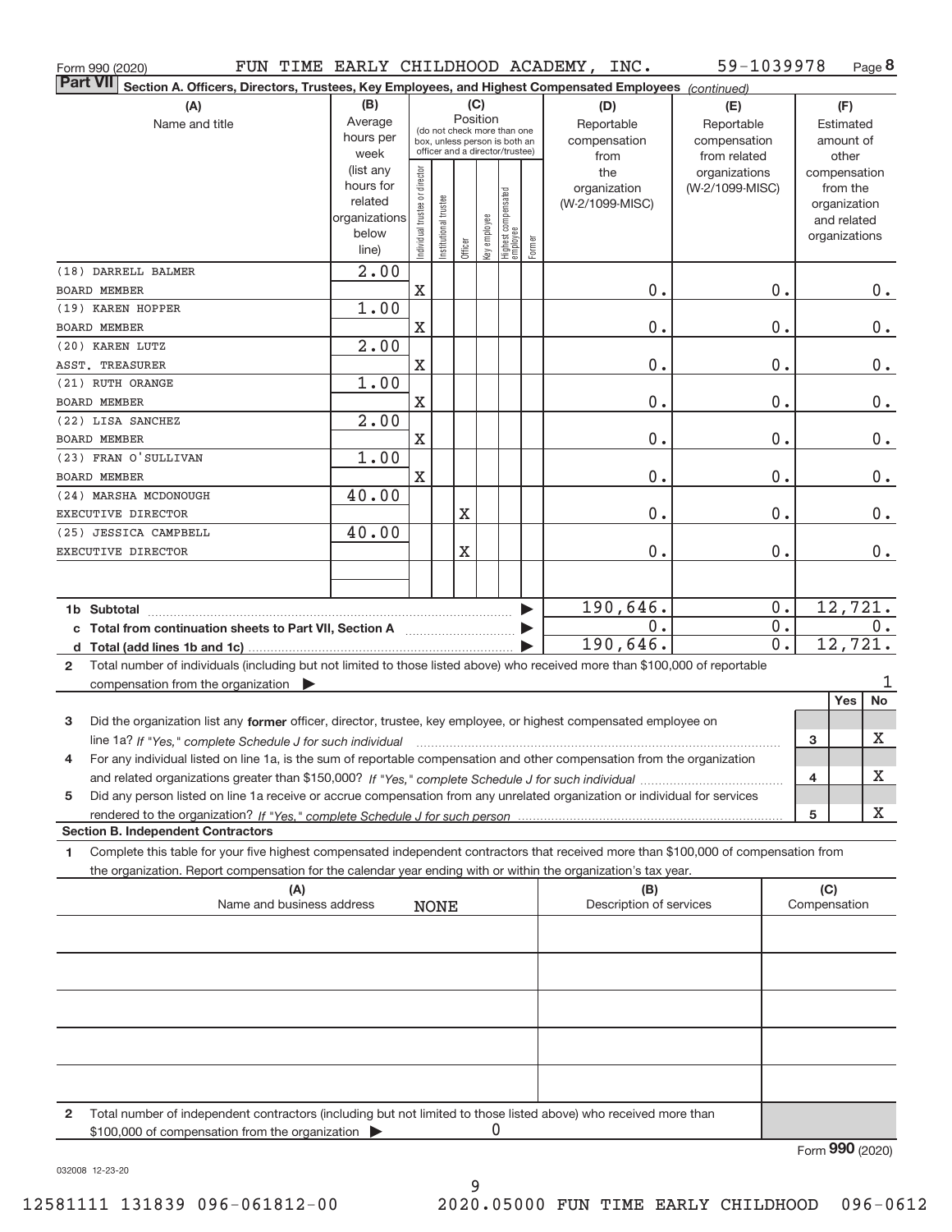Form 990 (2020) FUN TIME EARLY CHILDHOOD ACADEMY, INC. 59-1039978 Page **8**

**Part VII** Section A. Officers, Directors, Trustees, Key Employees, and Highest Compensated Employees *(continued)*

| (A) Name and title | (B) Average hours per week (list any hours for related organizations below line) | (C) Position (do not check more than one box, unless person is both an officer and a director/trustee): Individual trustee or director | Institutional trustee | Officer | Key employee | Highest compensated employee | Former | (D) Reportable compensation from the organization (W-2/1099-MISC) | (E) Reportable compensation from related organizations (W-2/1099-MISC) | (F) Estimated amount of other compensation from the organization and related organizations |
|---|---|---|---|---|---|---|---|---|---|---|
| (18) DARRELL BALMER<br>BOARD MEMBER | 2.00 | X | | | | | | 0. | 0. | 0. |
| (19) KAREN HOPPER<br>BOARD MEMBER | 1.00 | X | | | | | | 0. | 0. | 0. |
| (20) KAREN LUTZ<br>ASST. TREASURER | 2.00 | X | | | | | | 0. | 0. | 0. |
| (21) RUTH ORANGE<br>BOARD MEMBER | 1.00 | X | | | | | | 0. | 0. | 0. |
| (22) LISA SANCHEZ<br>BOARD MEMBER | 2.00 | X | | | | | | 0. | 0. | 0. |
| (23) FRAN O'SULLIVAN<br>BOARD MEMBER | 1.00 | X | | | | | | 0. | 0. | 0. |
| (24) MARSHA MCDONOUGH<br>EXECUTIVE DIRECTOR | 40.00 | | | X | | | | 0. | 0. | 0. |
| (25) JESSICA CAMPBELL<br>EXECUTIVE DIRECTOR | 40.00 | | | X | | | | 0. | 0. | 0. |
| | | | | | | | | | | |
| **1b Subtotal** | | | | | | | | 190,646. | 0. | 12,721. |
| **c Total from continuation sheets to Part VII, Section A** | | | | | | | | 0. | 0. | 0. |
| **d Total (add lines 1b and 1c)** | | | | | | | | 190,646. | 0. | 12,721. |

**2** Total number of individuals (including but not limited to those listed above) who received more than $100,000 of reportable compensation from the organization ▶ 1

| | | | Yes | No |
|---|---|---|---|---|
| **3** | Did the organization list any **former** officer, director, trustee, key employee, or highest compensated employee on line 1a? *If "Yes," complete Schedule J for such individual* | 3 | | X |
| **4** | For any individual listed on line 1a, is the sum of reportable compensation and other compensation from the organization and related organizations greater than $150,000? *If "Yes," complete Schedule J for such individual* | 4 | | X |
| **5** | Did any person listed on line 1a receive or accrue compensation from any unrelated organization or individual for services rendered to the organization? *If "Yes," complete Schedule J for such person* | 5 | | X |

**Section B. Independent Contractors**

**1** Complete this table for your five highest compensated independent contractors that received more than $100,000 of compensation from the organization. Report compensation for the calendar year ending with or within the organization's tax year.

| (A) Name and business address | (B) Description of services | (C) Compensation |
|---|---|---|
| NONE | | |
| | | |
| | | |
| | | |
| | | |

**2** Total number of independent contractors (including but not limited to those listed above) who received more than $100,000 of compensation from the organization ▶ 0

Form **990** (2020)

032008 12-23-20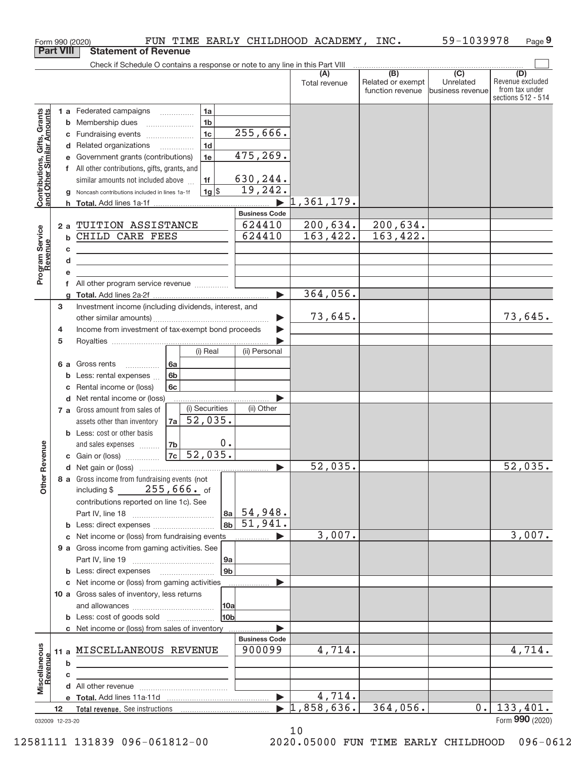Form 990 (2020) FUN TIME EARLY CHILDHOOD ACADEMY, INC. 59-1039978 Page 9

**Part VIII Statement of Revenue**

Check if Schedule O contains a response or note to any line in this Part VIII ☐

| | | | | (A) Total revenue | (B) Related or exempt function revenue | (C) Unrelated business revenue | (D) Revenue excluded from tax under sections 512 - 514 |
|---|---|---|---|---|---|---|---|
| **Contributions, Gifts, Grants and Other Similar Amounts** | 1 a Federated campaigns | 1a | | | | | |
| | b Membership dues | 1b | | | | | |
| | c Fundraising events | 1c | 255,666. | | | | |
| | d Related organizations | 1d | | | | | |
| | e Government grants (contributions) | 1e | 475,269. | | | | |
| | f All other contributions, gifts, grants, and similar amounts not included above | 1f | 630,244. | | | | |
| | g Noncash contributions included in lines 1a-1f | 1g $ | 19,242. | | | | |
| | h **Total.** Add lines 1a-1f | | ▶ | 1,361,179. | | | |
| | | | **Business Code** | | | | |
| **Program Service Revenue** | 2 a TUITION ASSISTANCE | | 624410 | 200,634. | 200,634. | | |
| | b CHILD CARE FEES | | 624410 | 163,422. | 163,422. | | |
| | c | | | | | | |
| | d | | | | | | |
| | e | | | | | | |
| | f All other program service revenue | | | | | | |
| | g **Total.** Add lines 2a-2f | | ▶ | 364,056. | | | |
| **Other Revenue** | 3 Investment income (including dividends, interest, and other similar amounts) | | ▶ | 73,645. | | | 73,645. |
| | 4 Income from investment of tax-exempt bond proceeds | | ▶ | | | | |
| | 5 Royalties | | ▶ | | | | |
| | | (i) Real | (ii) Personal | | | | |
| | 6 a Gross rents 6a | | | | | | |
| | b Less: rental expenses 6b | | | | | | |
| | c Rental income or (loss) 6c | | | | | | |
| | d Net rental income or (loss) | | ▶ | | | | |
| | | (i) Securities | (ii) Other | | | | |
| | 7 a Gross amount from sales of assets other than inventory 7a | 52,035. | | | | | |
| | b Less: cost or other basis and sales expenses 7b | 0. | | | | | |
| | c Gain or (loss) 7c | 52,035. | | | | | |
| | d Net gain or (loss) | | ▶ | 52,035. | | | 52,035. |
| | 8 a Gross income from fundraising events (not including $ 255,666. of contributions reported on line 1c). See Part IV, line 18 | 8a | 54,948. | | | | |
| | b Less: direct expenses | 8b | 51,941. | | | | |
| | c Net income or (loss) from fundraising events | | ▶ | 3,007. | | | 3,007. |
| | 9 a Gross income from gaming activities. See Part IV, line 19 | 9a | | | | | |
| | b Less: direct expenses | 9b | | | | | |
| | c Net income or (loss) from gaming activities | | ▶ | | | | |
| | 10 a Gross sales of inventory, less returns and allowances | 10a | | | | | |
| | b Less: cost of goods sold | 10b | | | | | |
| | c Net income or (loss) from sales of inventory | | ▶ | | | | |
| | | | **Business Code** | | | | |
| **Miscellaneous Revenue** | 11 a MISCELLANEOUS REVENUE | | 900099 | 4,714. | | | 4,714. |
| | b | | | | | | |
| | c | | | | | | |
| | d All other revenue | | | | | | |
| | e **Total.** Add lines 11a-11d | | ▶ | 4,714. | | | |
| | 12 **Total revenue.** See instructions | | ▶ | 1,858,636. | 364,056. | 0. | 133,401. |

032009 12-23-20 Form **990** (2020)

12581111 131839 096-061812-00 2020.05000 FUN TIME EARLY CHILDHOOD 096-0612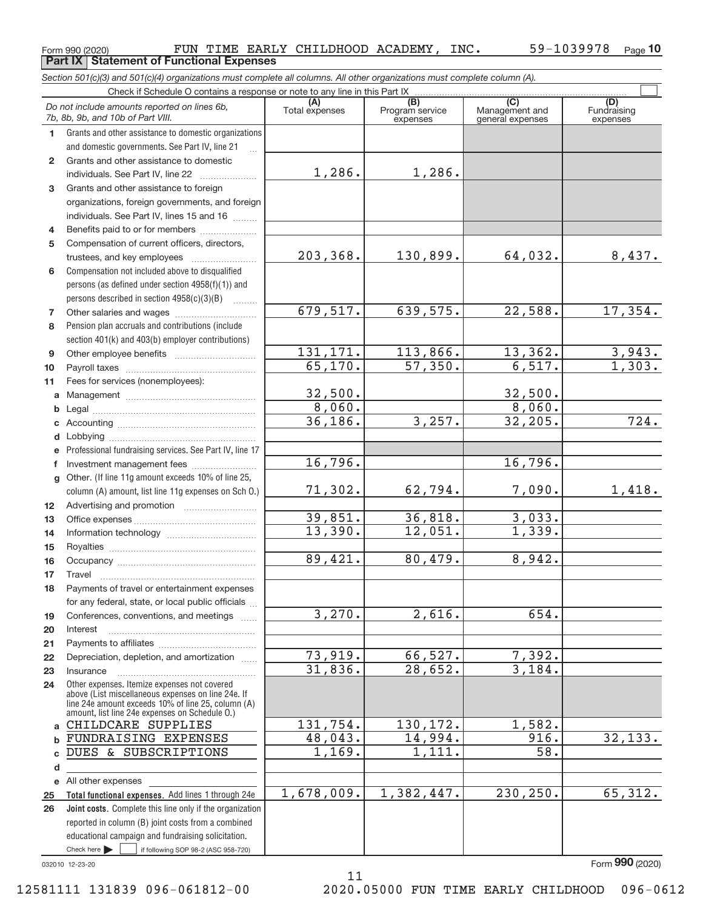Form 990 (2020) FUN TIME EARLY CHILDHOOD ACADEMY, INC. 59-1039978 Page **10**

## Part IX Statement of Functional Expenses

*Section 501(c)(3) and 501(c)(4) organizations must complete all columns. All other organizations must complete column (A).*

Check if Schedule O contains a response or note to any line in this Part IX ☐

| *Do not include amounts reported on lines 6b, 7b, 8b, 9b, and 10b of Part VIII.* | (A) Total expenses | (B) Program service expenses | (C) Management and general expenses | (D) Fundraising expenses |
|---|---|---|---|---|
| **1** Grants and other assistance to domestic organizations and domestic governments. See Part IV, line 21 | | | | |
| **2** Grants and other assistance to domestic individuals. See Part IV, line 22 | 1,286. | 1,286. | | |
| **3** Grants and other assistance to foreign organizations, foreign governments, and foreign individuals. See Part IV, lines 15 and 16 | | | | |
| **4** Benefits paid to or for members | | | | |
| **5** Compensation of current officers, directors, trustees, and key employees | 203,368. | 130,899. | 64,032. | 8,437. |
| **6** Compensation not included above to disqualified persons (as defined under section 4958(f)(1)) and persons described in section 4958(c)(3)(B) | | | | |
| **7** Other salaries and wages | 679,517. | 639,575. | 22,588. | 17,354. |
| **8** Pension plan accruals and contributions (include section 401(k) and 403(b) employer contributions) | | | | |
| **9** Other employee benefits | 131,171. | 113,866. | 13,362. | 3,943. |
| **10** Payroll taxes | 65,170. | 57,350. | 6,517. | 1,303. |
| **11** Fees for services (nonemployees): | | | | |
| **a** Management | 32,500. | | 32,500. | |
| **b** Legal | 8,060. | | 8,060. | |
| **c** Accounting | 36,186. | 3,257. | 32,205. | 724. |
| **d** Lobbying | | | | |
| **e** Professional fundraising services. See Part IV, line 17 | | | | |
| **f** Investment management fees | 16,796. | | 16,796. | |
| **g** Other. (If line 11g amount exceeds 10% of line 25, column (A) amount, list line 11g expenses on Sch O.) | 71,302. | 62,794. | 7,090. | 1,418. |
| **12** Advertising and promotion | | | | |
| **13** Office expenses | 39,851. | 36,818. | 3,033. | |
| **14** Information technology | 13,390. | 12,051. | 1,339. | |
| **15** Royalties | | | | |
| **16** Occupancy | 89,421. | 80,479. | 8,942. | |
| **17** Travel | | | | |
| **18** Payments of travel or entertainment expenses for any federal, state, or local public officials | | | | |
| **19** Conferences, conventions, and meetings | 3,270. | 2,616. | 654. | |
| **20** Interest | | | | |
| **21** Payments to affiliates | | | | |
| **22** Depreciation, depletion, and amortization | 73,919. | 66,527. | 7,392. | |
| **23** Insurance | 31,836. | 28,652. | 3,184. | |
| **24** Other expenses. Itemize expenses not covered above (List miscellaneous expenses on line 24e. If line 24e amount exceeds 10% of line 25, column (A) amount, list line 24e expenses on Schedule O.) | | | | |
| **a** CHILDCARE SUPPLIES | 131,754. | 130,172. | 1,582. | |
| **b** FUNDRAISING EXPENSES | 48,043. | 14,994. | 916. | 32,133. |
| **c** DUES & SUBSCRIPTIONS | 1,169. | 1,111. | 58. | |
| **d** | | | | |
| **e** All other expenses | | | | |
| **25** **Total functional expenses.** Add lines 1 through 24e | 1,678,009. | 1,382,447. | 230,250. | 65,312. |
| **26** **Joint costs.** Complete this line only if the organization reported in column (B) joint costs from a combined educational campaign and fundraising solicitation. Check here ☐ if following SOP 98-2 (ASC 958-720) | | | | |

032010 12-23-20 Form **990** (2020)

12581111 131839 096-061812-00 2020.05000 FUN TIME EARLY CHILDHOOD 096-0612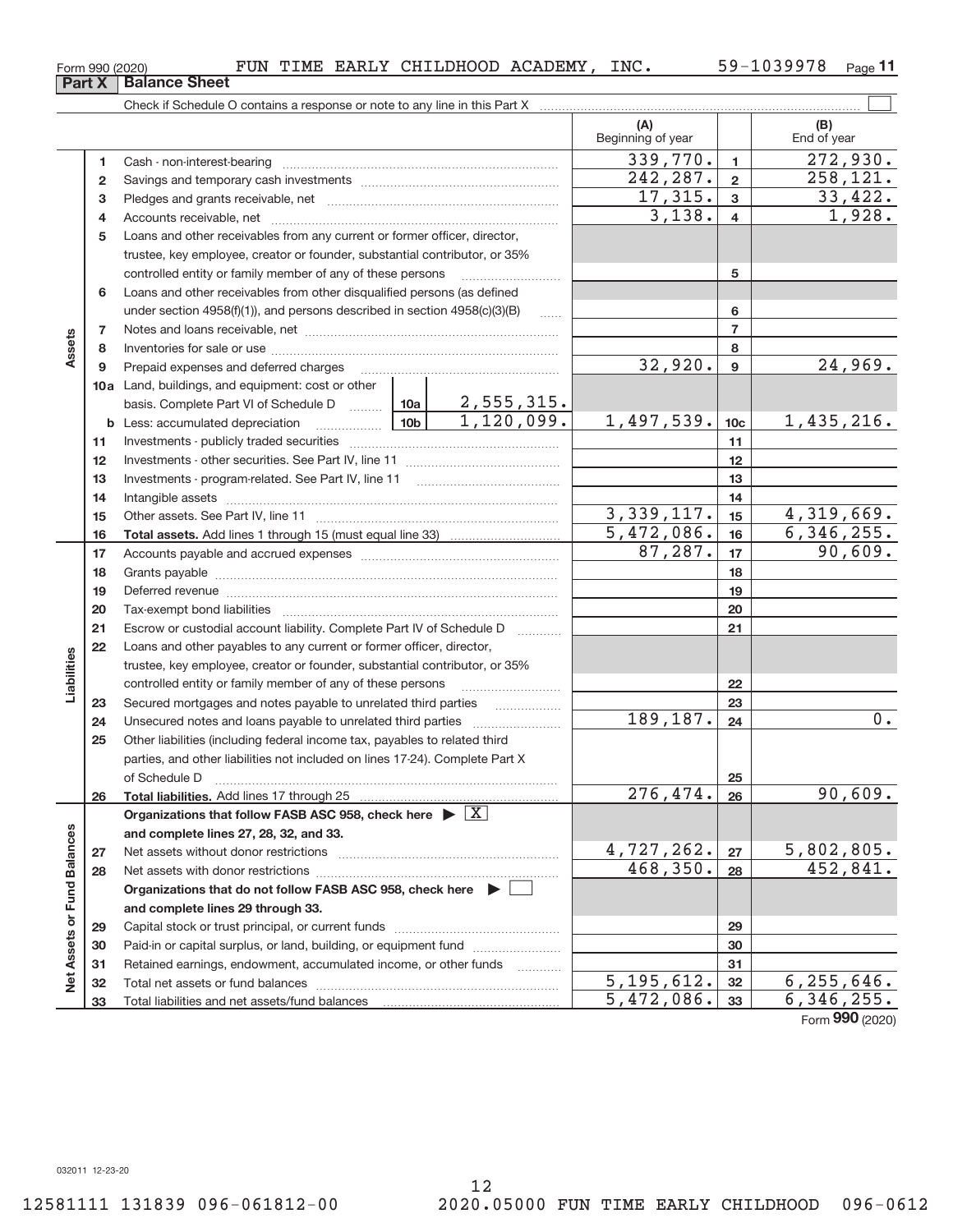Form 990 (2020) FUN TIME EARLY CHILDHOOD ACADEMY, INC. 59-1039978 Page 11

**Part X | Balance Sheet**

Check if Schedule O contains a response or note to any line in this Part X ☐

| | | | | | (A) Beginning of year | | (B) End of year |
|---|---|---|---|---|---|---|---|
| **Assets** | 1 | Cash - non-interest-bearing | | | 339,770. | 1 | 272,930. |
| | 2 | Savings and temporary cash investments | | | 242,287. | 2 | 258,121. |
| | 3 | Pledges and grants receivable, net | | | 17,315. | 3 | 33,422. |
| | 4 | Accounts receivable, net | | | 3,138. | 4 | 1,928. |
| | 5 | Loans and other receivables from any current or former officer, director, trustee, key employee, creator or founder, substantial contributor, or 35% controlled entity or family member of any of these persons | | | | 5 | |
| | 6 | Loans and other receivables from other disqualified persons (as defined under section 4958(f)(1)), and persons described in section 4958(c)(3)(B) | | | | 6 | |
| | 7 | Notes and loans receivable, net | | | | 7 | |
| | 8 | Inventories for sale or use | | | | 8 | |
| | 9 | Prepaid expenses and deferred charges | | | 32,920. | 9 | 24,969. |
| | 10a | Land, buildings, and equipment: cost or other basis. Complete Part VI of Schedule D | 10a | 2,555,315. | | | |
| | b | Less: accumulated depreciation | 10b | 1,120,099. | 1,497,539. | 10c | 1,435,216. |
| | 11 | Investments - publicly traded securities | | | | 11 | |
| | 12 | Investments - other securities. See Part IV, line 11 | | | | 12 | |
| | 13 | Investments - program-related. See Part IV, line 11 | | | | 13 | |
| | 14 | Intangible assets | | | | 14 | |
| | 15 | Other assets. See Part IV, line 11 | | | 3,339,117. | 15 | 4,319,669. |
| | 16 | **Total assets.** Add lines 1 through 15 (must equal line 33) | | | 5,472,086. | 16 | 6,346,255. |
| **Liabilities** | 17 | Accounts payable and accrued expenses | | | 87,287. | 17 | 90,609. |
| | 18 | Grants payable | | | | 18 | |
| | 19 | Deferred revenue | | | | 19 | |
| | 20 | Tax-exempt bond liabilities | | | | 20 | |
| | 21 | Escrow or custodial account liability. Complete Part IV of Schedule D | | | | 21 | |
| | 22 | Loans and other payables to any current or former officer, director, trustee, key employee, creator or founder, substantial contributor, or 35% controlled entity or family member of any of these persons | | | | 22 | |
| | 23 | Secured mortgages and notes payable to unrelated third parties | | | | 23 | |
| | 24 | Unsecured notes and loans payable to unrelated third parties | | | 189,187. | 24 | 0. |
| | 25 | Other liabilities (including federal income tax, payables to related third parties, and other liabilities not included on lines 17-24). Complete Part X of Schedule D | | | | 25 | |
| | 26 | **Total liabilities.** Add lines 17 through 25 | | | 276,474. | 26 | 90,609. |
| **Net Assets or Fund Balances** | | **Organizations that follow FASB ASC 958, check here ▶ ☒ and complete lines 27, 28, 32, and 33.** | | | | | |
| | 27 | Net assets without donor restrictions | | | 4,727,262. | 27 | 5,802,805. |
| | 28 | Net assets with donor restrictions | | | 468,350. | 28 | 452,841. |
| | | **Organizations that do not follow FASB ASC 958, check here ▶ ☐ and complete lines 29 through 33.** | | | | | |
| | 29 | Capital stock or trust principal, or current funds | | | | 29 | |
| | 30 | Paid-in or capital surplus, or land, building, or equipment fund | | | | 30 | |
| | 31 | Retained earnings, endowment, accumulated income, or other funds | | | | 31 | |
| | 32 | Total net assets or fund balances | | | 5,195,612. | 32 | 6,255,646. |
| | 33 | Total liabilities and net assets/fund balances | | | 5,472,086. | 33 | 6,346,255. |

Form **990** (2020)

032011 12-23-20

12581111 131839 096-061812-00 2020.05000 FUN TIME EARLY CHILDHOOD 096-0612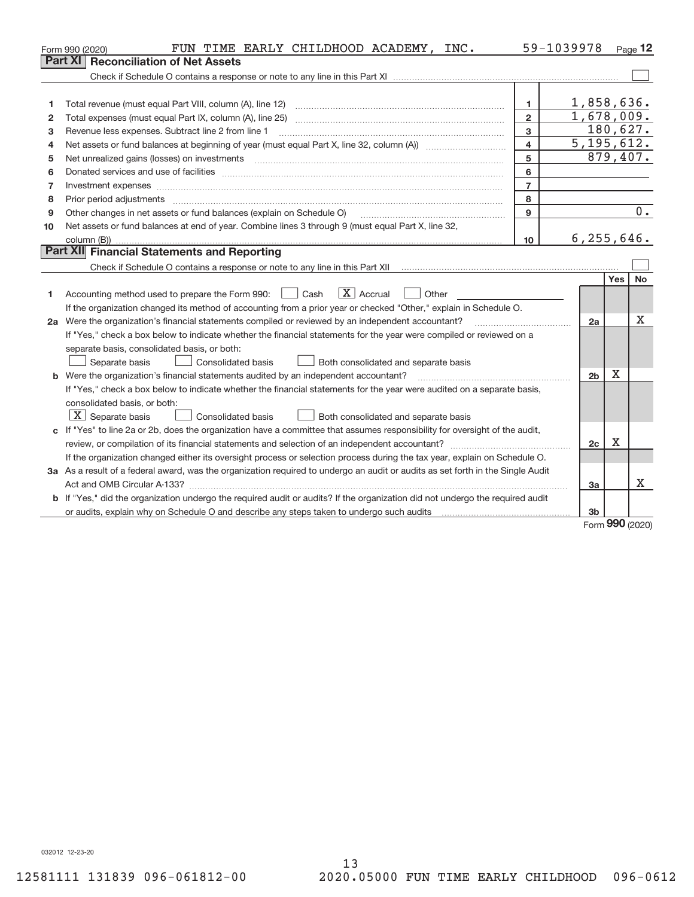Form 990 (2020) FUN TIME EARLY CHILDHOOD ACADEMY, INC. 59-1039978 Page **12**

## Part XI Reconciliation of Net Assets

Check if Schedule O contains a response or note to any line in this Part XI ☐

| | | | |
|---|---|---|---|
| 1 | Total revenue (must equal Part VIII, column (A), line 12) | 1 | 1,858,636. |
| 2 | Total expenses (must equal Part IX, column (A), line 25) | 2 | 1,678,009. |
| 3 | Revenue less expenses. Subtract line 2 from line 1 | 3 | 180,627. |
| 4 | Net assets or fund balances at beginning of year (must equal Part X, line 32, column (A)) | 4 | 5,195,612. |
| 5 | Net unrealized gains (losses) on investments | 5 | 879,407. |
| 6 | Donated services and use of facilities | 6 | |
| 7 | Investment expenses | 7 | |
| 8 | Prior period adjustments | 8 | |
| 9 | Other changes in net assets or fund balances (explain on Schedule O) | 9 | 0. |
| 10 | Net assets or fund balances at end of year. Combine lines 3 through 9 (must equal Part X, line 32, column (B)) | 10 | 6,255,646. |

## Part XII Financial Statements and Reporting

Check if Schedule O contains a response or note to any line in this Part XII ☐

| | | | Yes | No |
|---|---|---|---|---|
| 1 | Accounting method used to prepare the Form 990: ☐ Cash ☒ Accrual ☐ Other<br>If the organization changed its method of accounting from a prior year or checked "Other," explain in Schedule O. | | | |
| 2a | Were the organization's financial statements compiled or reviewed by an independent accountant? | 2a | | X |
| | If "Yes," check a box below to indicate whether the financial statements for the year were compiled or reviewed on a separate basis, consolidated basis, or both:<br>☐ Separate basis ☐ Consolidated basis ☐ Both consolidated and separate basis | | | |
| b | Were the organization's financial statements audited by an independent accountant? | 2b | X | |
| | If "Yes," check a box below to indicate whether the financial statements for the year were audited on a separate basis, consolidated basis, or both:<br>☒ Separate basis ☐ Consolidated basis ☐ Both consolidated and separate basis | | | |
| c | If "Yes" to line 2a or 2b, does the organization have a committee that assumes responsibility for oversight of the audit, review, or compilation of its financial statements and selection of an independent accountant? | 2c | X | |
| | If the organization changed either its oversight process or selection process during the tax year, explain on Schedule O. | | | |
| 3a | As a result of a federal award, was the organization required to undergo an audit or audits as set forth in the Single Audit Act and OMB Circular A-133? | 3a | | X |
| b | If "Yes," did the organization undergo the required audit or audits? If the organization did not undergo the required audit or audits, explain why on Schedule O and describe any steps taken to undergo such audits | 3b | | |

Form **990** (2020)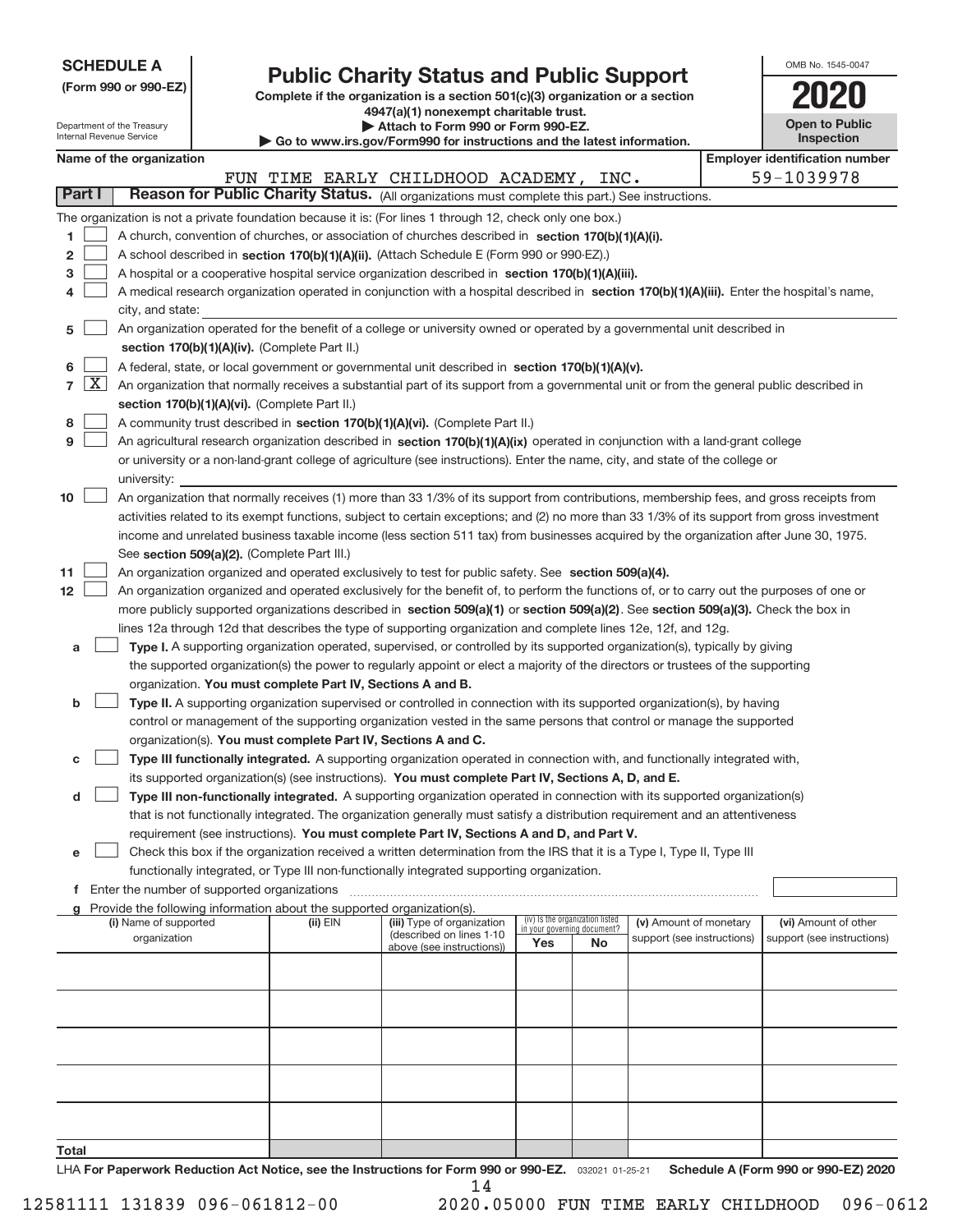**SCHEDULE A**
**(Form 990 or 990-EZ)**

Department of the Treasury
Internal Revenue Service

# Public Charity Status and Public Support

**Complete if the organization is a section 501(c)(3) organization or a section 4947(a)(1) nonexempt charitable trust.**
**▶ Attach to Form 990 or Form 990-EZ.**
**▶ Go to www.irs.gov/Form990 for instructions and the latest information.**

OMB No. 1545-0047

**2020**

**Open to Public Inspection**

**Name of the organization**
FUN TIME EARLY CHILDHOOD ACADEMY, INC.

**Employer identification number**
59-1039978

## Part I Reason for Public Charity Status. (All organizations must complete this part.) See instructions.

The organization is not a private foundation because it is: (For lines 1 through 12, check only one box.)

1. ☐ A church, convention of churches, or association of churches described in **section 170(b)(1)(A)(i).**
2. ☐ A school described in **section 170(b)(1)(A)(ii).** (Attach Schedule E (Form 990 or 990-EZ).)
3. ☐ A hospital or a cooperative hospital service organization described in **section 170(b)(1)(A)(iii).**
4. ☐ A medical research organization operated in conjunction with a hospital described in **section 170(b)(1)(A)(iii).** Enter the hospital's name, city, and state: 
5. ☐ An organization operated for the benefit of a college or university owned or operated by a governmental unit described in **section 170(b)(1)(A)(iv).** (Complete Part II.)
6. ☐ A federal, state, or local government or governmental unit described in **section 170(b)(1)(A)(v).**
7. ☒ An organization that normally receives a substantial part of its support from a governmental unit or from the general public described in **section 170(b)(1)(A)(vi).** (Complete Part II.)
8. ☐ A community trust described in **section 170(b)(1)(A)(vi).** (Complete Part II.)
9. ☐ An agricultural research organization described in **section 170(b)(1)(A)(ix)** operated in conjunction with a land-grant college or university or a non-land-grant college of agriculture (see instructions). Enter the name, city, and state of the college or university: 
10. ☐ An organization that normally receives (1) more than 33 1/3% of its support from contributions, membership fees, and gross receipts from activities related to its exempt functions, subject to certain exceptions; and (2) no more than 33 1/3% of its support from gross investment income and unrelated business taxable income (less section 511 tax) from businesses acquired by the organization after June 30, 1975. See **section 509(a)(2).** (Complete Part III.)
11. ☐ An organization organized and operated exclusively to test for public safety. See **section 509(a)(4).**
12. ☐ An organization organized and operated exclusively for the benefit of, to perform the functions of, or to carry out the purposes of one or more publicly supported organizations described in **section 509(a)(1)** or **section 509(a)(2)**. See **section 509(a)(3).** Check the box in lines 12a through 12d that describes the type of supporting organization and complete lines 12e, 12f, and 12g.
   - **a** ☐ **Type I.** A supporting organization operated, supervised, or controlled by its supported organization(s), typically by giving the supported organization(s) the power to regularly appoint or elect a majority of the directors or trustees of the supporting organization. **You must complete Part IV, Sections A and B.**
   - **b** ☐ **Type II.** A supporting organization supervised or controlled in connection with its supported organization(s), by having control or management of the supporting organization vested in the same persons that control or manage the supported organization(s). **You must complete Part IV, Sections A and C.**
   - **c** ☐ **Type III functionally integrated.** A supporting organization operated in connection with, and functionally integrated with, its supported organization(s) (see instructions). **You must complete Part IV, Sections A, D, and E.**
   - **d** ☐ **Type III non-functionally integrated.** A supporting organization operated in connection with its supported organization(s) that is not functionally integrated. The organization generally must satisfy a distribution requirement and an attentiveness requirement (see instructions). **You must complete Part IV, Sections A and D, and Part V.**
   - **e** ☐ Check this box if the organization received a written determination from the IRS that it is a Type I, Type II, Type III functionally integrated, or Type III non-functionally integrated supporting organization.
   - **f** Enter the number of supported organizations
   - **g** Provide the following information about the supported organization(s).

| (i) Name of supported organization | (ii) EIN | (iii) Type of organization (described on lines 1-10 above (see instructions)) | (iv) Is the organization listed in your governing document? Yes | No | (v) Amount of monetary support (see instructions) | (vi) Amount of other support (see instructions) |
|---|---|---|---|---|---|---|
| | | | | | | |
| | | | | | | |
| | | | | | | |
| | | | | | | |
| | | | | | | |
| **Total** | | | | | | |

LHA **For Paperwork Reduction Act Notice, see the Instructions for Form 990 or 990-EZ.** 032021 01-25-21 **Schedule A (Form 990 or 990-EZ) 2020**

12581111 131839 096-061812-00 2020.05000 FUN TIME EARLY CHILDHOOD 096-0612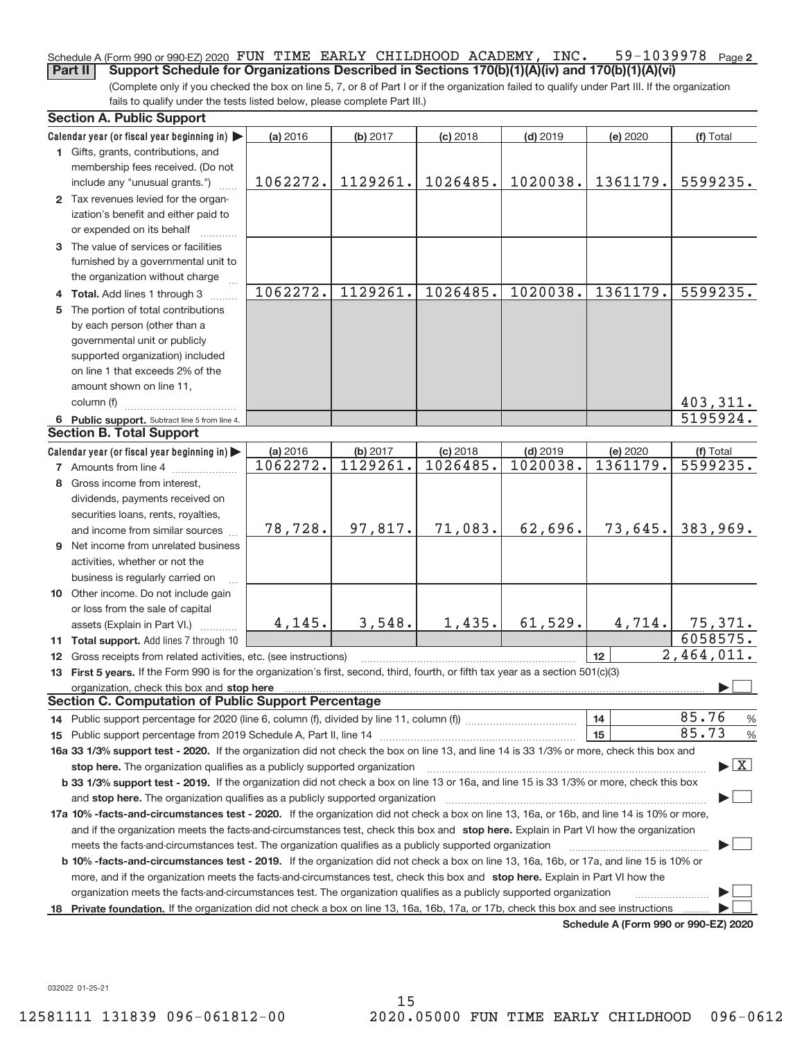Schedule A (Form 990 or 990-EZ) 2020 FUN TIME EARLY CHILDHOOD ACADEMY, INC. 59-1039978 Page 2

**Part II** **Support Schedule for Organizations Described in Sections 170(b)(1)(A)(iv) and 170(b)(1)(A)(vi)**

(Complete only if you checked the box on line 5, 7, or 8 of Part I or if the organization failed to qualify under Part III. If the organization fails to qualify under the tests listed below, please complete Part III.)

## Section A. Public Support

| Calendar year (or fiscal year beginning in) ▶ | (a) 2016 | (b) 2017 | (c) 2018 | (d) 2019 | (e) 2020 | (f) Total |
|---|---|---|---|---|---|---|
| 1 Gifts, grants, contributions, and membership fees received. (Do not include any "unusual grants.") | 1062272. | 1129261. | 1026485. | 1020038. | 1361179. | 5599235. |
| 2 Tax revenues levied for the organization's benefit and either paid to or expended on its behalf | | | | | | |
| 3 The value of services or facilities furnished by a governmental unit to the organization without charge | | | | | | |
| 4 **Total.** Add lines 1 through 3 | 1062272. | 1129261. | 1026485. | 1020038. | 1361179. | 5599235. |
| 5 The portion of total contributions by each person (other than a governmental unit or publicly supported organization) included on line 1 that exceeds 2% of the amount shown on line 11, column (f) | | | | | | 403,311. |
| 6 **Public support.** Subtract line 5 from line 4. | | | | | | 5195924. |

## Section B. Total Support

| Calendar year (or fiscal year beginning in) ▶ | (a) 2016 | (b) 2017 | (c) 2018 | (d) 2019 | (e) 2020 | (f) Total |
|---|---|---|---|---|---|---|
| 7 Amounts from line 4 | 1062272. | 1129261. | 1026485. | 1020038. | 1361179. | 5599235. |
| 8 Gross income from interest, dividends, payments received on securities loans, rents, royalties, and income from similar sources | 78,728. | 97,817. | 71,083. | 62,696. | 73,645. | 383,969. |
| 9 Net income from unrelated business activities, whether or not the business is regularly carried on | | | | | | |
| 10 Other income. Do not include gain or loss from the sale of capital assets (Explain in Part VI.) | 4,145. | 3,548. | 1,435. | 61,529. | 4,714. | 75,371. |
| 11 **Total support.** Add lines 7 through 10 | | | | | | 6058575. |

12 Gross receipts from related activities, etc. (see instructions) | 12 | 2,464,011.

13 **First 5 years.** If the Form 990 is for the organization's first, second, third, fourth, or fifth tax year as a section 501(c)(3) organization, check this box and **stop here** ▶ ☐

## Section C. Computation of Public Support Percentage

14 Public support percentage for 2020 (line 6, column (f), divided by line 11, column (f)) | 14 | 85.76 %

15 Public support percentage from 2019 Schedule A, Part II, line 14 | 15 | 85.73 %

**16a 33 1/3% support test - 2020.** If the organization did not check the box on line 13, and line 14 is 33 1/3% or more, check this box and **stop here.** The organization qualifies as a publicly supported organization ▶ ☒

**b 33 1/3% support test - 2019.** If the organization did not check a box on line 13 or 16a, and line 15 is 33 1/3% or more, check this box and **stop here.** The organization qualifies as a publicly supported organization ▶ ☐

**17a 10% -facts-and-circumstances test - 2020.** If the organization did not check a box on line 13, 16a, or 16b, and line 14 is 10% or more, and if the organization meets the facts-and-circumstances test, check this box and **stop here.** Explain in Part VI how the organization meets the facts-and-circumstances test. The organization qualifies as a publicly supported organization ▶ ☐

**b 10% -facts-and-circumstances test - 2019.** If the organization did not check a box on line 13, 16a, 16b, or 17a, and line 15 is 10% or more, and if the organization meets the facts-and-circumstances test, check this box and **stop here.** Explain in Part VI how the organization meets the facts-and-circumstances test. The organization qualifies as a publicly supported organization ▶ ☐

**18 Private foundation.** If the organization did not check a box on line 13, 16a, 16b, 17a, or 17b, check this box and see instructions ▶ ☐

**Schedule A (Form 990 or 990-EZ) 2020**

032022 01-25-21

12581111 131839 096-061812-00 2020.05000 FUN TIME EARLY CHILDHOOD 096-0612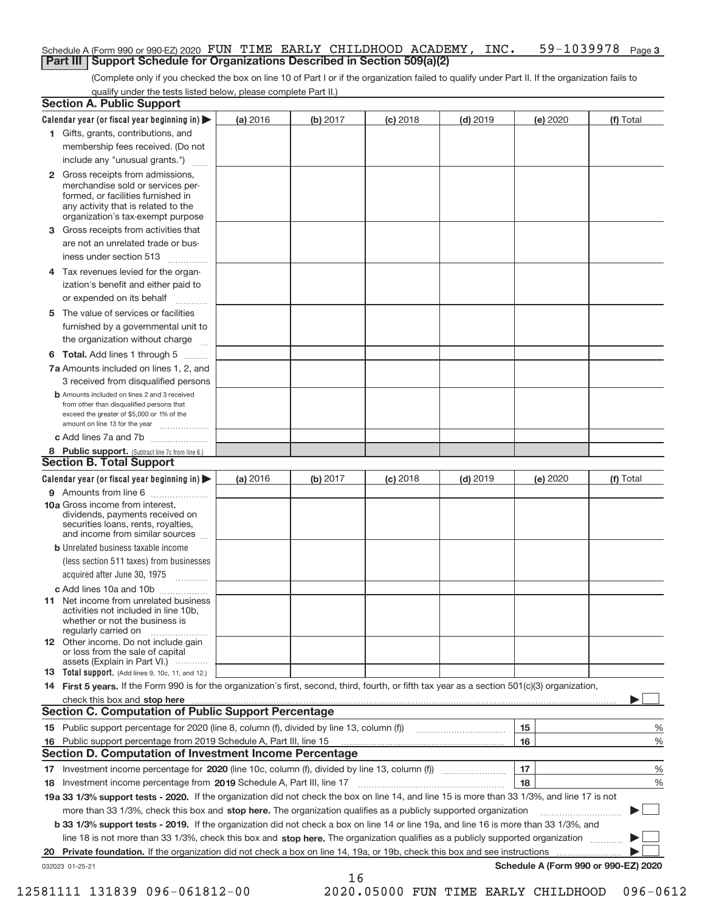Schedule A (Form 990 or 990-EZ) 2020 FUN TIME EARLY CHILDHOOD ACADEMY, INC. 59-1039978 Page 3

**Part III | Support Schedule for Organizations Described in Section 509(a)(2)**

(Complete only if you checked the box on line 10 of Part I or if the organization failed to qualify under Part II. If the organization fails to qualify under the tests listed below, please complete Part II.)

### Section A. Public Support

| Calendar year (or fiscal year beginning in) ▶ | (a) 2016 | (b) 2017 | (c) 2018 | (d) 2019 | (e) 2020 | (f) Total |
|---|---|---|---|---|---|---|
| **1** Gifts, grants, contributions, and membership fees received. (Do not include any "unusual grants.") | | | | | | |
| **2** Gross receipts from admissions, merchandise sold or services performed, or facilities furnished in any activity that is related to the organization's tax-exempt purpose | | | | | | |
| **3** Gross receipts from activities that are not an unrelated trade or business under section 513 | | | | | | |
| **4** Tax revenues levied for the organization's benefit and either paid to or expended on its behalf | | | | | | |
| **5** The value of services or facilities furnished by a governmental unit to the organization without charge | | | | | | |
| **6 Total.** Add lines 1 through 5 | | | | | | |
| **7a** Amounts included on lines 1, 2, and 3 received from disqualified persons | | | | | | |
| **b** Amounts included on lines 2 and 3 received from other than disqualified persons that exceed the greater of $5,000 or 1% of the amount on line 13 for the year | | | | | | |
| **c** Add lines 7a and 7b | | | | | | |
| **8 Public support.** (Subtract line 7c from line 6.) | | | | | | |

### Section B. Total Support

| Calendar year (or fiscal year beginning in) ▶ | (a) 2016 | (b) 2017 | (c) 2018 | (d) 2019 | (e) 2020 | (f) Total |
|---|---|---|---|---|---|---|
| **9** Amounts from line 6 | | | | | | |
| **10a** Gross income from interest, dividends, payments received on securities loans, rents, royalties, and income from similar sources | | | | | | |
| **b** Unrelated business taxable income (less section 511 taxes) from businesses acquired after June 30, 1975 | | | | | | |
| **c** Add lines 10a and 10b | | | | | | |
| **11** Net income from unrelated business activities not included in line 10b, whether or not the business is regularly carried on | | | | | | |
| **12** Other income. Do not include gain or loss from the sale of capital assets (Explain in Part VI.) | | | | | | |
| **13 Total support.** (Add lines 9, 10c, 11, and 12.) | | | | | | |

**14 First 5 years.** If the Form 990 is for the organization's first, second, third, fourth, or fifth tax year as a section 501(c)(3) organization, check this box and **stop here** ▶ ☐

### Section C. Computation of Public Support Percentage

| | | | |
|---|---|---|---|
| **15** Public support percentage for 2020 (line 8, column (f), divided by line 13, column (f)) | 15 | | % |
| **16** Public support percentage from 2019 Schedule A, Part III, line 15 | 16 | | % |

### Section D. Computation of Investment Income Percentage

| | | | |
|---|---|---|---|
| **17** Investment income percentage for **2020** (line 10c, column (f), divided by line 13, column (f)) | 17 | | % |
| **18** Investment income percentage from **2019** Schedule A, Part III, line 17 | 18 | | % |

**19a 33 1/3% support tests - 2020.** If the organization did not check the box on line 14, and line 15 is more than 33 1/3%, and line 17 is not more than 33 1/3%, check this box and **stop here.** The organization qualifies as a publicly supported organization ▶ ☐

**b 33 1/3% support tests - 2019.** If the organization did not check a box on line 14 or line 19a, and line 16 is more than 33 1/3%, and line 18 is not more than 33 1/3%, check this box and **stop here.** The organization qualifies as a publicly supported organization ▶ ☐

**20 Private foundation.** If the organization did not check a box on line 14, 19a, or 19b, check this box and see instructions ▶ ☐

032023 01-25-21 **Schedule A (Form 990 or 990-EZ) 2020**

12581111 131839 096-061812-00 2020.05000 FUN TIME EARLY CHILDHOOD 096-0612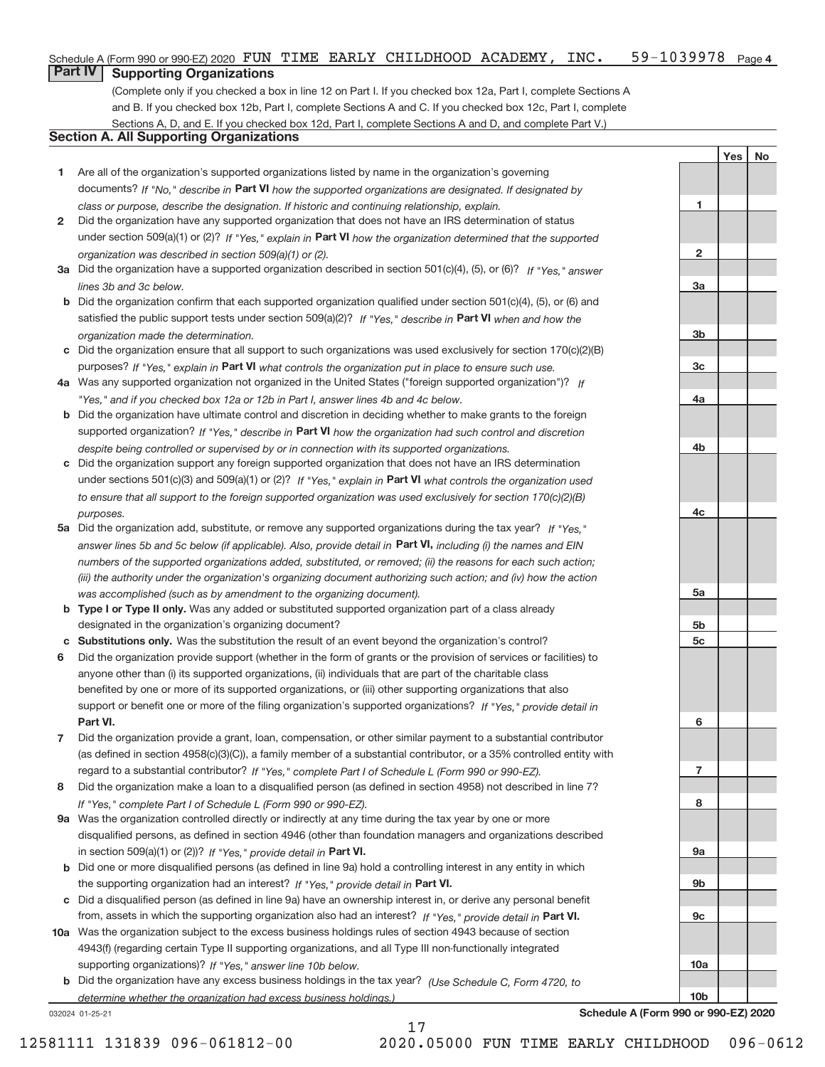Schedule A (Form 990 or 990-EZ) 2020 FUN TIME EARLY CHILDHOOD ACADEMY, INC. 59-1039978 Page 4

## Part IV Supporting Organizations

(Complete only if you checked a box in line 12 on Part I. If you checked box 12a, Part I, complete Sections A and B. If you checked box 12b, Part I, complete Sections A and C. If you checked box 12c, Part I, complete Sections A, D, and E. If you checked box 12d, Part I, complete Sections A and D, and complete Part V.)

### Section A. All Supporting Organizations

| | | | Yes | No |
|---|---|---|---|---|
| 1 | Are all of the organization's supported organizations listed by name in the organization's governing documents? *If "No," describe in* **Part VI** *how the supported organizations are designated. If designated by class or purpose, describe the designation. If historic and continuing relationship, explain.* | 1 | | |
| 2 | Did the organization have any supported organization that does not have an IRS determination of status under section 509(a)(1) or (2)? *If "Yes," explain in* **Part VI** *how the organization determined that the supported organization was described in section 509(a)(1) or (2).* | 2 | | |
| 3a | Did the organization have a supported organization described in section 501(c)(4), (5), or (6)? *If "Yes," answer lines 3b and 3c below.* | 3a | | |
| b | Did the organization confirm that each supported organization qualified under section 501(c)(4), (5), or (6) and satisfied the public support tests under section 509(a)(2)? *If "Yes," describe in* **Part VI** *when and how the organization made the determination.* | 3b | | |
| c | Did the organization ensure that all support to such organizations was used exclusively for section 170(c)(2)(B) purposes? *If "Yes," explain in* **Part VI** *what controls the organization put in place to ensure such use.* | 3c | | |
| 4a | Was any supported organization not organized in the United States ("foreign supported organization")? *If "Yes," and if you checked box 12a or 12b in Part I, answer lines 4b and 4c below.* | 4a | | |
| b | Did the organization have ultimate control and discretion in deciding whether to make grants to the foreign supported organization? *If "Yes," describe in* **Part VI** *how the organization had such control and discretion despite being controlled or supervised by or in connection with its supported organizations.* | 4b | | |
| c | Did the organization support any foreign supported organization that does not have an IRS determination under sections 501(c)(3) and 509(a)(1) or (2)? *If "Yes," explain in* **Part VI** *what controls the organization used to ensure that all support to the foreign supported organization was used exclusively for section 170(c)(2)(B) purposes.* | 4c | | |
| 5a | Did the organization add, substitute, or remove any supported organizations during the tax year? *If "Yes," answer lines 5b and 5c below (if applicable). Also, provide detail in* **Part VI,** *including (i) the names and EIN numbers of the supported organizations added, substituted, or removed; (ii) the reasons for each such action; (iii) the authority under the organization's organizing document authorizing such action; and (iv) how the action was accomplished (such as by amendment to the organizing document).* | 5a | | |
| b | **Type I or Type II only.** Was any added or substituted supported organization part of a class already designated in the organization's organizing document? | 5b | | |
| c | **Substitutions only.** Was the substitution the result of an event beyond the organization's control? | 5c | | |
| 6 | Did the organization provide support (whether in the form of grants or the provision of services or facilities) to anyone other than (i) its supported organizations, (ii) individuals that are part of the charitable class benefited by one or more of its supported organizations, or (iii) other supporting organizations that also support or benefit one or more of the filing organization's supported organizations? *If "Yes," provide detail in* **Part VI.** | 6 | | |
| 7 | Did the organization provide a grant, loan, compensation, or other similar payment to a substantial contributor (as defined in section 4958(c)(3)(C)), a family member of a substantial contributor, or a 35% controlled entity with regard to a substantial contributor? *If "Yes," complete Part I of Schedule L (Form 990 or 990-EZ).* | 7 | | |
| 8 | Did the organization make a loan to a disqualified person (as defined in section 4958) not described in line 7? *If "Yes," complete Part I of Schedule L (Form 990 or 990-EZ).* | 8 | | |
| 9a | Was the organization controlled directly or indirectly at any time during the tax year by one or more disqualified persons, as defined in section 4946 (other than foundation managers and organizations described in section 509(a)(1) or (2))? *If "Yes," provide detail in* **Part VI.** | 9a | | |
| b | Did one or more disqualified persons (as defined in line 9a) hold a controlling interest in any entity in which the supporting organization had an interest? *If "Yes," provide detail in* **Part VI.** | 9b | | |
| c | Did a disqualified person (as defined in line 9a) have an ownership interest in, or derive any personal benefit from, assets in which the supporting organization also had an interest? *If "Yes," provide detail in* **Part VI.** | 9c | | |
| 10a | Was the organization subject to the excess business holdings rules of section 4943 because of section 4943(f) (regarding certain Type II supporting organizations, and all Type III non-functionally integrated supporting organizations)? *If "Yes," answer line 10b below.* | 10a | | |
| b | Did the organization have any excess business holdings in the tax year? *(Use Schedule C, Form 4720, to determine whether the organization had excess business holdings.)* | 10b | | |

032024 01-25-21

**Schedule A (Form 990 or 990-EZ) 2020**

12581111 131839 096-061812-00 2020.05000 FUN TIME EARLY CHILDHOOD 096-0612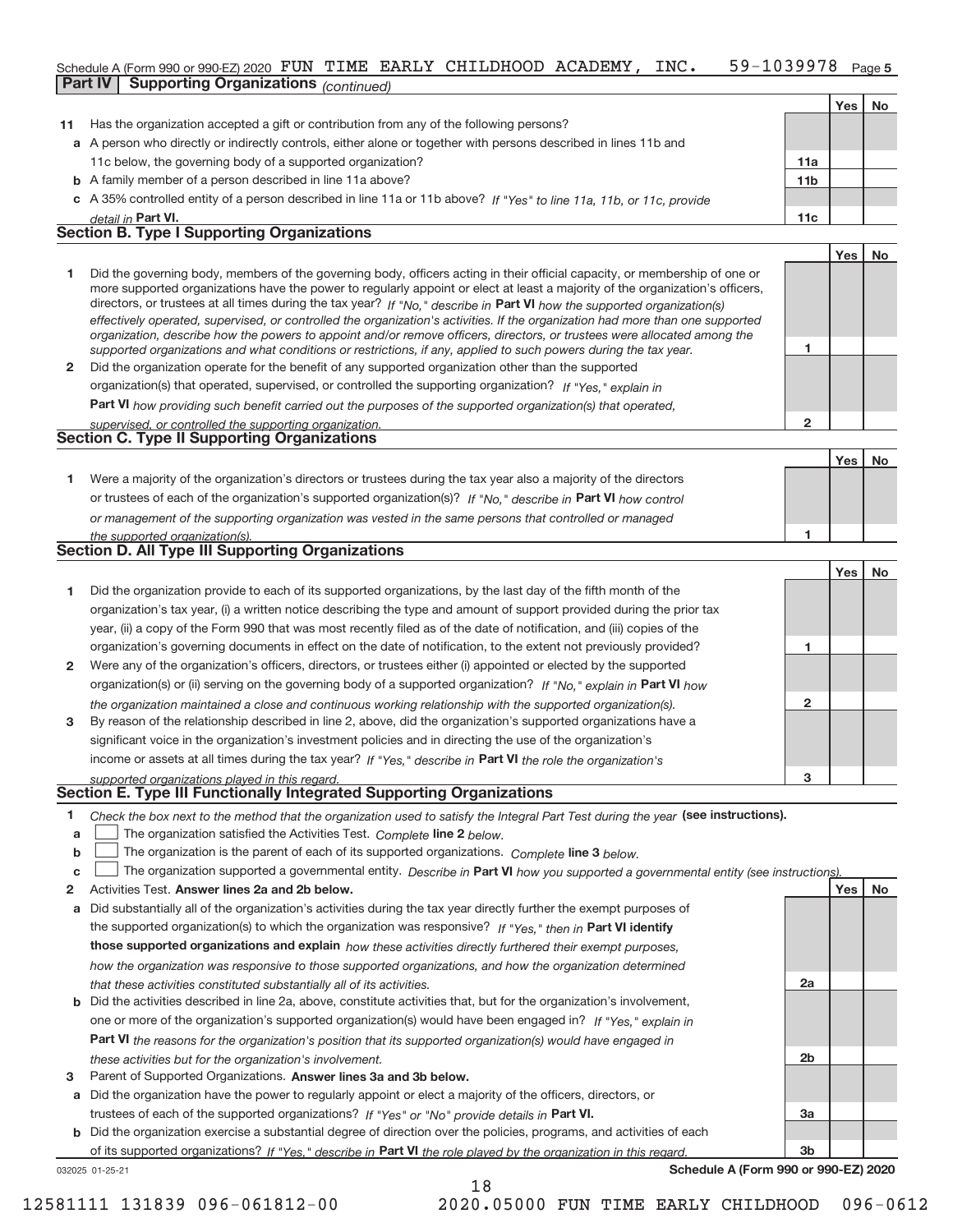Schedule A (Form 990 or 990-EZ) 2020 FUN TIME EARLY CHILDHOOD ACADEMY, INC. 59-1039978 Page 5

**Part IV | Supporting Organizations** *(continued)*

| | | | Yes | No |
|---|---|---|---|---|
| **11** | Has the organization accepted a gift or contribution from any of the following persons? | | | |
| **a** | A person who directly or indirectly controls, either alone or together with persons described in lines 11b and 11c below, the governing body of a supported organization? | **11a** | | |
| **b** | A family member of a person described in line 11a above? | **11b** | | |
| **c** | A 35% controlled entity of a person described in line 11a or 11b above? *If "Yes" to line 11a, 11b, or 11c, provide detail in* **Part VI.** | **11c** | | |

## Section B. Type I Supporting Organizations

| | | | Yes | No |
|---|---|---|---|---|
| **1** | Did the governing body, members of the governing body, officers acting in their official capacity, or membership of one or more supported organizations have the power to regularly appoint or elect at least a majority of the organization's officers, directors, or trustees at all times during the tax year? *If "No," describe in* **Part VI** *how the supported organization(s) effectively operated, supervised, or controlled the organization's activities. If the organization had more than one supported organization, describe how the powers to appoint and/or remove officers, directors, or trustees were allocated among the supported organizations and what conditions or restrictions, if any, applied to such powers during the tax year.* | **1** | | |
| **2** | Did the organization operate for the benefit of any supported organization other than the supported organization(s) that operated, supervised, or controlled the supporting organization? *If "Yes," explain in* **Part VI** *how providing such benefit carried out the purposes of the supported organization(s) that operated, supervised, or controlled the supporting organization.* | **2** | | |

## Section C. Type II Supporting Organizations

| | | | Yes | No |
|---|---|---|---|---|
| **1** | Were a majority of the organization's directors or trustees during the tax year also a majority of the directors or trustees of each of the organization's supported organization(s)? *If "No," describe in* **Part VI** *how control or management of the supporting organization was vested in the same persons that controlled or managed the supported organization(s).* | **1** | | |

## Section D. All Type III Supporting Organizations

| | | | Yes | No |
|---|---|---|---|---|
| **1** | Did the organization provide to each of its supported organizations, by the last day of the fifth month of the organization's tax year, (i) a written notice describing the type and amount of support provided during the prior tax year, (ii) a copy of the Form 990 that was most recently filed as of the date of notification, and (iii) copies of the organization's governing documents in effect on the date of notification, to the extent not previously provided? | **1** | | |
| **2** | Were any of the organization's officers, directors, or trustees either (i) appointed or elected by the supported organization(s) or (ii) serving on the governing body of a supported organization? *If "No," explain in* **Part VI** *how the organization maintained a close and continuous working relationship with the supported organization(s).* | **2** | | |
| **3** | By reason of the relationship described in line 2, above, did the organization's supported organizations have a significant voice in the organization's investment policies and in directing the use of the organization's income or assets at all times during the tax year? *If "Yes," describe in* **Part VI** *the role the organization's supported organizations played in this regard.* | **3** | | |

## Section E. Type III Functionally Integrated Supporting Organizations

**1** *Check the box next to the method that the organization used to satisfy the Integral Part Test during the year* **(see instructions).**

- **a** ☐ The organization satisfied the Activities Test. *Complete* **line 2** *below.*
- **b** ☐ The organization is the parent of each of its supported organizations. *Complete* **line 3** *below.*
- **c** ☐ The organization supported a governmental entity. *Describe in* **Part VI** *how you supported a governmental entity (see instructions).*

| | | | Yes | No |
|---|---|---|---|---|
| **2** | Activities Test. **Answer lines 2a and 2b below.** | | | |
| **a** | Did substantially all of the organization's activities during the tax year directly further the exempt purposes of the supported organization(s) to which the organization was responsive? *If "Yes," then in* **Part VI identify those supported organizations and explain** *how these activities directly furthered their exempt purposes, how the organization was responsive to those supported organizations, and how the organization determined that these activities constituted substantially all of its activities.* | **2a** | | |
| **b** | Did the activities described in line 2a, above, constitute activities that, but for the organization's involvement, one or more of the organization's supported organization(s) would have been engaged in? *If "Yes," explain in* **Part VI** *the reasons for the organization's position that its supported organization(s) would have engaged in these activities but for the organization's involvement.* | **2b** | | |
| **3** | Parent of Supported Organizations. **Answer lines 3a and 3b below.** | | | |
| **a** | Did the organization have the power to regularly appoint or elect a majority of the officers, directors, or trustees of each of the supported organizations? *If "Yes" or "No" provide details in* **Part VI.** | **3a** | | |
| **b** | Did the organization exercise a substantial degree of direction over the policies, programs, and activities of each of its supported organizations? *If "Yes," describe in* **Part VI** *the role played by the organization in this regard.* | **3b** | | |

032025 01-25-21 **Schedule A (Form 990 or 990-EZ) 2020**

12581111 131839 096-061812-00 2020.05000 FUN TIME EARLY CHILDHOOD 096-0612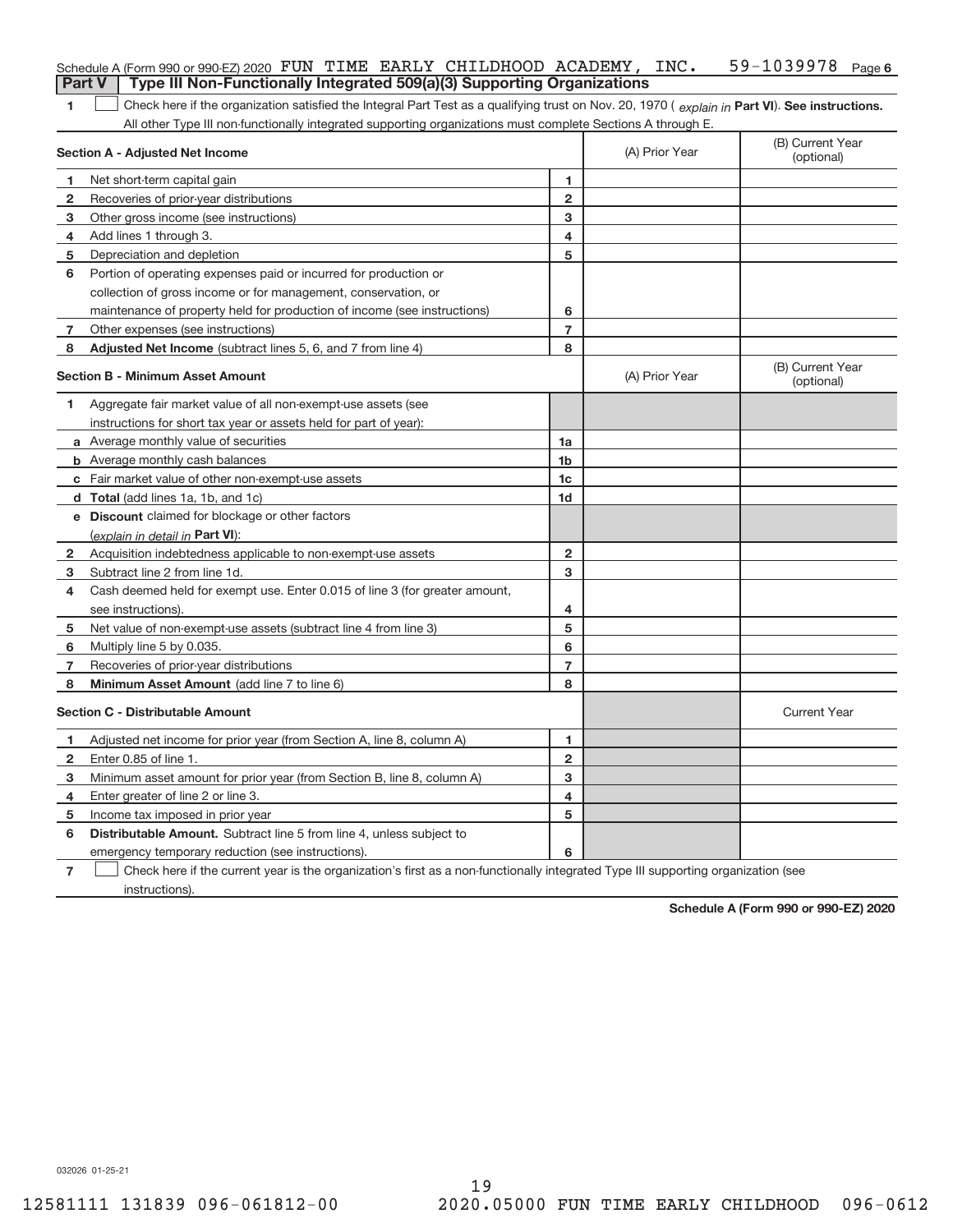Schedule A (Form 990 or 990-EZ) 2020 FUN TIME EARLY CHILDHOOD ACADEMY, INC. 59-1039978 Page 6

## Part V Type III Non-Functionally Integrated 509(a)(3) Supporting Organizations

**1** ☐ Check here if the organization satisfied the Integral Part Test as a qualifying trust on Nov. 20, 1970 ( *explain in* **Part VI**). **See instructions.** All other Type III non-functionally integrated supporting organizations must complete Sections A through E.

| **Section A - Adjusted Net Income** | | | (A) Prior Year | (B) Current Year (optional) |
|---|---|---|---|---|
| 1 | Net short-term capital gain | 1 | | |
| 2 | Recoveries of prior-year distributions | 2 | | |
| 3 | Other gross income (see instructions) | 3 | | |
| 4 | Add lines 1 through 3. | 4 | | |
| 5 | Depreciation and depletion | 5 | | |
| 6 | Portion of operating expenses paid or incurred for production or collection of gross income or for management, conservation, or maintenance of property held for production of income (see instructions) | 6 | | |
| 7 | Other expenses (see instructions) | 7 | | |
| 8 | **Adjusted Net Income** (subtract lines 5, 6, and 7 from line 4) | 8 | | |

| **Section B - Minimum Asset Amount** | | | (A) Prior Year | (B) Current Year (optional) |
|---|---|---|---|---|
| 1 | Aggregate fair market value of all non-exempt-use assets (see instructions for short tax year or assets held for part of year): | | | |
| a | Average monthly value of securities | 1a | | |
| b | Average monthly cash balances | 1b | | |
| c | Fair market value of other non-exempt-use assets | 1c | | |
| d | **Total** (add lines 1a, 1b, and 1c) | 1d | | |
| e | **Discount** claimed for blockage or other factors (*explain in detail in* **Part VI**): | | | |
| 2 | Acquisition indebtedness applicable to non-exempt-use assets | 2 | | |
| 3 | Subtract line 2 from line 1d. | 3 | | |
| 4 | Cash deemed held for exempt use. Enter 0.015 of line 3 (for greater amount, see instructions). | 4 | | |
| 5 | Net value of non-exempt-use assets (subtract line 4 from line 3) | 5 | | |
| 6 | Multiply line 5 by 0.035. | 6 | | |
| 7 | Recoveries of prior-year distributions | 7 | | |
| 8 | **Minimum Asset Amount** (add line 7 to line 6) | 8 | | |

| **Section C - Distributable Amount** | | | | Current Year |
|---|---|---|---|---|
| 1 | Adjusted net income for prior year (from Section A, line 8, column A) | 1 | | |
| 2 | Enter 0.85 of line 1. | 2 | | |
| 3 | Minimum asset amount for prior year (from Section B, line 8, column A) | 3 | | |
| 4 | Enter greater of line 2 or line 3. | 4 | | |
| 5 | Income tax imposed in prior year | 5 | | |
| 6 | **Distributable Amount.** Subtract line 5 from line 4, unless subject to emergency temporary reduction (see instructions). | 6 | | |

**7** ☐ Check here if the current year is the organization's first as a non-functionally integrated Type III supporting organization (see instructions).

**Schedule A (Form 990 or 990-EZ) 2020**

032026 01-25-21

12581111 131839 096-061812-00 2020.05000 FUN TIME EARLY CHILDHOOD 096-0612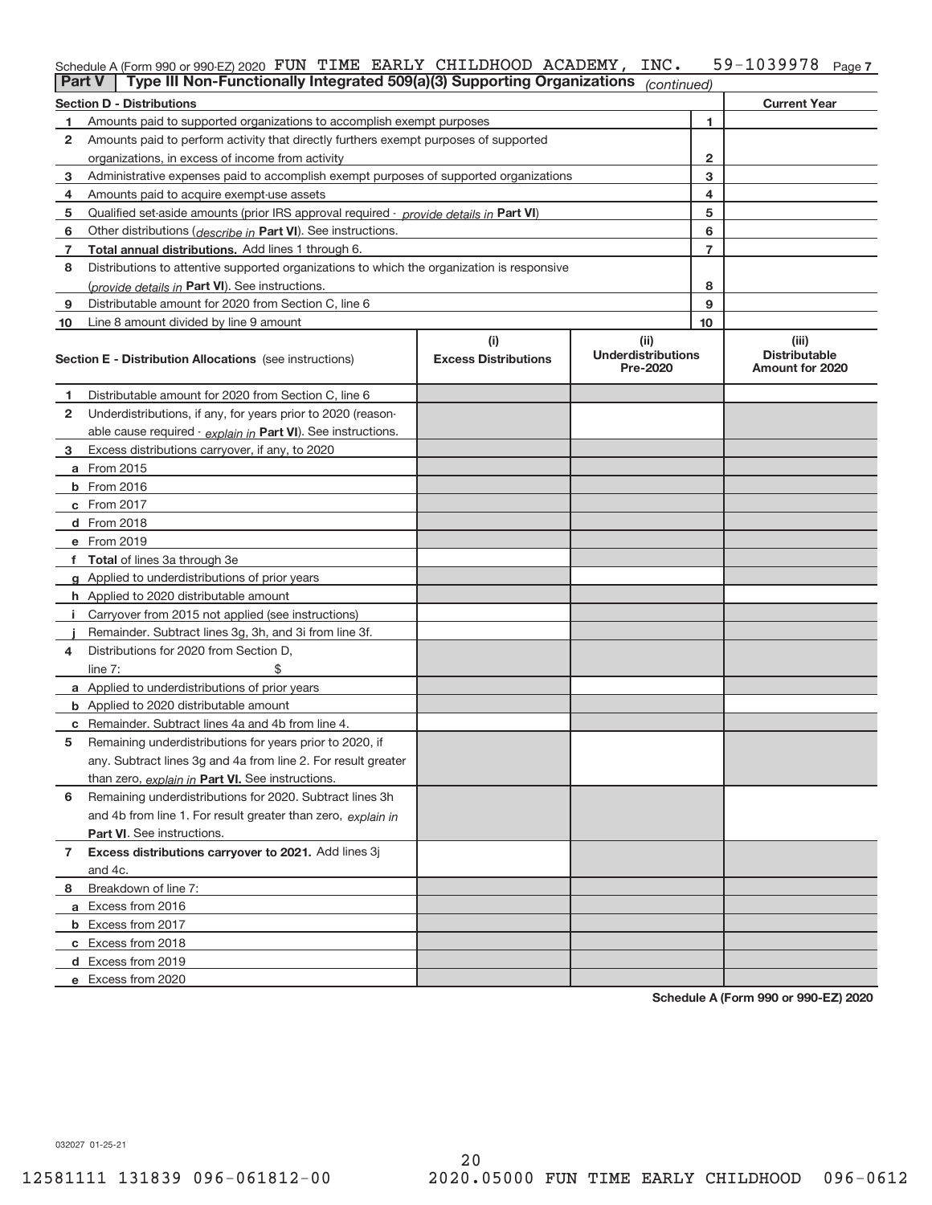Schedule A (Form 990 or 990-EZ) 2020 FUN TIME EARLY CHILDHOOD ACADEMY, INC. 59-1039978 Page 7

**Part V | Type III Non-Functionally Integrated 509(a)(3) Supporting Organizations** *(continued)*

| Section D - Distributions | | | Current Year |
|---|---|---|---|
| 1 | Amounts paid to supported organizations to accomplish exempt purposes | 1 | |
| 2 | Amounts paid to perform activity that directly furthers exempt purposes of supported organizations, in excess of income from activity | 2 | |
| 3 | Administrative expenses paid to accomplish exempt purposes of supported organizations | 3 | |
| 4 | Amounts paid to acquire exempt-use assets | 4 | |
| 5 | Qualified set-aside amounts (prior IRS approval required - *provide details in* **Part VI**) | 5 | |
| 6 | Other distributions (*describe in* **Part VI**). See instructions. | 6 | |
| 7 | **Total annual distributions.** Add lines 1 through 6. | 7 | |
| 8 | Distributions to attentive supported organizations to which the organization is responsive (*provide details in* **Part VI**). See instructions. | 8 | |
| 9 | Distributable amount for 2020 from Section C, line 6 | 9 | |
| 10 | Line 8 amount divided by line 9 amount | 10 | |

| | **Section E - Distribution Allocations** (see instructions) | (i) Excess Distributions | (ii) Underdistributions Pre-2020 | (iii) Distributable Amount for 2020 |
|---|---|---|---|---|
| 1 | Distributable amount for 2020 from Section C, line 6 | | | |
| 2 | Underdistributions, if any, for years prior to 2020 (reasonable cause required - *explain in* **Part VI**). See instructions. | | | |
| 3 | Excess distributions carryover, if any, to 2020 | | | |
| a | From 2015 | | | |
| b | From 2016 | | | |
| c | From 2017 | | | |
| d | From 2018 | | | |
| e | From 2019 | | | |
| f | **Total** of lines 3a through 3e | | | |
| g | Applied to underdistributions of prior years | | | |
| h | Applied to 2020 distributable amount | | | |
| i | Carryover from 2015 not applied (see instructions) | | | |
| j | Remainder. Subtract lines 3g, 3h, and 3i from line 3f. | | | |
| 4 | Distributions for 2020 from Section D, line 7: $ | | | |
| a | Applied to underdistributions of prior years | | | |
| b | Applied to 2020 distributable amount | | | |
| c | Remainder. Subtract lines 4a and 4b from line 4. | | | |
| 5 | Remaining underdistributions for years prior to 2020, if any. Subtract lines 3g and 4a from line 2. For result greater than zero, *explain in* **Part VI.** See instructions. | | | |
| 6 | Remaining underdistributions for 2020. Subtract lines 3h and 4b from line 1. For result greater than zero, *explain in* **Part VI**. See instructions. | | | |
| 7 | **Excess distributions carryover to 2021.** Add lines 3j and 4c. | | | |
| 8 | Breakdown of line 7: | | | |
| a | Excess from 2016 | | | |
| b | Excess from 2017 | | | |
| c | Excess from 2018 | | | |
| d | Excess from 2019 | | | |
| e | Excess from 2020 | | | |

**Schedule A (Form 990 or 990-EZ) 2020**

032027 01-25-21

12581111 131839 096-061812-00 2020.05000 FUN TIME EARLY CHILDHOOD 096-0612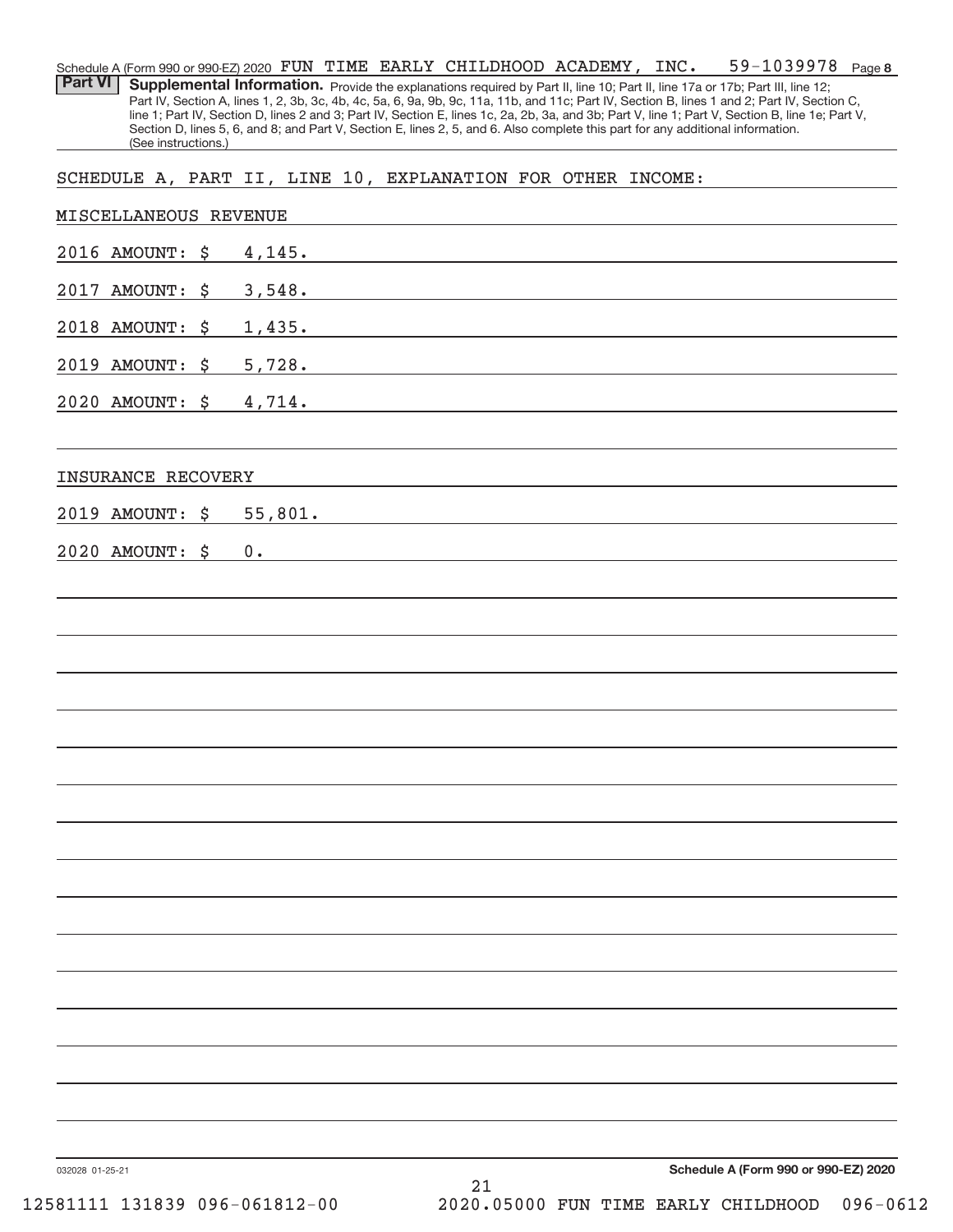Schedule A (Form 990 or 990-EZ) 2020 FUN TIME EARLY CHILDHOOD ACADEMY, INC. 59-1039978 Page **8**

**Part VI** **Supplemental Information.** Provide the explanations required by Part II, line 10; Part II, line 17a or 17b; Part III, line 12; Part IV, Section A, lines 1, 2, 3b, 3c, 4b, 4c, 5a, 6, 9a, 9b, 9c, 11a, 11b, and 11c; Part IV, Section B, lines 1 and 2; Part IV, Section C, line 1; Part IV, Section D, lines 2 and 3; Part IV, Section E, lines 1c, 2a, 2b, 3a, and 3b; Part V, line 1; Part V, Section B, line 1e; Part V, Section D, lines 5, 6, and 8; and Part V, Section E, lines 2, 5, and 6. Also complete this part for any additional information. (See instructions.)

SCHEDULE A, PART II, LINE 10, EXPLANATION FOR OTHER INCOME:

MISCELLANEOUS REVENUE

2016 AMOUNT: $ 4,145.

2017 AMOUNT: $ 3,548.

2018 AMOUNT: $ 1,435.

2019 AMOUNT: $ 5,728.

2020 AMOUNT: $ 4,714.

INSURANCE RECOVERY

2019 AMOUNT: $ 55,801.

2020 AMOUNT: $ 0.

032028 01-25-21

**Schedule A (Form 990 or 990-EZ) 2020**

12581111 131839 096-061812-00 2020.05000 FUN TIME EARLY CHILDHOOD 096-0612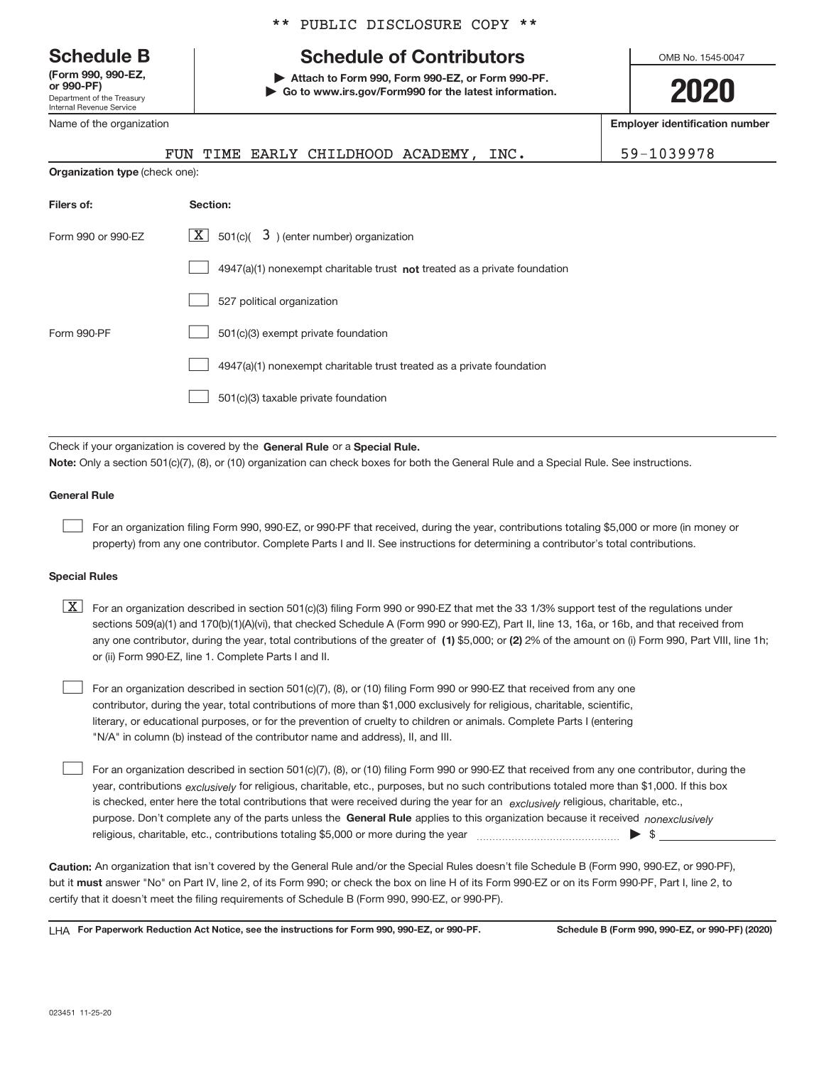** PUBLIC DISCLOSURE COPY **

# Schedule B

**(Form 990, 990-EZ, or 990-PF)**

Department of the Treasury
Internal Revenue Service

## Schedule of Contributors

**▶ Attach to Form 990, Form 990-EZ, or Form 990-PF.**
**▶ Go to www.irs.gov/Form990 for the latest information.**

OMB No. 1545-0047

**2020**

| Name of the organization | Employer identification number |
|---|---|
| FUN TIME EARLY CHILDHOOD ACADEMY, INC. | 59-1039978 |

**Organization type** (check one):

| Filers of: | Section: |
|---|---|
| Form 990 or 990-EZ | [X] 501(c)( 3 ) (enter number) organization |
| | [ ] 4947(a)(1) nonexempt charitable trust **not** treated as a private foundation |
| | [ ] 527 political organization |
| Form 990-PF | [ ] 501(c)(3) exempt private foundation |
| | [ ] 4947(a)(1) nonexempt charitable trust treated as a private foundation |
| | [ ] 501(c)(3) taxable private foundation |

Check if your organization is covered by the **General Rule** or a **Special Rule.**

**Note:** Only a section 501(c)(7), (8), or (10) organization can check boxes for both the General Rule and a Special Rule. See instructions.

**General Rule**

[ ] For an organization filing Form 990, 990-EZ, or 990-PF that received, during the year, contributions totaling $5,000 or more (in money or property) from any one contributor. Complete Parts I and II. See instructions for determining a contributor's total contributions.

**Special Rules**

[X] For an organization described in section 501(c)(3) filing Form 990 or 990-EZ that met the 33 1/3% support test of the regulations under sections 509(a)(1) and 170(b)(1)(A)(vi), that checked Schedule A (Form 990 or 990-EZ), Part II, line 13, 16a, or 16b, and that received from any one contributor, during the year, total contributions of the greater of **(1)** $5,000; or **(2)** 2% of the amount on (i) Form 990, Part VIII, line 1h; or (ii) Form 990-EZ, line 1. Complete Parts I and II.

[ ] For an organization described in section 501(c)(7), (8), or (10) filing Form 990 or 990-EZ that received from any one contributor, during the year, total contributions of more than $1,000 exclusively for religious, charitable, scientific, literary, or educational purposes, or for the prevention of cruelty to children or animals. Complete Parts I (entering "N/A" in column (b) instead of the contributor name and address), II, and III.

[ ] For an organization described in section 501(c)(7), (8), or (10) filing Form 990 or 990-EZ that received from any one contributor, during the year, contributions *exclusively* for religious, charitable, etc., purposes, but no such contributions totaled more than $1,000. If this box is checked, enter here the total contributions that were received during the year for an *exclusively* religious, charitable, etc., purpose. Don't complete any of the parts unless the **General Rule** applies to this organization because it received *nonexclusively* religious, charitable, etc., contributions totaling $5,000 or more during the year ▶ $

**Caution:** An organization that isn't covered by the General Rule and/or the Special Rules doesn't file Schedule B (Form 990, 990-EZ, or 990-PF), but it **must** answer "No" on Part IV, line 2, of its Form 990; or check the box on line H of its Form 990-EZ or on its Form 990-PF, Part I, line 2, to certify that it doesn't meet the filing requirements of Schedule B (Form 990, 990-EZ, or 990-PF).

LHA **For Paperwork Reduction Act Notice, see the instructions for Form 990, 990-EZ, or 990-PF.** **Schedule B (Form 990, 990-EZ, or 990-PF) (2020)**

023451 11-25-20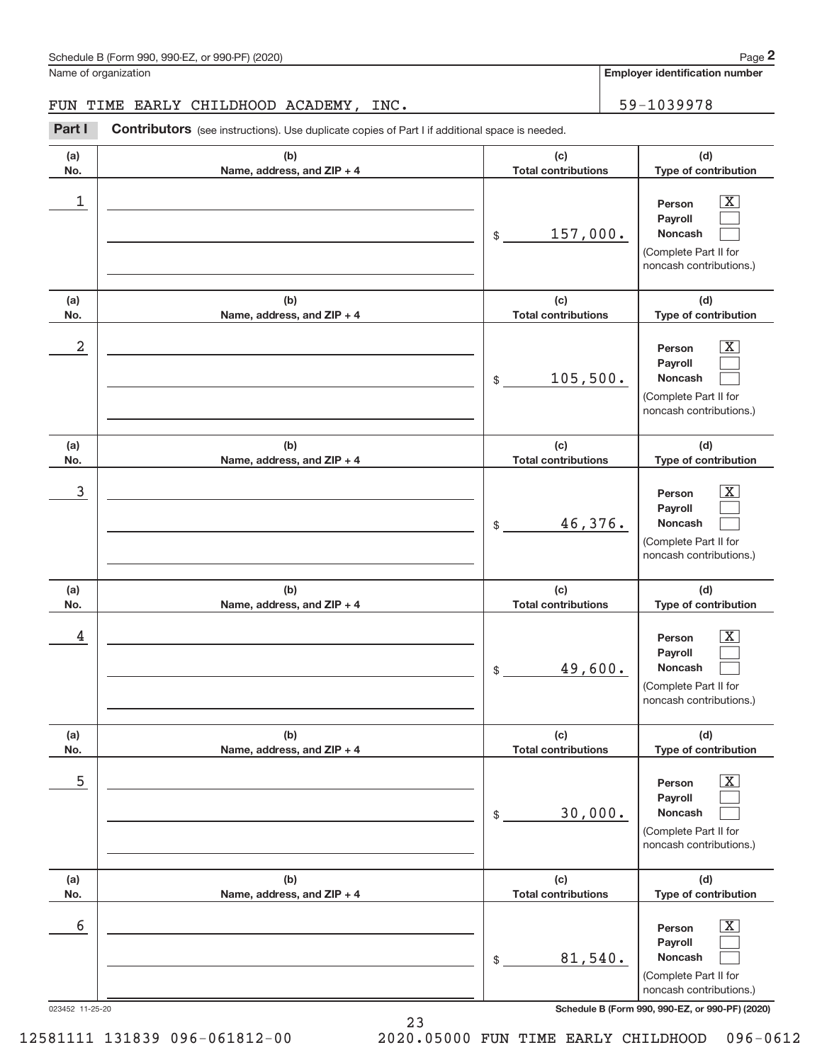Schedule B (Form 990, 990-EZ, or 990-PF) (2020)

Name of organization: FUN TIME EARLY CHILDHOOD ACADEMY, INC.

Employer identification number: 59-1039978

**Part I** **Contributors** (see instructions). Use duplicate copies of Part I if additional space is needed.

| (a) No. | (b) Name, address, and ZIP + 4 | (c) Total contributions | (d) Type of contribution |
|---|---|---|---|
| 1 | | $ 157,000. | Person [X] Payroll [ ] Noncash [ ] (Complete Part II for noncash contributions.) |
| 2 | | $ 105,500. | Person [X] Payroll [ ] Noncash [ ] (Complete Part II for noncash contributions.) |
| 3 | | $ 46,376. | Person [X] Payroll [ ] Noncash [ ] (Complete Part II for noncash contributions.) |
| 4 | | $ 49,600. | Person [X] Payroll [ ] Noncash [ ] (Complete Part II for noncash contributions.) |
| 5 | | $ 30,000. | Person [X] Payroll [ ] Noncash [ ] (Complete Part II for noncash contributions.) |
| 6 | | $ 81,540. | Person [X] Payroll [ ] Noncash [ ] (Complete Part II for noncash contributions.) |

023452 11-25-20

Schedule B (Form 990, 990-EZ, or 990-PF) (2020)

12581111 131839 096-061812-00 2020.05000 FUN TIME EARLY CHILDHOOD 096-0612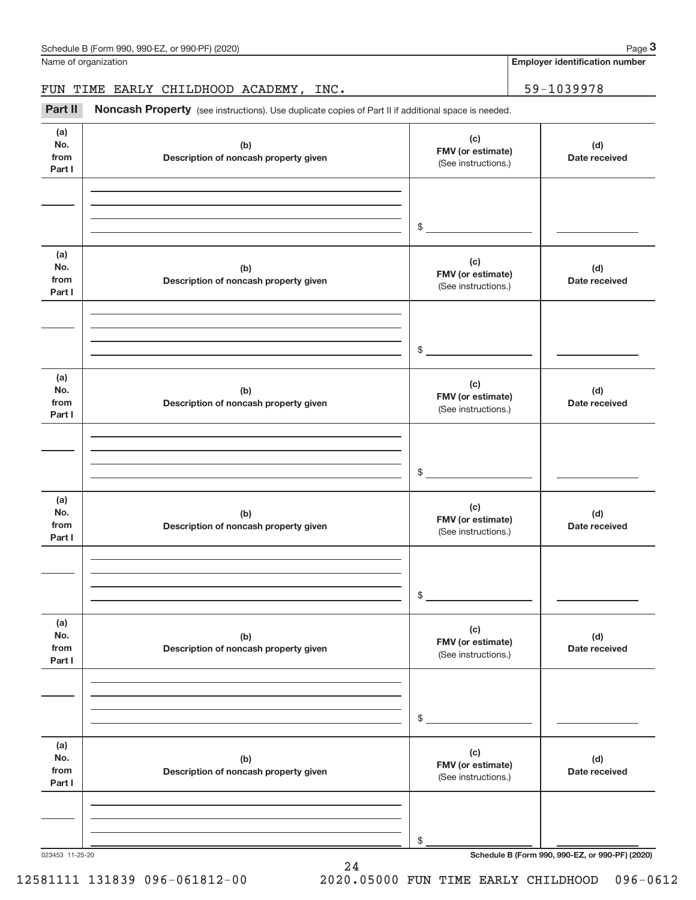Schedule B (Form 990, 990-EZ, or 990-PF) (2020)

| Name of organization | Employer identification number |
|---|---|
| FUN TIME EARLY CHILDHOOD ACADEMY, INC. | 59-1039978 |

**Part II** **Noncash Property** (see instructions). Use duplicate copies of Part II if additional space is needed.

| (a) No. from Part I | (b) Description of noncash property given | (c) FMV (or estimate) (See instructions.) | (d) Date received |
|---|---|---|---|
| | | $ | |

| (a) No. from Part I | (b) Description of noncash property given | (c) FMV (or estimate) (See instructions.) | (d) Date received |
|---|---|---|---|
| | | $ | |

| (a) No. from Part I | (b) Description of noncash property given | (c) FMV (or estimate) (See instructions.) | (d) Date received |
|---|---|---|---|
| | | $ | |

| (a) No. from Part I | (b) Description of noncash property given | (c) FMV (or estimate) (See instructions.) | (d) Date received |
|---|---|---|---|
| | | $ | |

| (a) No. from Part I | (b) Description of noncash property given | (c) FMV (or estimate) (See instructions.) | (d) Date received |
|---|---|---|---|
| | | $ | |

| (a) No. from Part I | (b) Description of noncash property given | (c) FMV (or estimate) (See instructions.) | (d) Date received |
|---|---|---|---|
| | | $ | |

023453 11-25-20

**Schedule B (Form 990, 990-EZ, or 990-PF) (2020)**

12581111 131839 096-061812-00 2020.05000 FUN TIME EARLY CHILDHOOD 096-0612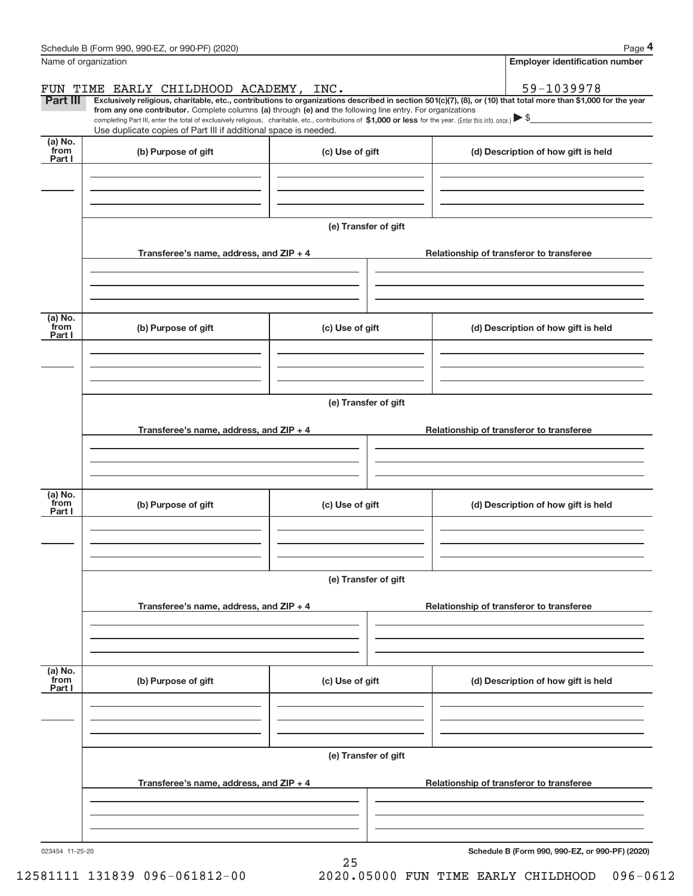Name of organization

**Employer identification number**

FUN TIME EARLY CHILDHOOD ACADEMY, INC. 59-1039978

**Part III** **Exclusively religious, charitable, etc., contributions to organizations described in section 501(c)(7), (8), or (10) that total more than $1,000 for the year from any one contributor.** Complete columns **(a)** through **(e) and** the following line entry. For organizations completing Part III, enter the total of exclusively religious, charitable, etc., contributions of **$1,000 or less** for the year. (Enter this info. once.) ▶ $

Use duplicate copies of Part III if additional space is needed.

| (a) No. from Part I | (b) Purpose of gift | (c) Use of gift | (d) Description of how gift is held |
|---|---|---|---|
| | | | |

(e) Transfer of gift

| Transferee's name, address, and ZIP + 4 | Relationship of transferor to transferee |
|---|---|
| | |

| (a) No. from Part I | (b) Purpose of gift | (c) Use of gift | (d) Description of how gift is held |
|---|---|---|---|
| | | | |

(e) Transfer of gift

| Transferee's name, address, and ZIP + 4 | Relationship of transferor to transferee |
|---|---|
| | |

| (a) No. from Part I | (b) Purpose of gift | (c) Use of gift | (d) Description of how gift is held |
|---|---|---|---|
| | | | |

(e) Transfer of gift

| Transferee's name, address, and ZIP + 4 | Relationship of transferor to transferee |
|---|---|
| | |

| (a) No. from Part I | (b) Purpose of gift | (c) Use of gift | (d) Description of how gift is held |
|---|---|---|---|
| | | | |

(e) Transfer of gift

| Transferee's name, address, and ZIP + 4 | Relationship of transferor to transferee |
|---|---|
| | |

023454 11-25-20 **Schedule B (Form 990, 990-EZ, or 990-PF) (2020)**

12581111 131839 096-061812-00 2020.05000 FUN TIME EARLY CHILDHOOD 096-0612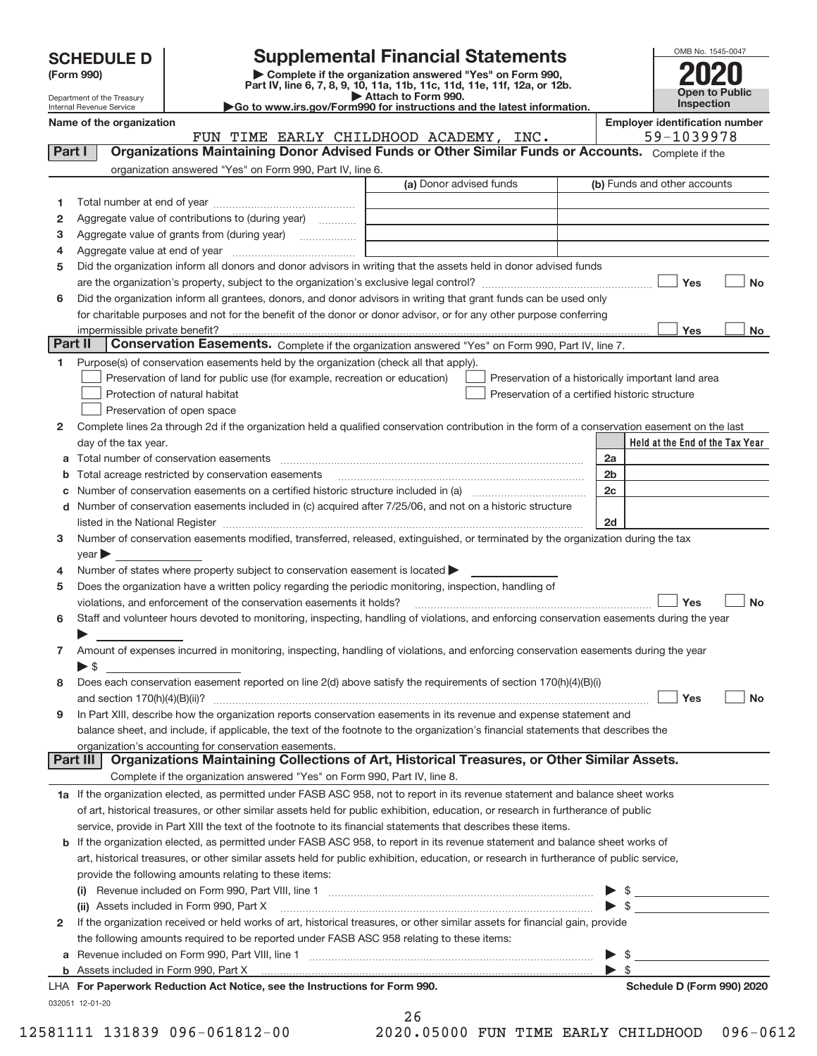# SCHEDULE D (Form 990)

Department of the Treasury
Internal Revenue Service

## Supplemental Financial Statements

▶ Complete if the organization answered "Yes" on Form 990, Part IV, line 6, 7, 8, 9, 10, 11a, 11b, 11c, 11d, 11e, 11f, 12a, or 12b.
▶ Attach to Form 990.
▶Go to www.irs.gov/Form990 for instructions and the latest information.

OMB No. 1545-0047

**2020**

**Open to Public Inspection**

**Name of the organization:** FUN TIME EARLY CHILDHOOD ACADEMY, INC.

**Employer identification number:** 59-1039978

## Part I — Organizations Maintaining Donor Advised Funds or Other Similar Funds or Accounts.

Complete if the organization answered "Yes" on Form 990, Part IV, line 6.

| | | (a) Donor advised funds | (b) Funds and other accounts |
|---|---|---|---|
| 1 | Total number at end of year | | |
| 2 | Aggregate value of contributions to (during year) | | |
| 3 | Aggregate value of grants from (during year) | | |
| 4 | Aggregate value at end of year | | |

5 Did the organization inform all donors and donor advisors in writing that the assets held in donor advised funds are the organization's property, subject to the organization's exclusive legal control? ☐ Yes ☐ No

6 Did the organization inform all grantees, donors, and donor advisors in writing that grant funds can be used only for charitable purposes and not for the benefit of the donor or donor advisor, or for any other purpose conferring impermissible private benefit? ☐ Yes ☐ No

## Part II — Conservation Easements.

Complete if the organization answered "Yes" on Form 990, Part IV, line 7.

1 Purpose(s) of conservation easements held by the organization (check all that apply).

- ☐ Preservation of land for public use (for example, recreation or education)
- ☐ Protection of natural habitat
- ☐ Preservation of open space
- ☐ Preservation of a historically important land area
- ☐ Preservation of a certified historic structure

2 Complete lines 2a through 2d if the organization held a qualified conservation contribution in the form of a conservation easement on the last day of the tax year.

| | | | Held at the End of the Tax Year |
|---|---|---|---|
| a | Total number of conservation easements | 2a | |
| b | Total acreage restricted by conservation easements | 2b | |
| c | Number of conservation easements on a certified historic structure included in (a) | 2c | |
| d | Number of conservation easements included in (c) acquired after 7/25/06, and not on a historic structure listed in the National Register | 2d | |

3 Number of conservation easements modified, transferred, released, extinguished, or terminated by the organization during the tax year ▶

4 Number of states where property subject to conservation easement is located ▶

5 Does the organization have a written policy regarding the periodic monitoring, inspection, handling of violations, and enforcement of the conservation easements it holds? ☐ Yes ☐ No

6 Staff and volunteer hours devoted to monitoring, inspecting, handling of violations, and enforcing conservation easements during the year ▶

7 Amount of expenses incurred in monitoring, inspecting, handling of violations, and enforcing conservation easements during the year ▶ $

8 Does each conservation easement reported on line 2(d) above satisfy the requirements of section 170(h)(4)(B)(i) and section 170(h)(4)(B)(ii)? ☐ Yes ☐ No

9 In Part XIII, describe how the organization reports conservation easements in its revenue and expense statement and balance sheet, and include, if applicable, the text of the footnote to the organization's financial statements that describes the organization's accounting for conservation easements.

## Part III — Organizations Maintaining Collections of Art, Historical Treasures, or Other Similar Assets.

Complete if the organization answered "Yes" on Form 990, Part IV, line 8.

1a If the organization elected, as permitted under FASB ASC 958, not to report in its revenue statement and balance sheet works of art, historical treasures, or other similar assets held for public exhibition, education, or research in furtherance of public service, provide in Part XIII the text of the footnote to its financial statements that describes these items.

b If the organization elected, as permitted under FASB ASC 958, to report in its revenue statement and balance sheet works of art, historical treasures, or other similar assets held for public exhibition, education, or research in furtherance of public service, provide the following amounts relating to these items:

(i) Revenue included on Form 990, Part VIII, line 1 ▶ $

(ii) Assets included in Form 990, Part X ▶ $

2 If the organization received or held works of art, historical treasures, or other similar assets for financial gain, provide the following amounts required to be reported under FASB ASC 958 relating to these items:

a Revenue included on Form 990, Part VIII, line 1 ▶ $

b Assets included in Form 990, Part X ▶ $

LHA For Paperwork Reduction Act Notice, see the Instructions for Form 990. **Schedule D (Form 990) 2020**

032051 12-01-20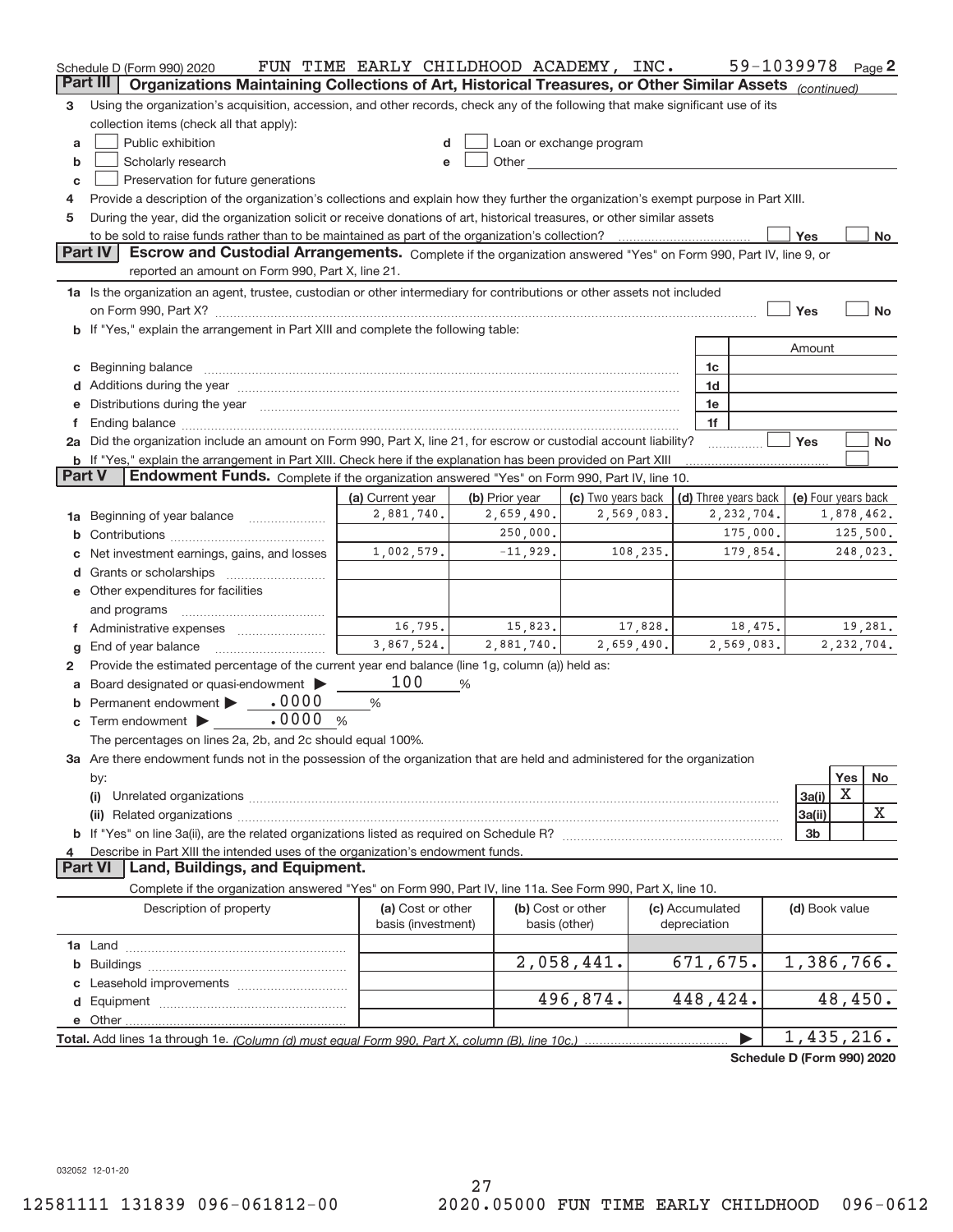Schedule D (Form 990) 2020 FUN TIME EARLY CHILDHOOD ACADEMY, INC. 59-1039978 Page 2

## Part III Organizations Maintaining Collections of Art, Historical Treasures, or Other Similar Assets *(continued)*

3 Using the organization's acquisition, accession, and other records, check any of the following that make significant use of its collection items (check all that apply):

- a ☐ Public exhibition
- b ☐ Scholarly research
- c ☐ Preservation for future generations
- d ☐ Loan or exchange program
- e ☐ Other

4 Provide a description of the organization's collections and explain how they further the organization's exempt purpose in Part XIII.

5 During the year, did the organization solicit or receive donations of art, historical treasures, or other similar assets to be sold to raise funds rather than to be maintained as part of the organization's collection? ☐ Yes ☐ No

## Part IV Escrow and Custodial Arrangements.

Complete if the organization answered "Yes" on Form 990, Part IV, line 9, or reported an amount on Form 990, Part X, line 21.

1a Is the organization an agent, trustee, custodian or other intermediary for contributions or other assets not included on Form 990, Part X? ☐ Yes ☐ No

b If "Yes," explain the arrangement in Part XIII and complete the following table:

| | | Amount |
|---|---|---|
| c Beginning balance | 1c | |
| d Additions during the year | 1d | |
| e Distributions during the year | 1e | |
| f Ending balance | 1f | |

2a Did the organization include an amount on Form 990, Part X, line 21, for escrow or custodial account liability? ☐ Yes ☐ No

b If "Yes," explain the arrangement in Part XIII. Check here if the explanation has been provided on Part XIII ☐

## Part V Endowment Funds.

Complete if the organization answered "Yes" on Form 990, Part IV, line 10.

| | (a) Current year | (b) Prior year | (c) Two years back | (d) Three years back | (e) Four years back |
|---|---|---|---|---|---|
| 1a Beginning of year balance | 2,881,740. | 2,659,490. | 2,569,083. | 2,232,704. | 1,878,462. |
| b Contributions | | 250,000. | | 175,000. | 125,500. |
| c Net investment earnings, gains, and losses | 1,002,579. | -11,929. | 108,235. | 179,854. | 248,023. |
| d Grants or scholarships | | | | | |
| e Other expenditures for facilities and programs | | | | | |
| f Administrative expenses | 16,795. | 15,823. | 17,828. | 18,475. | 19,281. |
| g End of year balance | 3,867,524. | 2,881,740. | 2,659,490. | 2,569,083. | 2,232,704. |

2 Provide the estimated percentage of the current year end balance (line 1g, column (a)) held as:

- a Board designated or quasi-endowment ▶ 100 %
- b Permanent endowment ▶ .0000 %
- c Term endowment ▶ .0000 %

The percentages on lines 2a, 2b, and 2c should equal 100%.

3a Are there endowment funds not in the possession of the organization that are held and administered for the organization by:

| | | Yes | No |
|---|---|---|---|
| (i) Unrelated organizations | 3a(i) | X | |
| (ii) Related organizations | 3a(ii) | | X |
| b If "Yes" on line 3a(ii), are the related organizations listed as required on Schedule R? | 3b | | |

4 Describe in Part XIII the intended uses of the organization's endowment funds.

## Part VI Land, Buildings, and Equipment.

Complete if the organization answered "Yes" on Form 990, Part IV, line 11a. See Form 990, Part X, line 10.

| Description of property | (a) Cost or other basis (investment) | (b) Cost or other basis (other) | (c) Accumulated depreciation | (d) Book value |
|---|---|---|---|---|
| 1a Land | | | | |
| b Buildings | | 2,058,441. | 671,675. | 1,386,766. |
| c Leasehold improvements | | | | |
| d Equipment | | 496,874. | 448,424. | 48,450. |
| e Other | | | | |
| **Total.** Add lines 1a through 1e. *(Column (d) must equal Form 990, Part X, column (B), line 10c.)* | | | ▶ | 1,435,216. |

**Schedule D (Form 990) 2020**

032052 12-01-20

12581111 131839 096-061812-00 2020.05000 FUN TIME EARLY CHILDHOOD 096-0612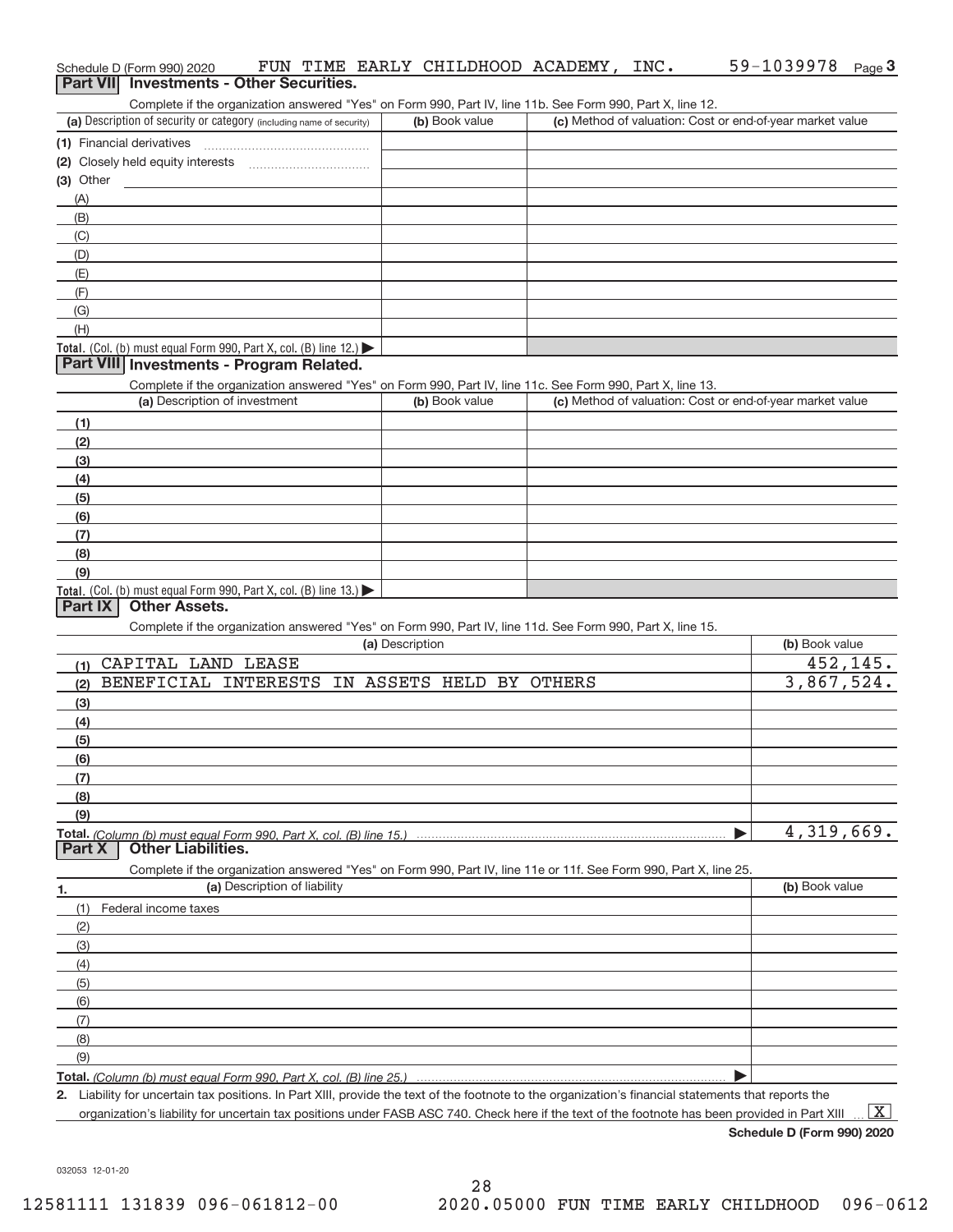Schedule D (Form 990) 2020 FUN TIME EARLY CHILDHOOD ACADEMY, INC. 59-1039978 Page 3

## Part VII Investments - Other Securities.

Complete if the organization answered "Yes" on Form 990, Part IV, line 11b. See Form 990, Part X, line 12.

| (a) Description of security or category (including name of security) | (b) Book value | (c) Method of valuation: Cost or end-of-year market value |
|---|---|---|
| (1) Financial derivatives | | |
| (2) Closely held equity interests | | |
| (3) Other | | |
| (A) | | |
| (B) | | |
| (C) | | |
| (D) | | |
| (E) | | |
| (F) | | |
| (G) | | |
| (H) | | |
| **Total.** (Col. (b) must equal Form 990, Part X, col. (B) line 12.) ▶ | | |

## Part VIII Investments - Program Related.

Complete if the organization answered "Yes" on Form 990, Part IV, line 11c. See Form 990, Part X, line 13.

| (a) Description of investment | (b) Book value | (c) Method of valuation: Cost or end-of-year market value |
|---|---|---|
| (1) | | |
| (2) | | |
| (3) | | |
| (4) | | |
| (5) | | |
| (6) | | |
| (7) | | |
| (8) | | |
| (9) | | |
| **Total.** (Col. (b) must equal Form 990, Part X, col. (B) line 13.) ▶ | | |

## Part IX Other Assets.

Complete if the organization answered "Yes" on Form 990, Part IV, line 11d. See Form 990, Part X, line 15.

| (a) Description | (b) Book value |
|---|---|
| (1) CAPITAL LAND LEASE | 452,145. |
| (2) BENEFICIAL INTERESTS IN ASSETS HELD BY OTHERS | 3,867,524. |
| (3) | |
| (4) | |
| (5) | |
| (6) | |
| (7) | |
| (8) | |
| (9) | |
| **Total.** *(Column (b) must equal Form 990, Part X, col. (B) line 15.)* ▶ | 4,319,669. |

## Part X Other Liabilities.

Complete if the organization answered "Yes" on Form 990, Part IV, line 11e or 11f. See Form 990, Part X, line 25.

| 1. (a) Description of liability | (b) Book value |
|---|---|
| (1) Federal income taxes | |
| (2) | |
| (3) | |
| (4) | |
| (5) | |
| (6) | |
| (7) | |
| (8) | |
| (9) | |
| **Total.** *(Column (b) must equal Form 990, Part X, col. (B) line 25.)* ▶ | |

2. Liability for uncertain tax positions. In Part XIII, provide the text of the footnote to the organization's financial statements that reports the organization's liability for uncertain tax positions under FASB ASC 740. Check here if the text of the footnote has been provided in Part XIII ... [X]

**Schedule D (Form 990) 2020**

032053 12-01-20

12581111 131839 096-061812-00 2020.05000 FUN TIME EARLY CHILDHOOD 096-0612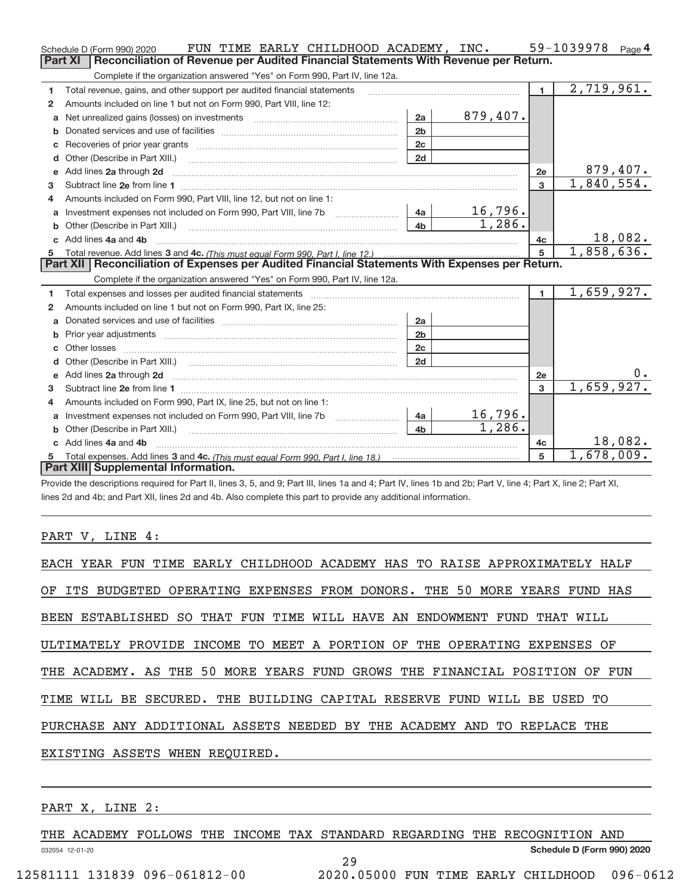Schedule D (Form 990) 2020 FUN TIME EARLY CHILDHOOD ACADEMY, INC. 59-1039978 Page 4

## Part XI Reconciliation of Revenue per Audited Financial Statements With Revenue per Return.

Complete if the organization answered "Yes" on Form 990, Part IV, line 12a.

| | | | | | |
|---|---|---|---|---|---|
| 1 | Total revenue, gains, and other support per audited financial statements | | | 1 | 2,719,961. |
| 2 | Amounts included on line 1 but not on Form 990, Part VIII, line 12: | | | | |
| a | Net unrealized gains (losses) on investments | 2a | 879,407. | | |
| b | Donated services and use of facilities | 2b | | | |
| c | Recoveries of prior year grants | 2c | | | |
| d | Other (Describe in Part XIII.) | 2d | | | |
| e | Add lines 2a through 2d | | | 2e | 879,407. |
| 3 | Subtract line 2e from line 1 | | | 3 | 1,840,554. |
| 4 | Amounts included on Form 990, Part VIII, line 12, but not on line 1: | | | | |
| a | Investment expenses not included on Form 990, Part VIII, line 7b | 4a | 16,796. | | |
| b | Other (Describe in Part XIII.) | 4b | 1,286. | | |
| c | Add lines 4a and 4b | | | 4c | 18,082. |
| 5 | Total revenue. Add lines 3 and 4c. *(This must equal Form 990, Part I, line 12.)* | | | 5 | 1,858,636. |

## Part XII Reconciliation of Expenses per Audited Financial Statements With Expenses per Return.

Complete if the organization answered "Yes" on Form 990, Part IV, line 12a.

| | | | | | |
|---|---|---|---|---|---|
| 1 | Total expenses and losses per audited financial statements | | | 1 | 1,659,927. |
| 2 | Amounts included on line 1 but not on Form 990, Part IX, line 25: | | | | |
| a | Donated services and use of facilities | 2a | | | |
| b | Prior year adjustments | 2b | | | |
| c | Other losses | 2c | | | |
| d | Other (Describe in Part XIII.) | 2d | | | |
| e | Add lines 2a through 2d | | | 2e | 0. |
| 3 | Subtract line 2e from line 1 | | | 3 | 1,659,927. |
| 4 | Amounts included on Form 990, Part IX, line 25, but not on line 1: | | | | |
| a | Investment expenses not included on Form 990, Part VIII, line 7b | 4a | 16,796. | | |
| b | Other (Describe in Part XIII.) | 4b | 1,286. | | |
| c | Add lines 4a and 4b | | | 4c | 18,082. |
| 5 | Total expenses. Add lines 3 and 4c. *(This must equal Form 990, Part I, line 18.)* | | | 5 | 1,678,009. |

## Part XIII Supplemental Information.

Provide the descriptions required for Part II, lines 3, 5, and 9; Part III, lines 1a and 4; Part IV, lines 1b and 2b; Part V, line 4; Part X, line 2; Part XI, lines 2d and 4b; and Part XII, lines 2d and 4b. Also complete this part to provide any additional information.

PART V, LINE 4:

EACH YEAR FUN TIME EARLY CHILDHOOD ACADEMY HAS TO RAISE APPROXIMATELY HALF OF ITS BUDGETED OPERATING EXPENSES FROM DONORS. THE 50 MORE YEARS FUND HAS BEEN ESTABLISHED SO THAT FUN TIME WILL HAVE AN ENDOWMENT FUND THAT WILL ULTIMATELY PROVIDE INCOME TO MEET A PORTION OF THE OPERATING EXPENSES OF THE ACADEMY. AS THE 50 MORE YEARS FUND GROWS THE FINANCIAL POSITION OF FUN TIME WILL BE SECURED. THE BUILDING CAPITAL RESERVE FUND WILL BE USED TO PURCHASE ANY ADDITIONAL ASSETS NEEDED BY THE ACADEMY AND TO REPLACE THE EXISTING ASSETS WHEN REQUIRED.

PART X, LINE 2:

THE ACADEMY FOLLOWS THE INCOME TAX STANDARD REGARDING THE RECOGNITION AND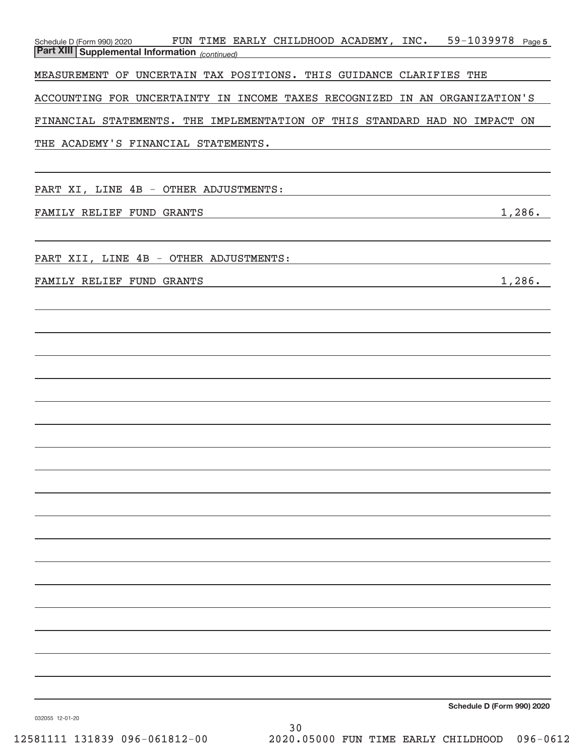**Part XIII Supplemental Information** *(continued)*

MEASUREMENT OF UNCERTAIN TAX POSITIONS. THIS GUIDANCE CLARIFIES THE ACCOUNTING FOR UNCERTAINTY IN INCOME TAXES RECOGNIZED IN AN ORGANIZATION'S FINANCIAL STATEMENTS. THE IMPLEMENTATION OF THIS STANDARD HAD NO IMPACT ON THE ACADEMY'S FINANCIAL STATEMENTS.

PART XI, LINE 4B - OTHER ADJUSTMENTS:

| | |
|---|---|
| FAMILY RELIEF FUND GRANTS | 1,286. |

PART XII, LINE 4B - OTHER ADJUSTMENTS:

| | |
|---|---|
| FAMILY RELIEF FUND GRANTS | 1,286. |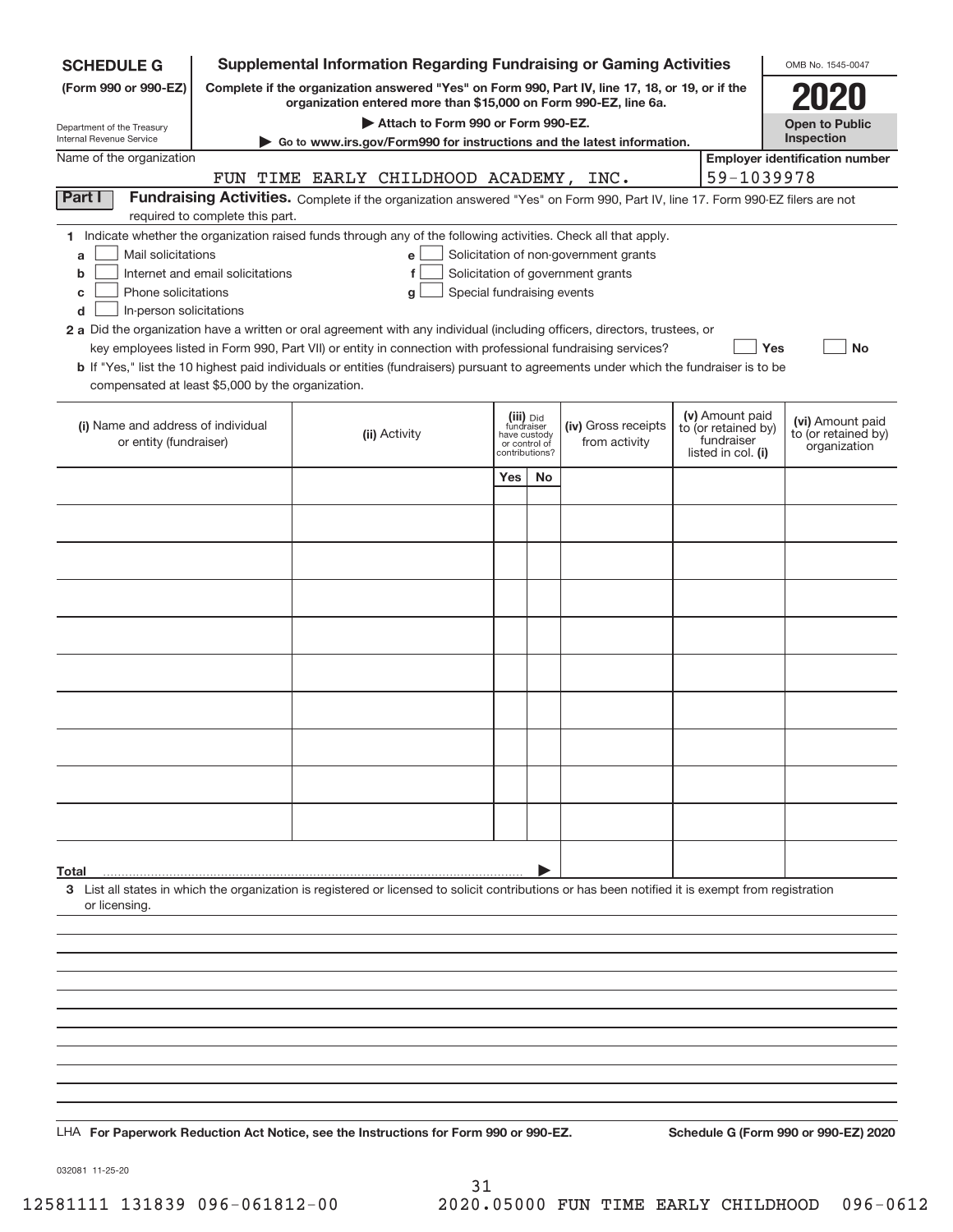**SCHEDULE G** (Form 990 or 990-EZ)

Department of the Treasury
Internal Revenue Service

# Supplemental Information Regarding Fundraising or Gaming Activities

**Complete if the organization answered "Yes" on Form 990, Part IV, line 17, 18, or 19, or if the organization entered more than $15,000 on Form 990-EZ, line 6a.**

**▶ Attach to Form 990 or Form 990-EZ.**

**▶ Go to www.irs.gov/Form990 for instructions and the latest information.**

OMB No. 1545-0047

**2020**

**Open to Public Inspection**

Name of the organization: FUN TIME EARLY CHILDHOOD ACADEMY, INC.

**Employer identification number** 59-1039978

**Part I** **Fundraising Activities.** Complete if the organization answered "Yes" on Form 990, Part IV, line 17. Form 990-EZ filers are not required to complete this part.

1 Indicate whether the organization raised funds through any of the following activities. Check all that apply.

- a ☐ Mail solicitations
- b ☐ Internet and email solicitations
- c ☐ Phone solicitations
- d ☐ In-person solicitations
- e ☐ Solicitation of non-government grants
- f ☐ Solicitation of government grants
- g ☐ Special fundraising events

**2 a** Did the organization have a written or oral agreement with any individual (including officers, directors, trustees, or key employees listed in Form 990, Part VII) or entity in connection with professional fundraising services? ☐ **Yes** ☐ **No**

**b** If "Yes," list the 10 highest paid individuals or entities (fundraisers) pursuant to agreements under which the fundraiser is to be compensated at least $5,000 by the organization.

| (i) Name and address of individual or entity (fundraiser) | (ii) Activity | (iii) Did fundraiser have custody or control of contributions? Yes | No | (iv) Gross receipts from activity | (v) Amount paid to (or retained by) fundraiser listed in col. (i) | (vi) Amount paid to (or retained by) organization |
|---|---|---|---|---|---|---|
| | | | | | | |
| | | | | | | |
| | | | | | | |
| | | | | | | |
| | | | | | | |
| | | | | | | |
| | | | | | | |
| | | | | | | |
| | | | | | | |
| | | | | | | |
| **Total** ▶ | | | | | | |

**3** List all states in which the organization is registered or licensed to solicit contributions or has been notified it is exempt from registration or licensing.

LHA **For Paperwork Reduction Act Notice, see the Instructions for Form 990 or 990-EZ.** **Schedule G (Form 990 or 990-EZ) 2020**

032081 11-25-20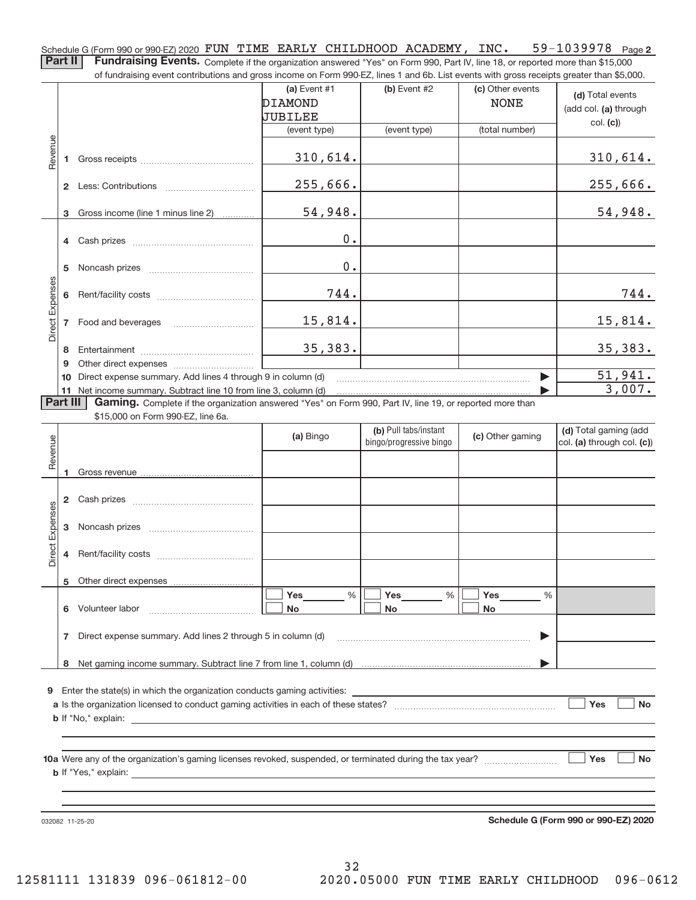Schedule G (Form 990 or 990-EZ) 2020 FUN TIME EARLY CHILDHOOD ACADEMY, INC. 59-1039978 Page 2

**Part II** **Fundraising Events.** Complete if the organization answered "Yes" on Form 990, Part IV, line 18, or reported more than $15,000 of fundraising event contributions and gross income on Form 990-EZ, lines 1 and 6b. List events with gross receipts greater than $5,000.

| | | (a) Event #1 DIAMOND JUBILEE (event type) | (b) Event #2 (event type) | (c) Other events NONE (total number) | (d) Total events (add col. (a) through col. (c)) |
|---|---|---|---|---|---|
| Revenue | 1 Gross receipts | 310,614. | | | 310,614. |
| | 2 Less: Contributions | 255,666. | | | 255,666. |
| | 3 Gross income (line 1 minus line 2) | 54,948. | | | 54,948. |
| Direct Expenses | 4 Cash prizes | 0. | | | |
| | 5 Noncash prizes | 0. | | | |
| | 6 Rent/facility costs | 744. | | | 744. |
| | 7 Food and beverages | 15,814. | | | 15,814. |
| | 8 Entertainment | 35,383. | | | 35,383. |
| | 9 Other direct expenses | | | | |
| | 10 Direct expense summary. Add lines 4 through 9 in column (d) | | | ▶ | 51,941. |
| | 11 Net income summary. Subtract line 10 from line 3, column (d) | | | ▶ | 3,007. |

**Part III** **Gaming.** Complete if the organization answered "Yes" on Form 990, Part IV, line 19, or reported more than $15,000 on Form 990-EZ, line 6a.

| | | (a) Bingo | (b) Pull tabs/instant bingo/progressive bingo | (c) Other gaming | (d) Total gaming (add col. (a) through col. (c)) |
|---|---|---|---|---|---|
| Revenue | 1 Gross revenue | | | | |
| Direct Expenses | 2 Cash prizes | | | | |
| | 3 Noncash prizes | | | | |
| | 4 Rent/facility costs | | | | |
| | 5 Other direct expenses | | | | |
| | 6 Volunteer labor | ☐ Yes ___ % ☐ No | ☐ Yes ___ % ☐ No | ☐ Yes ___ % ☐ No | |
| | 7 Direct expense summary. Add lines 2 through 5 in column (d) | | | ▶ | |
| | 8 Net gaming income summary. Subtract line 7 from line 1, column (d) | | | ▶ | |

9 Enter the state(s) in which the organization conducts gaming activities: ____________

a Is the organization licensed to conduct gaming activities in each of these states? ☐ Yes ☐ No

b If "No," explain: ____________

10a Were any of the organization's gaming licenses revoked, suspended, or terminated during the tax year? ☐ Yes ☐ No

b If "Yes," explain: ____________

032082 11-25-20 **Schedule G (Form 990 or 990-EZ) 2020**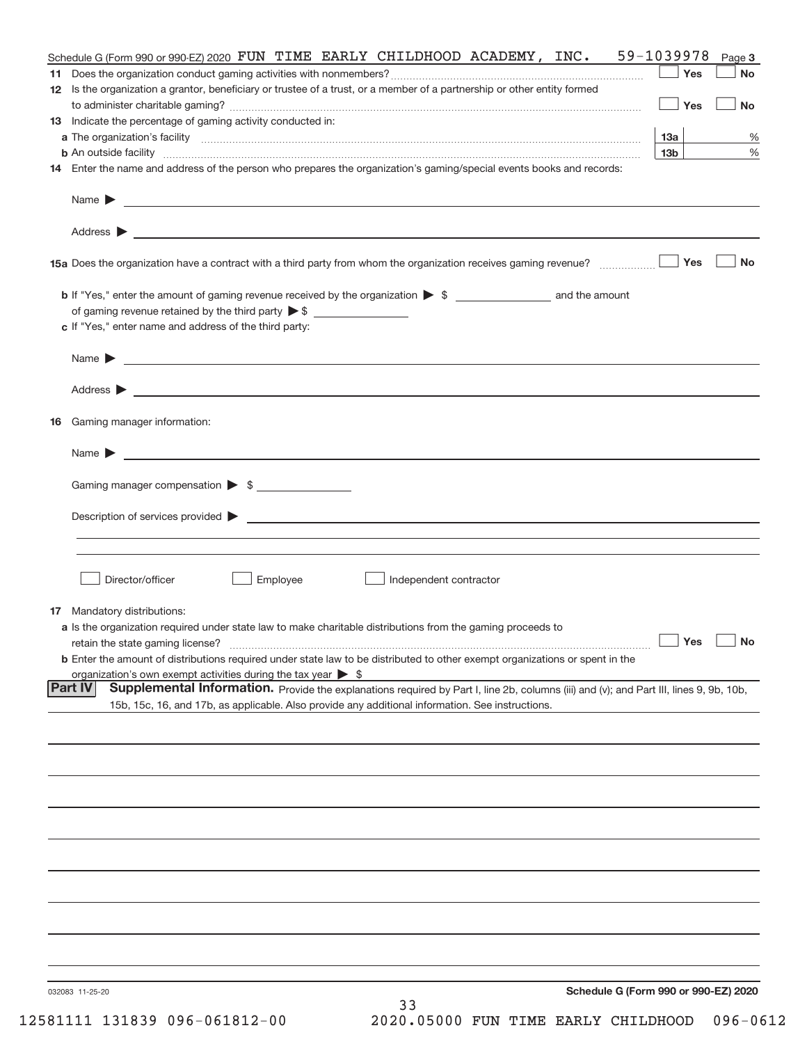Schedule G (Form 990 or 990-EZ) 2020 FUN TIME EARLY CHILDHOOD ACADEMY, INC. 59-1039978 Page 3

**11** Does the organization conduct gaming activities with nonmembers? ☐ Yes ☐ No

**12** Is the organization a grantor, beneficiary or trustee of a trust, or a member of a partnership or other entity formed to administer charitable gaming? ☐ Yes ☐ No

**13** Indicate the percentage of gaming activity conducted in:

**a** The organization's facility **13a** %

**b** An outside facility **13b** %

**14** Enter the name and address of the person who prepares the organization's gaming/special events books and records:

Name ▶

Address ▶

**15a** Does the organization have a contract with a third party from whom the organization receives gaming revenue? ☐ Yes ☐ No

**b** If "Yes," enter the amount of gaming revenue received by the organization ▶ $ ______ and the amount of gaming revenue retained by the third party ▶ $ ______

**c** If "Yes," enter name and address of the third party:

Name ▶

Address ▶

**16** Gaming manager information:

Name ▶

Gaming manager compensation ▶ $

Description of services provided ▶

☐ Director/officer ☐ Employee ☐ Independent contractor

**17** Mandatory distributions:

**a** Is the organization required under state law to make charitable distributions from the gaming proceeds to retain the state gaming license? ☐ Yes ☐ No

**b** Enter the amount of distributions required under state law to be distributed to other exempt organizations or spent in the organization's own exempt activities during the tax year ▶ $

**Part IV** **Supplemental Information.** Provide the explanations required by Part I, line 2b, columns (iii) and (v); and Part III, lines 9, 9b, 10b, 15b, 15c, 16, and 17b, as applicable. Also provide any additional information. See instructions.

032083 11-25-20 **Schedule G (Form 990 or 990-EZ) 2020**

12581111 131839 096-061812-00 2020.05000 FUN TIME EARLY CHILDHOOD 096-0612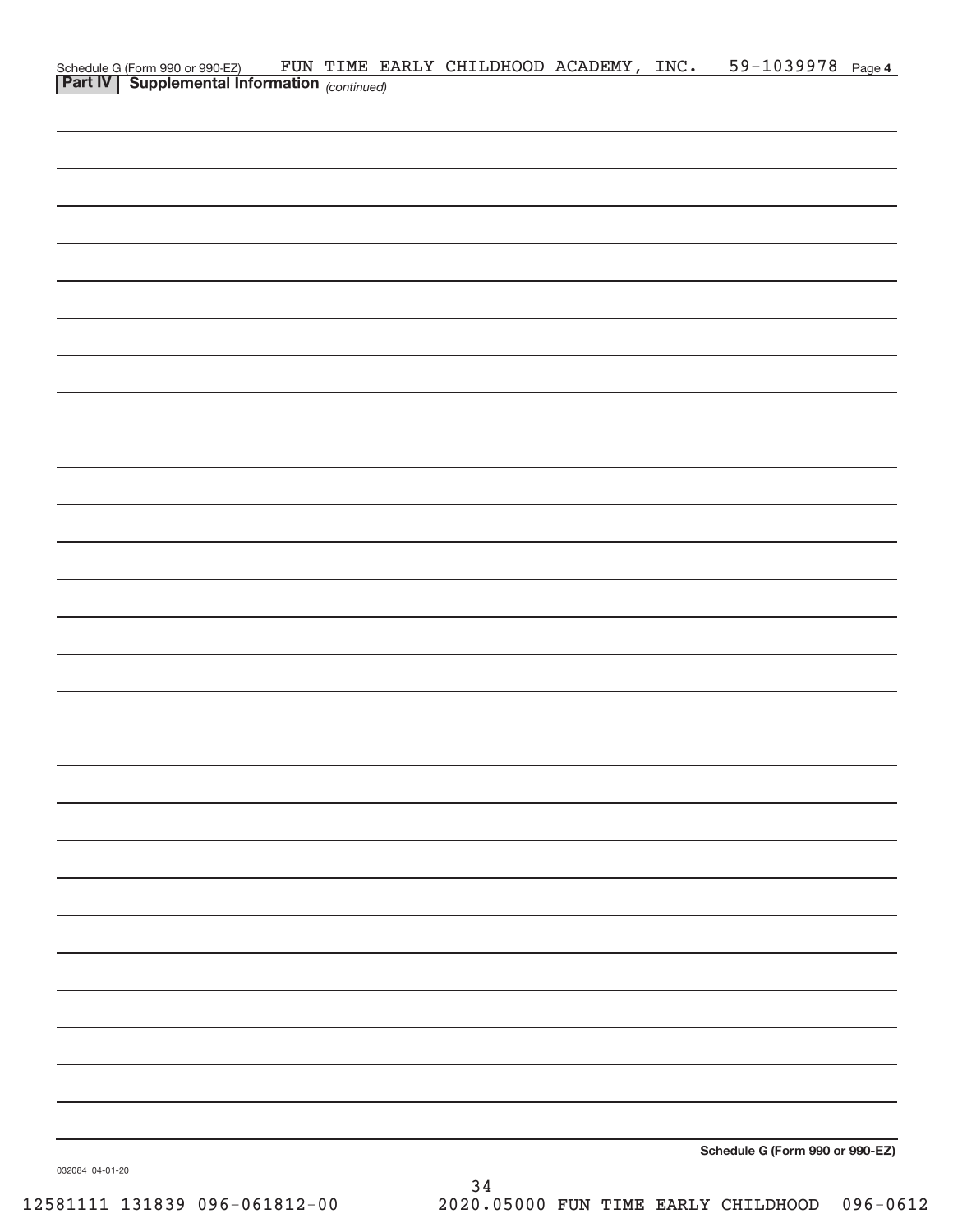Schedule G (Form 990 or 990-EZ) FUN TIME EARLY CHILDHOOD ACADEMY, INC. 59-1039978 Page **4**

**Part IV | Supplemental Information** *(continued)*

**Schedule G (Form 990 or 990-EZ)**

032084 04-01-20

12581111 131839 096-061812-00 2020.05000 FUN TIME EARLY CHILDHOOD 096-0612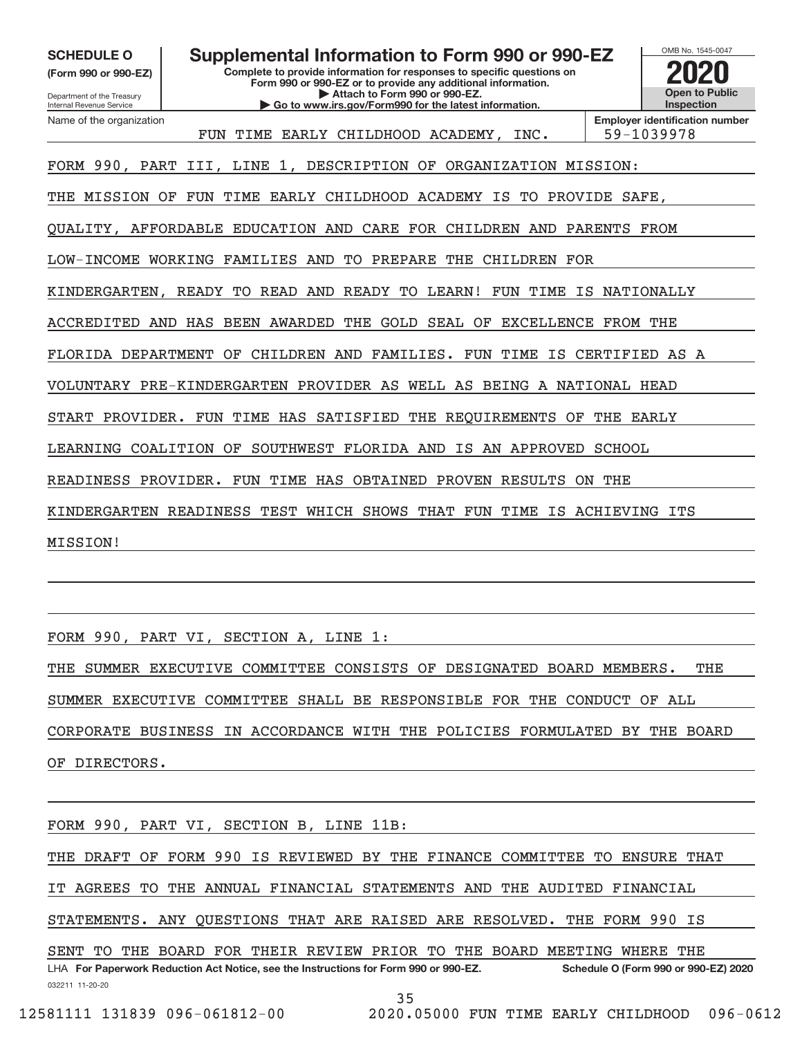**SCHEDULE O**
**(Form 990 or 990-EZ)**

Department of the Treasury
Internal Revenue Service

# Supplemental Information to Form 990 or 990-EZ

**Complete to provide information for responses to specific questions on Form 990 or 990-EZ or to provide any additional information.**
**▶ Attach to Form 990 or 990-EZ.**
**▶ Go to www.irs.gov/Form990 for the latest information.**

OMB No. 1545-0047
**2020**
**Open to Public Inspection**

Name of the organization: FUN TIME EARLY CHILDHOOD ACADEMY, INC.
**Employer identification number:** 59-1039978

FORM 990, PART III, LINE 1, DESCRIPTION OF ORGANIZATION MISSION:

THE MISSION OF FUN TIME EARLY CHILDHOOD ACADEMY IS TO PROVIDE SAFE, QUALITY, AFFORDABLE EDUCATION AND CARE FOR CHILDREN AND PARENTS FROM LOW-INCOME WORKING FAMILIES AND TO PREPARE THE CHILDREN FOR KINDERGARTEN, READY TO READ AND READY TO LEARN! FUN TIME IS NATIONALLY ACCREDITED AND HAS BEEN AWARDED THE GOLD SEAL OF EXCELLENCE FROM THE FLORIDA DEPARTMENT OF CHILDREN AND FAMILIES. FUN TIME IS CERTIFIED AS A VOLUNTARY PRE-KINDERGARTEN PROVIDER AS WELL AS BEING A NATIONAL HEAD START PROVIDER. FUN TIME HAS SATISFIED THE REQUIREMENTS OF THE EARLY LEARNING COALITION OF SOUTHWEST FLORIDA AND IS AN APPROVED SCHOOL READINESS PROVIDER. FUN TIME HAS OBTAINED PROVEN RESULTS ON THE KINDERGARTEN READINESS TEST WHICH SHOWS THAT FUN TIME IS ACHIEVING ITS MISSION!

FORM 990, PART VI, SECTION A, LINE 1:

THE SUMMER EXECUTIVE COMMITTEE CONSISTS OF DESIGNATED BOARD MEMBERS. THE SUMMER EXECUTIVE COMMITTEE SHALL BE RESPONSIBLE FOR THE CONDUCT OF ALL CORPORATE BUSINESS IN ACCORDANCE WITH THE POLICIES FORMULATED BY THE BOARD OF DIRECTORS.

FORM 990, PART VI, SECTION B, LINE 11B:

THE DRAFT OF FORM 990 IS REVIEWED BY THE FINANCE COMMITTEE TO ENSURE THAT IT AGREES TO THE ANNUAL FINANCIAL STATEMENTS AND THE AUDITED FINANCIAL STATEMENTS. ANY QUESTIONS THAT ARE RAISED ARE RESOLVED. THE FORM 990 IS SENT TO THE BOARD FOR THEIR REVIEW PRIOR TO THE BOARD MEETING WHERE THE

LHA **For Paperwork Reduction Act Notice, see the Instructions for Form 990 or 990-EZ.** **Schedule O (Form 990 or 990-EZ) 2020**

032211 11-20-20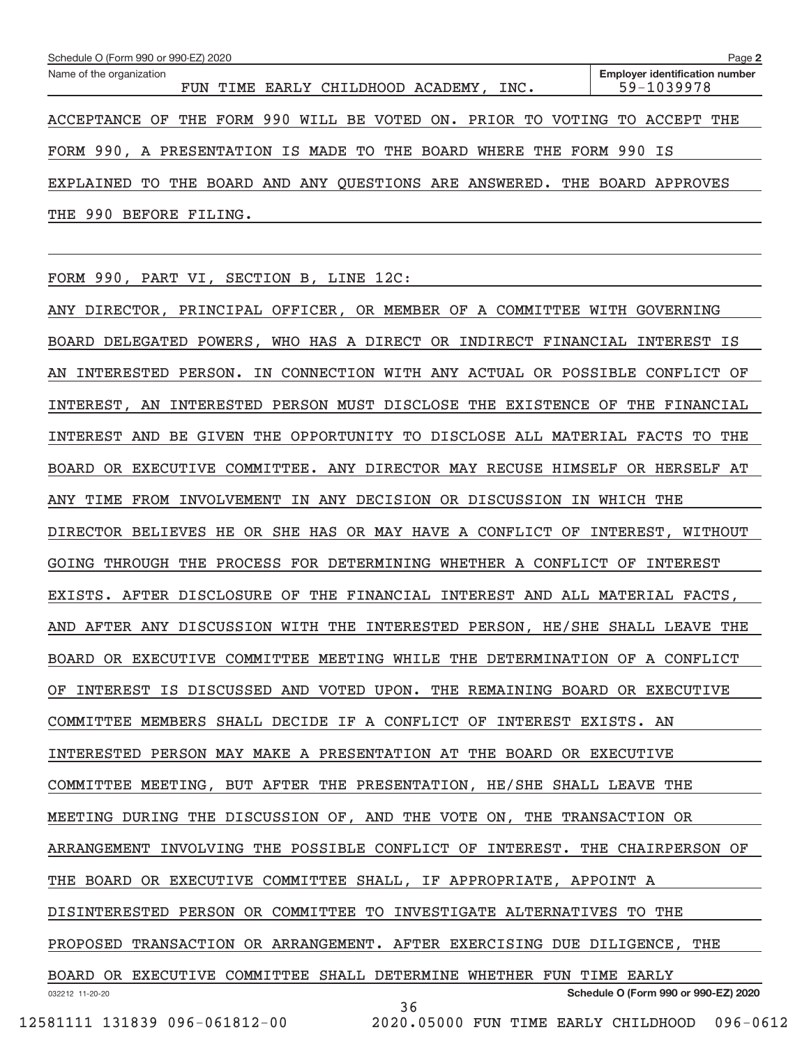Schedule O (Form 990 or 990-EZ) 2020

Name of the organization: FUN TIME EARLY CHILDHOOD ACADEMY, INC.

Employer identification number: 59-1039978

ACCEPTANCE OF THE FORM 990 WILL BE VOTED ON. PRIOR TO VOTING TO ACCEPT THE FORM 990, A PRESENTATION IS MADE TO THE BOARD WHERE THE FORM 990 IS EXPLAINED TO THE BOARD AND ANY QUESTIONS ARE ANSWERED. THE BOARD APPROVES THE 990 BEFORE FILING.

FORM 990, PART VI, SECTION B, LINE 12C:

ANY DIRECTOR, PRINCIPAL OFFICER, OR MEMBER OF A COMMITTEE WITH GOVERNING BOARD DELEGATED POWERS, WHO HAS A DIRECT OR INDIRECT FINANCIAL INTEREST IS AN INTERESTED PERSON. IN CONNECTION WITH ANY ACTUAL OR POSSIBLE CONFLICT OF INTEREST, AN INTERESTED PERSON MUST DISCLOSE THE EXISTENCE OF THE FINANCIAL INTEREST AND BE GIVEN THE OPPORTUNITY TO DISCLOSE ALL MATERIAL FACTS TO THE BOARD OR EXECUTIVE COMMITTEE. ANY DIRECTOR MAY RECUSE HIMSELF OR HERSELF AT ANY TIME FROM INVOLVEMENT IN ANY DECISION OR DISCUSSION IN WHICH THE DIRECTOR BELIEVES HE OR SHE HAS OR MAY HAVE A CONFLICT OF INTEREST, WITHOUT GOING THROUGH THE PROCESS FOR DETERMINING WHETHER A CONFLICT OF INTEREST EXISTS. AFTER DISCLOSURE OF THE FINANCIAL INTEREST AND ALL MATERIAL FACTS, AND AFTER ANY DISCUSSION WITH THE INTERESTED PERSON, HE/SHE SHALL LEAVE THE BOARD OR EXECUTIVE COMMITTEE MEETING WHILE THE DETERMINATION OF A CONFLICT OF INTEREST IS DISCUSSED AND VOTED UPON. THE REMAINING BOARD OR EXECUTIVE COMMITTEE MEMBERS SHALL DECIDE IF A CONFLICT OF INTEREST EXISTS. AN INTERESTED PERSON MAY MAKE A PRESENTATION AT THE BOARD OR EXECUTIVE COMMITTEE MEETING, BUT AFTER THE PRESENTATION, HE/SHE SHALL LEAVE THE MEETING DURING THE DISCUSSION OF, AND THE VOTE ON, THE TRANSACTION OR ARRANGEMENT INVOLVING THE POSSIBLE CONFLICT OF INTEREST. THE CHAIRPERSON OF THE BOARD OR EXECUTIVE COMMITTEE SHALL, IF APPROPRIATE, APPOINT A DISINTERESTED PERSON OR COMMITTEE TO INVESTIGATE ALTERNATIVES TO THE PROPOSED TRANSACTION OR ARRANGEMENT. AFTER EXERCISING DUE DILIGENCE, THE BOARD OR EXECUTIVE COMMITTEE SHALL DETERMINE WHETHER FUN TIME EARLY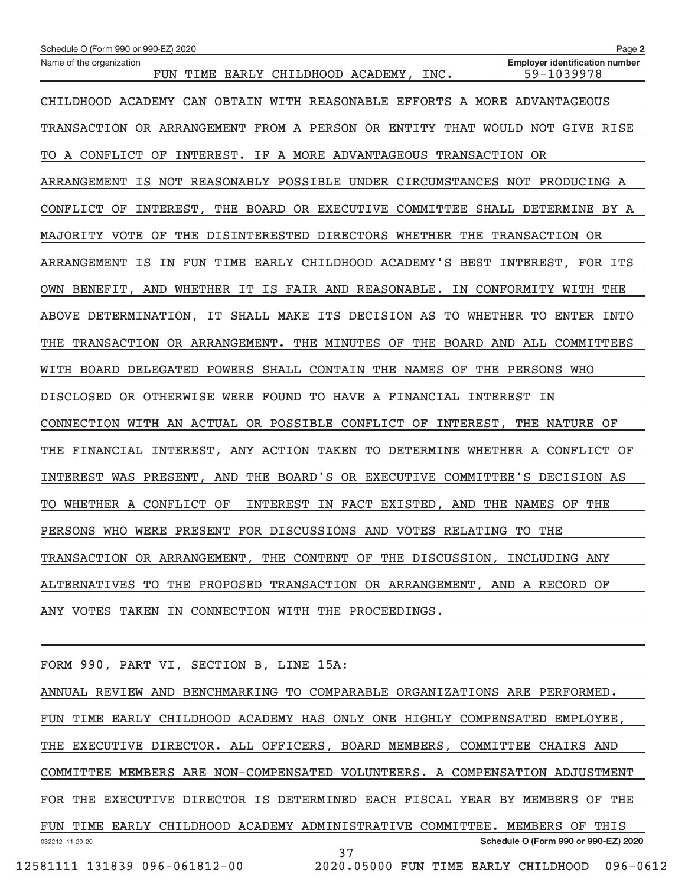Name of the organization: FUN TIME EARLY CHILDHOOD ACADEMY, INC.

Employer identification number: 59-1039978

CHILDHOOD ACADEMY CAN OBTAIN WITH REASONABLE EFFORTS A MORE ADVANTAGEOUS TRANSACTION OR ARRANGEMENT FROM A PERSON OR ENTITY THAT WOULD NOT GIVE RISE TO A CONFLICT OF INTEREST. IF A MORE ADVANTAGEOUS TRANSACTION OR ARRANGEMENT IS NOT REASONABLY POSSIBLE UNDER CIRCUMSTANCES NOT PRODUCING A CONFLICT OF INTEREST, THE BOARD OR EXECUTIVE COMMITTEE SHALL DETERMINE BY A MAJORITY VOTE OF THE DISINTERESTED DIRECTORS WHETHER THE TRANSACTION OR ARRANGEMENT IS IN FUN TIME EARLY CHILDHOOD ACADEMY'S BEST INTEREST, FOR ITS OWN BENEFIT, AND WHETHER IT IS FAIR AND REASONABLE. IN CONFORMITY WITH THE ABOVE DETERMINATION, IT SHALL MAKE ITS DECISION AS TO WHETHER TO ENTER INTO THE TRANSACTION OR ARRANGEMENT. THE MINUTES OF THE BOARD AND ALL COMMITTEES WITH BOARD DELEGATED POWERS SHALL CONTAIN THE NAMES OF THE PERSONS WHO DISCLOSED OR OTHERWISE WERE FOUND TO HAVE A FINANCIAL INTEREST IN CONNECTION WITH AN ACTUAL OR POSSIBLE CONFLICT OF INTEREST, THE NATURE OF THE FINANCIAL INTEREST, ANY ACTION TAKEN TO DETERMINE WHETHER A CONFLICT OF INTEREST WAS PRESENT, AND THE BOARD'S OR EXECUTIVE COMMITTEE'S DECISION AS TO WHETHER A CONFLICT OF INTEREST IN FACT EXISTED, AND THE NAMES OF THE PERSONS WHO WERE PRESENT FOR DISCUSSIONS AND VOTES RELATING TO THE TRANSACTION OR ARRANGEMENT, THE CONTENT OF THE DISCUSSION, INCLUDING ANY ALTERNATIVES TO THE PROPOSED TRANSACTION OR ARRANGEMENT, AND A RECORD OF ANY VOTES TAKEN IN CONNECTION WITH THE PROCEEDINGS.

FORM 990, PART VI, SECTION B, LINE 15A:

ANNUAL REVIEW AND BENCHMARKING TO COMPARABLE ORGANIZATIONS ARE PERFORMED. FUN TIME EARLY CHILDHOOD ACADEMY HAS ONLY ONE HIGHLY COMPENSATED EMPLOYEE, THE EXECUTIVE DIRECTOR. ALL OFFICERS, BOARD MEMBERS, COMMITTEE CHAIRS AND COMMITTEE MEMBERS ARE NON-COMPENSATED VOLUNTEERS. A COMPENSATION ADJUSTMENT FOR THE EXECUTIVE DIRECTOR IS DETERMINED EACH FISCAL YEAR BY MEMBERS OF THE FUN TIME EARLY CHILDHOOD ACADEMY ADMINISTRATIVE COMMITTEE. MEMBERS OF THIS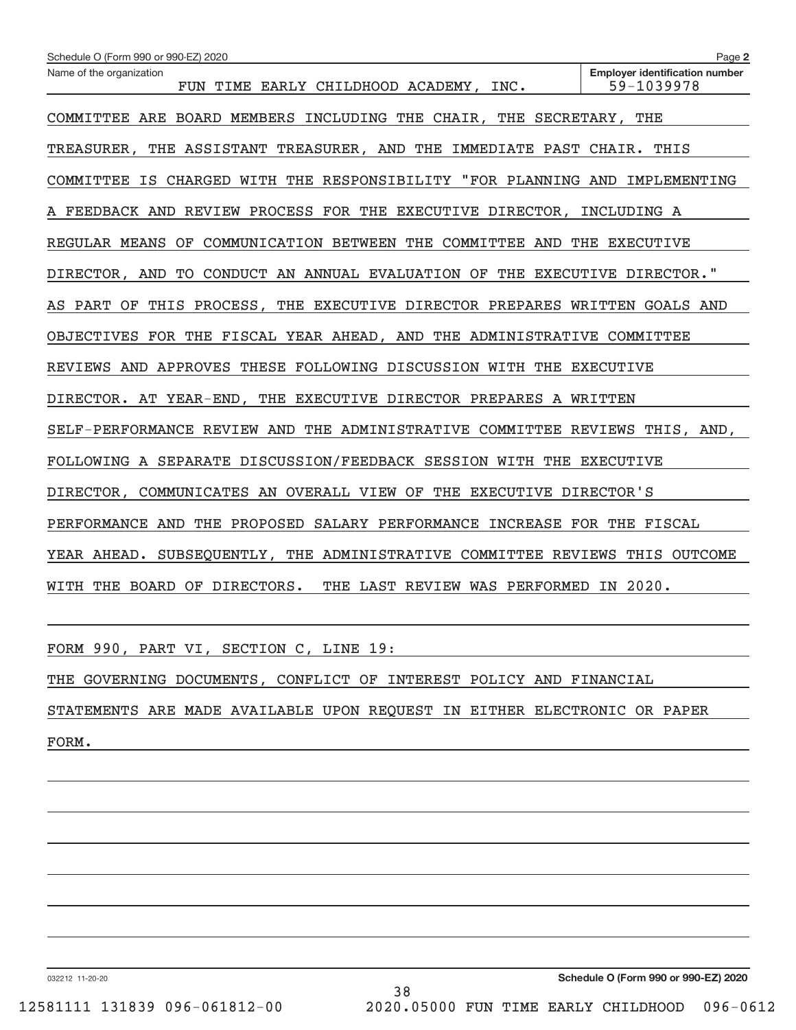Schedule O (Form 990 or 990-EZ) 2020

| Name of the organization | Employer identification number |
|---|---|
| FUN TIME EARLY CHILDHOOD ACADEMY, INC. | 59-1039978 |

COMMITTEE ARE BOARD MEMBERS INCLUDING THE CHAIR, THE SECRETARY, THE TREASURER, THE ASSISTANT TREASURER, AND THE IMMEDIATE PAST CHAIR. THIS COMMITTEE IS CHARGED WITH THE RESPONSIBILITY "FOR PLANNING AND IMPLEMENTING A FEEDBACK AND REVIEW PROCESS FOR THE EXECUTIVE DIRECTOR, INCLUDING A REGULAR MEANS OF COMMUNICATION BETWEEN THE COMMITTEE AND THE EXECUTIVE DIRECTOR, AND TO CONDUCT AN ANNUAL EVALUATION OF THE EXECUTIVE DIRECTOR." AS PART OF THIS PROCESS, THE EXECUTIVE DIRECTOR PREPARES WRITTEN GOALS AND OBJECTIVES FOR THE FISCAL YEAR AHEAD, AND THE ADMINISTRATIVE COMMITTEE REVIEWS AND APPROVES THESE FOLLOWING DISCUSSION WITH THE EXECUTIVE DIRECTOR. AT YEAR-END, THE EXECUTIVE DIRECTOR PREPARES A WRITTEN SELF-PERFORMANCE REVIEW AND THE ADMINISTRATIVE COMMITTEE REVIEWS THIS, AND, FOLLOWING A SEPARATE DISCUSSION/FEEDBACK SESSION WITH THE EXECUTIVE DIRECTOR, COMMUNICATES AN OVERALL VIEW OF THE EXECUTIVE DIRECTOR'S PERFORMANCE AND THE PROPOSED SALARY PERFORMANCE INCREASE FOR THE FISCAL YEAR AHEAD. SUBSEQUENTLY, THE ADMINISTRATIVE COMMITTEE REVIEWS THIS OUTCOME WITH THE BOARD OF DIRECTORS. THE LAST REVIEW WAS PERFORMED IN 2020.

FORM 990, PART VI, SECTION C, LINE 19:

THE GOVERNING DOCUMENTS, CONFLICT OF INTEREST POLICY AND FINANCIAL STATEMENTS ARE MADE AVAILABLE UPON REQUEST IN EITHER ELECTRONIC OR PAPER FORM.

032212 11-20-20

Schedule O (Form 990 or 990-EZ) 2020

12581111 131839 096-061812-00 2020.05000 FUN TIME EARLY CHILDHOOD 096-0612